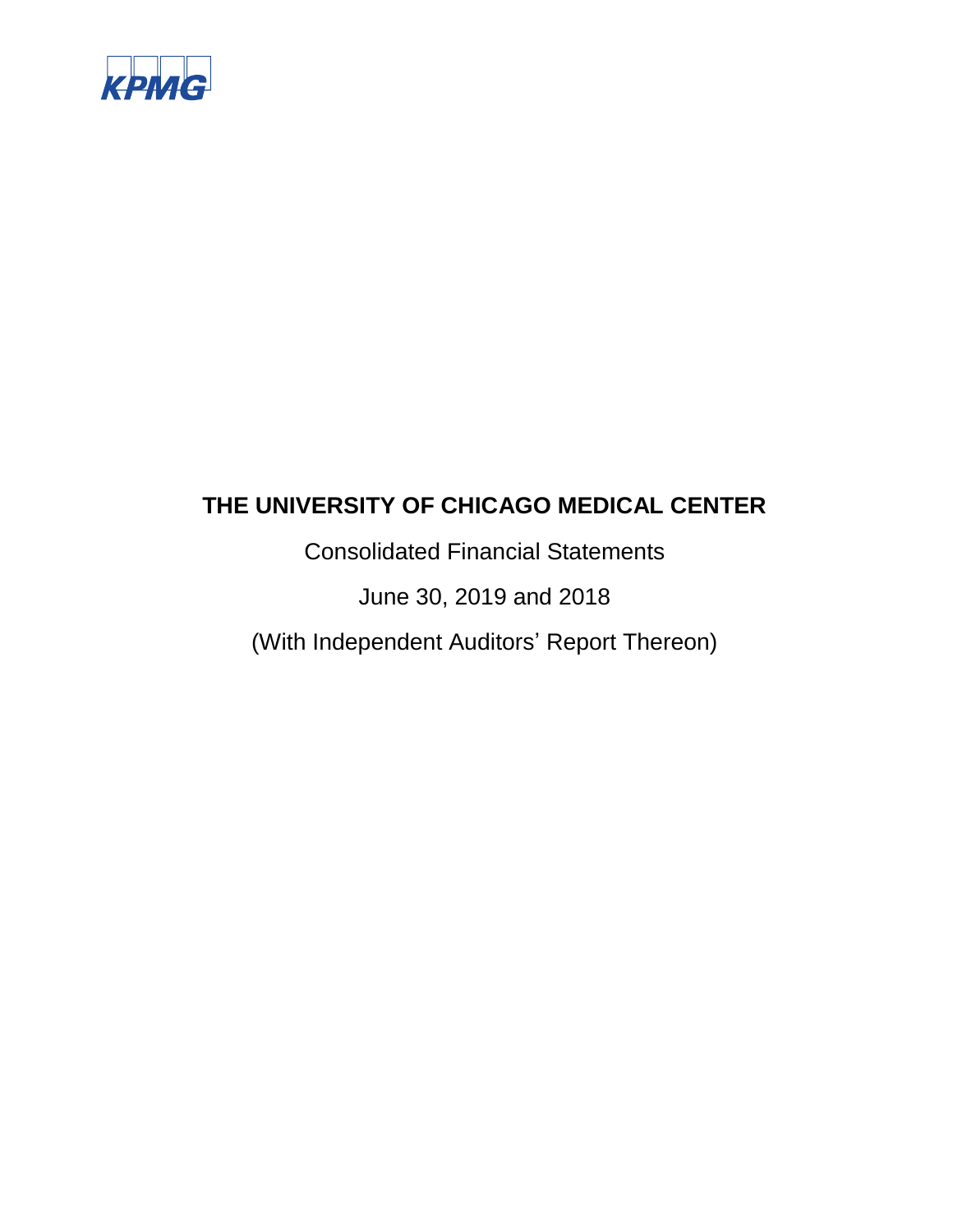KPMG

# THE UNIVERSITY OF CHICAGO MEDICAL CENTER

Consolidated Financial Statements

June 30, 2019 and 2018

(With Independent Auditors' Report Thereon)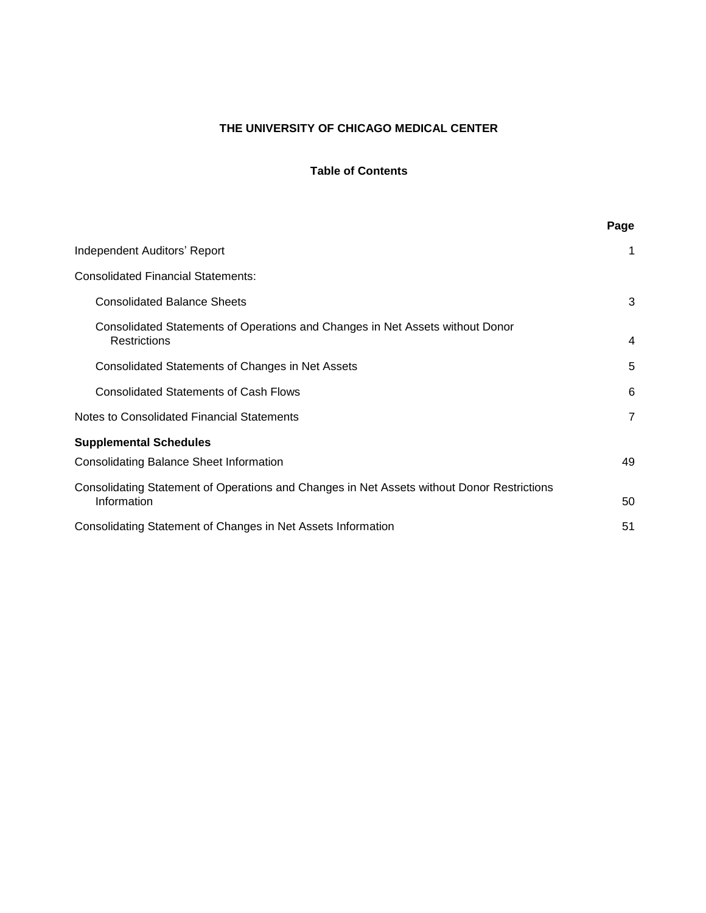# THE UNIVERSITY OF CHICAGO MEDICAL CENTER

## Table of Contents

| | Page |
|---|---|
| Independent Auditors' Report | 1 |
| Consolidated Financial Statements: | |
| Consolidated Balance Sheets | 3 |
| Consolidated Statements of Operations and Changes in Net Assets without Donor Restrictions | 4 |
| Consolidated Statements of Changes in Net Assets | 5 |
| Consolidated Statements of Cash Flows | 6 |
| Notes to Consolidated Financial Statements | 7 |
| **Supplemental Schedules** | |
| Consolidating Balance Sheet Information | 49 |
| Consolidating Statement of Operations and Changes in Net Assets without Donor Restrictions Information | 50 |
| Consolidating Statement of Changes in Net Assets Information | 51 |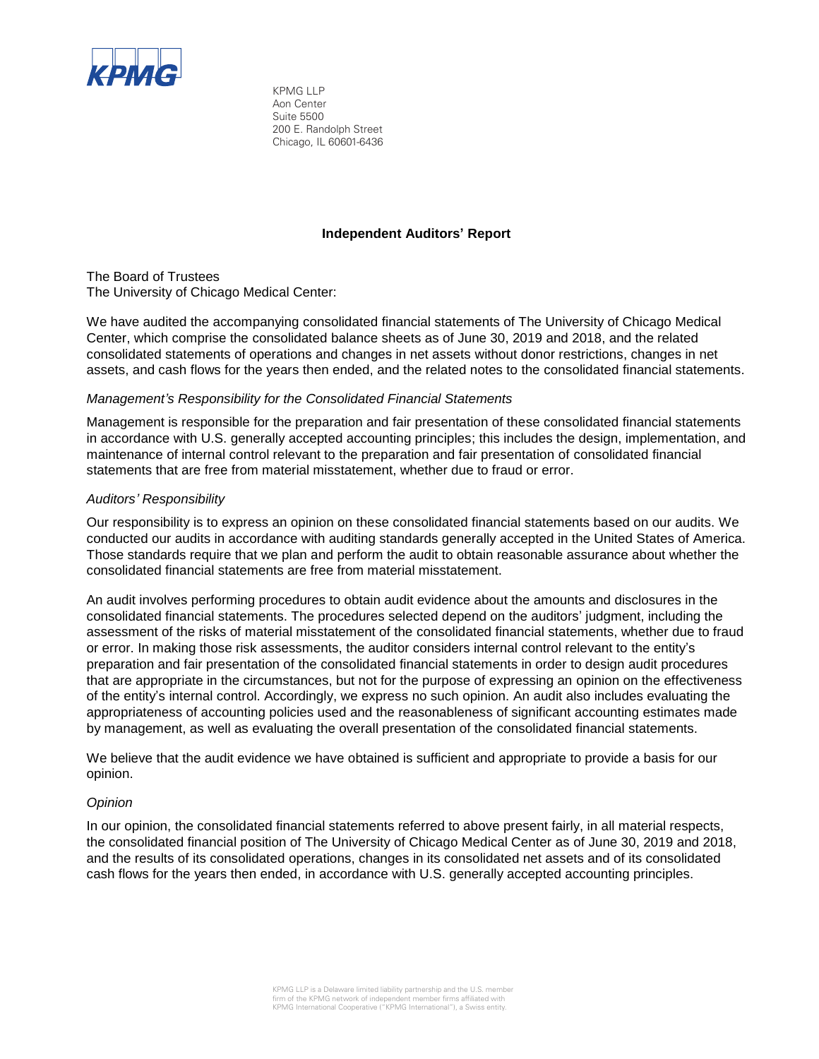KPMG LLP
Aon Center
Suite 5500
200 E. Randolph Street
Chicago, IL 60601-6436

## Independent Auditors' Report

The Board of Trustees
The University of Chicago Medical Center:

We have audited the accompanying consolidated financial statements of The University of Chicago Medical Center, which comprise the consolidated balance sheets as of June 30, 2019 and 2018, and the related consolidated statements of operations and changes in net assets without donor restrictions, changes in net assets, and cash flows for the years then ended, and the related notes to the consolidated financial statements.

*Management's Responsibility for the Consolidated Financial Statements*

Management is responsible for the preparation and fair presentation of these consolidated financial statements in accordance with U.S. generally accepted accounting principles; this includes the design, implementation, and maintenance of internal control relevant to the preparation and fair presentation of consolidated financial statements that are free from material misstatement, whether due to fraud or error.

*Auditors' Responsibility*

Our responsibility is to express an opinion on these consolidated financial statements based on our audits. We conducted our audits in accordance with auditing standards generally accepted in the United States of America. Those standards require that we plan and perform the audit to obtain reasonable assurance about whether the consolidated financial statements are free from material misstatement.

An audit involves performing procedures to obtain audit evidence about the amounts and disclosures in the consolidated financial statements. The procedures selected depend on the auditors' judgment, including the assessment of the risks of material misstatement of the consolidated financial statements, whether due to fraud or error. In making those risk assessments, the auditor considers internal control relevant to the entity's preparation and fair presentation of the consolidated financial statements in order to design audit procedures that are appropriate in the circumstances, but not for the purpose of expressing an opinion on the effectiveness of the entity's internal control. Accordingly, we express no such opinion. An audit also includes evaluating the appropriateness of accounting policies used and the reasonableness of significant accounting estimates made by management, as well as evaluating the overall presentation of the consolidated financial statements.

We believe that the audit evidence we have obtained is sufficient and appropriate to provide a basis for our opinion.

*Opinion*

In our opinion, the consolidated financial statements referred to above present fairly, in all material respects, the consolidated financial position of The University of Chicago Medical Center as of June 30, 2019 and 2018, and the results of its consolidated operations, changes in its consolidated net assets and of its consolidated cash flows for the years then ended, in accordance with U.S. generally accepted accounting principles.

KPMG LLP is a Delaware limited liability partnership and the U.S. member firm of the KPMG network of independent member firms affiliated with KPMG International Cooperative ("KPMG International"), a Swiss entity.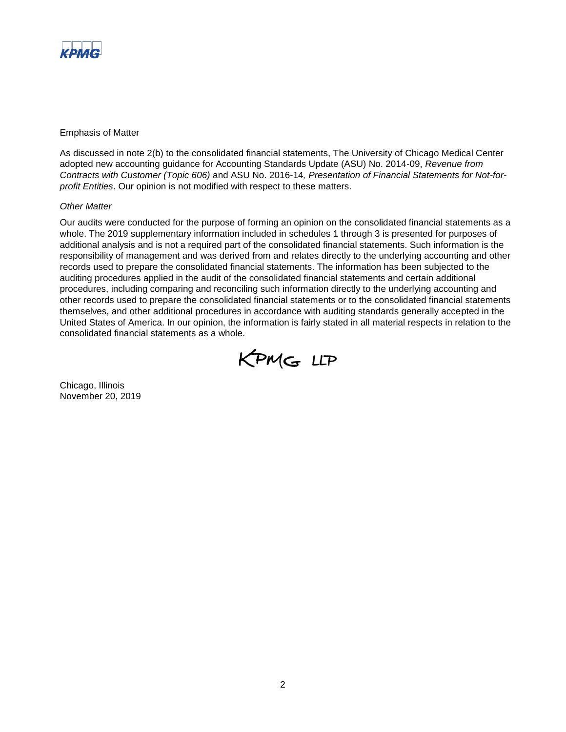Emphasis of Matter

As discussed in note 2(b) to the consolidated financial statements, The University of Chicago Medical Center adopted new accounting guidance for Accounting Standards Update (ASU) No. 2014-09, *Revenue from Contracts with Customer (Topic 606)* and ASU No. 2016-14*, Presentation of Financial Statements for Not-for-profit Entities*. Our opinion is not modified with respect to these matters.

*Other Matter*

Our audits were conducted for the purpose of forming an opinion on the consolidated financial statements as a whole. The 2019 supplementary information included in schedules 1 through 3 is presented for purposes of additional analysis and is not a required part of the consolidated financial statements. Such information is the responsibility of management and was derived from and relates directly to the underlying accounting and other records used to prepare the consolidated financial statements. The information has been subjected to the auditing procedures applied in the audit of the consolidated financial statements and certain additional procedures, including comparing and reconciling such information directly to the underlying accounting and other records used to prepare the consolidated financial statements or to the consolidated financial statements themselves, and other additional procedures in accordance with auditing standards generally accepted in the United States of America. In our opinion, the information is fairly stated in all material respects in relation to the consolidated financial statements as a whole.

KPMG LLP

Chicago, Illinois
November 20, 2019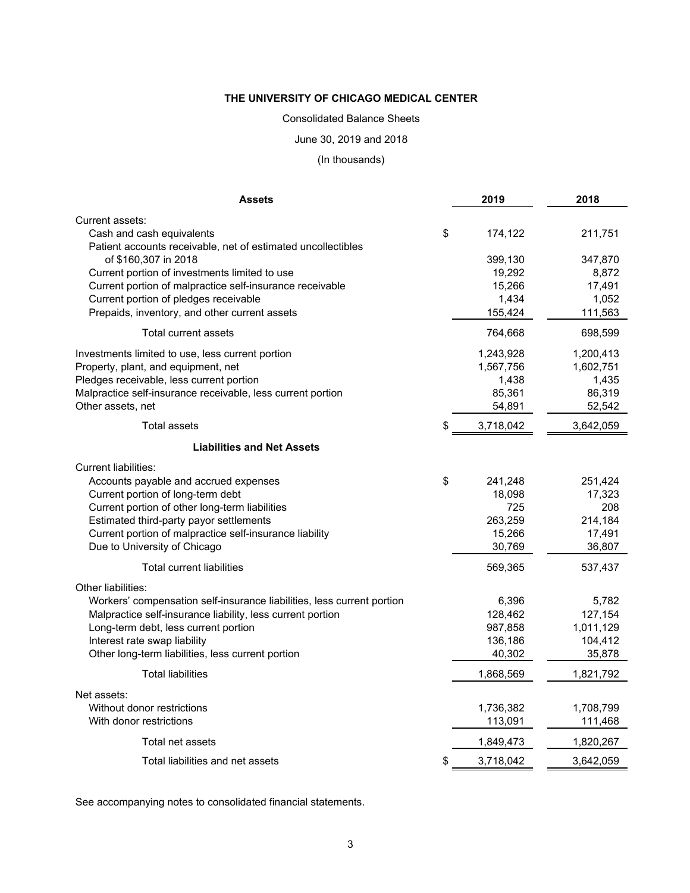# THE UNIVERSITY OF CHICAGO MEDICAL CENTER

Consolidated Balance Sheets

June 30, 2019 and 2018

(In thousands)

| Assets | | 2019 | 2018 |
|---|---|---|---|
| Current assets: | | | |
| Cash and cash equivalents | $ | 174,122 | 211,751 |
| Patient accounts receivable, net of estimated uncollectibles of $160,307 in 2018 | | 399,130 | 347,870 |
| Current portion of investments limited to use | | 19,292 | 8,872 |
| Current portion of malpractice self-insurance receivable | | 15,266 | 17,491 |
| Current portion of pledges receivable | | 1,434 | 1,052 |
| Prepaids, inventory, and other current assets | | 155,424 | 111,563 |
| Total current assets | | 764,668 | 698,599 |
| Investments limited to use, less current portion | | 1,243,928 | 1,200,413 |
| Property, plant, and equipment, net | | 1,567,756 | 1,602,751 |
| Pledges receivable, less current portion | | 1,438 | 1,435 |
| Malpractice self-insurance receivable, less current portion | | 85,361 | 86,319 |
| Other assets, net | | 54,891 | 52,542 |
| Total assets | $ | 3,718,042 | 3,642,059 |
| **Liabilities and Net Assets** | | | |
| Current liabilities: | | | |
| Accounts payable and accrued expenses | $ | 241,248 | 251,424 |
| Current portion of long-term debt | | 18,098 | 17,323 |
| Current portion of other long-term liabilities | | 725 | 208 |
| Estimated third-party payor settlements | | 263,259 | 214,184 |
| Current portion of malpractice self-insurance liability | | 15,266 | 17,491 |
| Due to University of Chicago | | 30,769 | 36,807 |
| Total current liabilities | | 569,365 | 537,437 |
| Other liabilities: | | | |
| Workers' compensation self-insurance liabilities, less current portion | | 6,396 | 5,782 |
| Malpractice self-insurance liability, less current portion | | 128,462 | 127,154 |
| Long-term debt, less current portion | | 987,858 | 1,011,129 |
| Interest rate swap liability | | 136,186 | 104,412 |
| Other long-term liabilities, less current portion | | 40,302 | 35,878 |
| Total liabilities | | 1,868,569 | 1,821,792 |
| Net assets: | | | |
| Without donor restrictions | | 1,736,382 | 1,708,799 |
| With donor restrictions | | 113,091 | 111,468 |
| Total net assets | | 1,849,473 | 1,820,267 |
| Total liabilities and net assets | $ | 3,718,042 | 3,642,059 |

See accompanying notes to consolidated financial statements.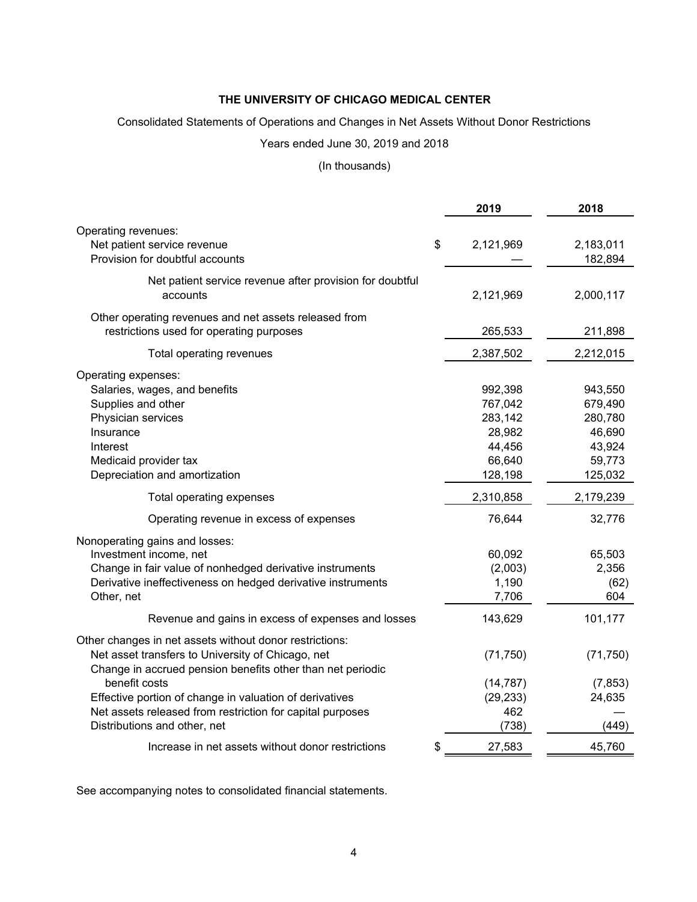**THE UNIVERSITY OF CHICAGO MEDICAL CENTER**

Consolidated Statements of Operations and Changes in Net Assets Without Donor Restrictions

Years ended June 30, 2019 and 2018

(In thousands)

| | 2019 | 2018 |
|---|---|---|
| Operating revenues: | | |
| Net patient service revenue | $ 2,121,969 | 2,183,011 |
| Provision for doubtful accounts | — | 182,894 |
| Net patient service revenue after provision for doubtful accounts | 2,121,969 | 2,000,117 |
| Other operating revenues and net assets released from restrictions used for operating purposes | 265,533 | 211,898 |
| Total operating revenues | 2,387,502 | 2,212,015 |
| Operating expenses: | | |
| Salaries, wages, and benefits | 992,398 | 943,550 |
| Supplies and other | 767,042 | 679,490 |
| Physician services | 283,142 | 280,780 |
| Insurance | 28,982 | 46,690 |
| Interest | 44,456 | 43,924 |
| Medicaid provider tax | 66,640 | 59,773 |
| Depreciation and amortization | 128,198 | 125,032 |
| Total operating expenses | 2,310,858 | 2,179,239 |
| Operating revenue in excess of expenses | 76,644 | 32,776 |
| Nonoperating gains and losses: | | |
| Investment income, net | 60,092 | 65,503 |
| Change in fair value of nonhedged derivative instruments | (2,003) | 2,356 |
| Derivative ineffectiveness on hedged derivative instruments | 1,190 | (62) |
| Other, net | 7,706 | 604 |
| Revenue and gains in excess of expenses and losses | 143,629 | 101,177 |
| Other changes in net assets without donor restrictions: | | |
| Net asset transfers to University of Chicago, net | (71,750) | (71,750) |
| Change in accrued pension benefits other than net periodic benefit costs | (14,787) | (7,853) |
| Effective portion of change in valuation of derivatives | (29,233) | 24,635 |
| Net assets released from restriction for capital purposes | 462 | — |
| Distributions and other, net | (738) | (449) |
| Increase in net assets without donor restrictions | $ 27,583 | 45,760 |

See accompanying notes to consolidated financial statements.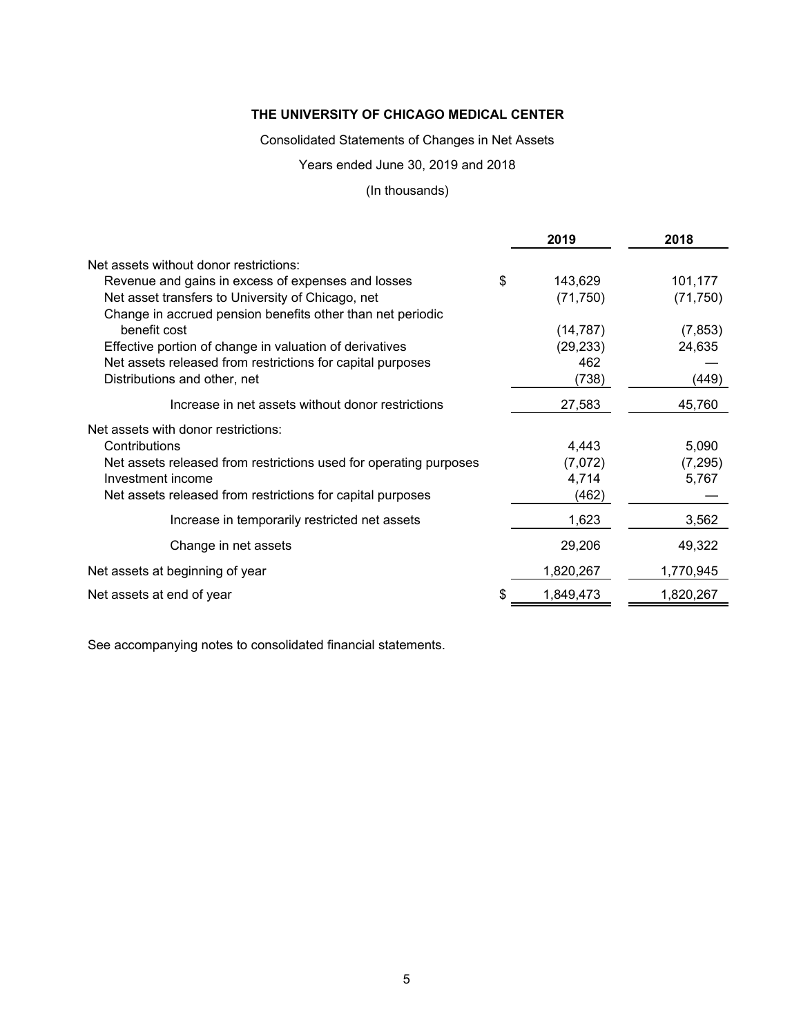**THE UNIVERSITY OF CHICAGO MEDICAL CENTER**

Consolidated Statements of Changes in Net Assets

Years ended June 30, 2019 and 2018

(In thousands)

| | 2019 | 2018 |
|---|---|---|
| Net assets without donor restrictions: | | |
| Revenue and gains in excess of expenses and losses | $ 143,629 | 101,177 |
| Net asset transfers to University of Chicago, net | (71,750) | (71,750) |
| Change in accrued pension benefits other than net periodic benefit cost | (14,787) | (7,853) |
| Effective portion of change in valuation of derivatives | (29,233) | 24,635 |
| Net assets released from restrictions for capital purposes | 462 | — |
| Distributions and other, net | (738) | (449) |
| Increase in net assets without donor restrictions | 27,583 | 45,760 |
| Net assets with donor restrictions: | | |
| Contributions | 4,443 | 5,090 |
| Net assets released from restrictions used for operating purposes | (7,072) | (7,295) |
| Investment income | 4,714 | 5,767 |
| Net assets released from restrictions for capital purposes | (462) | — |
| Increase in temporarily restricted net assets | 1,623 | 3,562 |
| Change in net assets | 29,206 | 49,322 |
| Net assets at beginning of year | 1,820,267 | 1,770,945 |
| Net assets at end of year | $ 1,849,473 | 1,820,267 |

See accompanying notes to consolidated financial statements.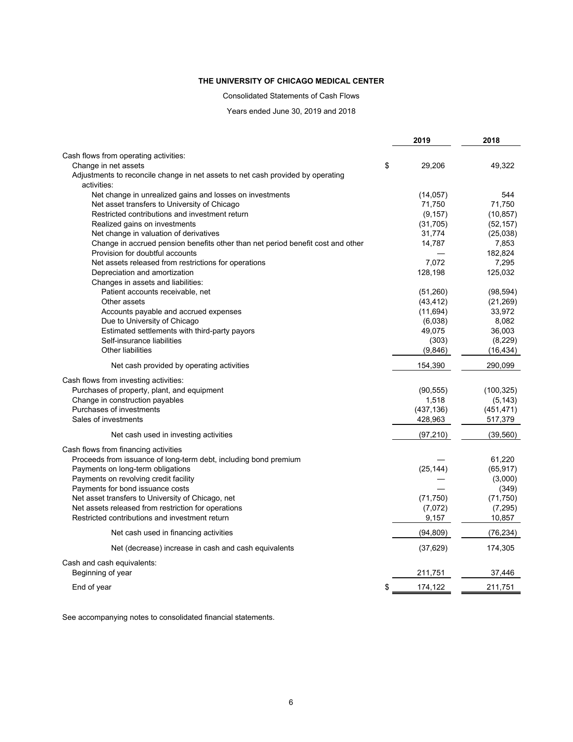**THE UNIVERSITY OF CHICAGO MEDICAL CENTER**

Consolidated Statements of Cash Flows

Years ended June 30, 2019 and 2018

| | 2019 | 2018 |
|---|---|---|
| Cash flows from operating activities: | | |
| Change in net assets | $ 29,206 | 49,322 |
| Adjustments to reconcile change in net assets to net cash provided by operating activities: | | |
| Net change in unrealized gains and losses on investments | (14,057) | 544 |
| Net asset transfers to University of Chicago | 71,750 | 71,750 |
| Restricted contributions and investment return | (9,157) | (10,857) |
| Realized gains on investments | (31,705) | (52,157) |
| Net change in valuation of derivatives | 31,774 | (25,038) |
| Change in accrued pension benefits other than net period benefit cost and other | 14,787 | 7,853 |
| Provision for doubtful accounts | — | 182,824 |
| Net assets released from restrictions for operations | 7,072 | 7,295 |
| Depreciation and amortization | 128,198 | 125,032 |
| Changes in assets and liabilities: | | |
| Patient accounts receivable, net | (51,260) | (98,594) |
| Other assets | (43,412) | (21,269) |
| Accounts payable and accrued expenses | (11,694) | 33,972 |
| Due to University of Chicago | (6,038) | 8,082 |
| Estimated settlements with third-party payors | 49,075 | 36,003 |
| Self-insurance liabilities | (303) | (8,229) |
| Other liabilities | (9,846) | (16,434) |
| Net cash provided by operating activities | 154,390 | 290,099 |
| Cash flows from investing activities: | | |
| Purchases of property, plant, and equipment | (90,555) | (100,325) |
| Change in construction payables | 1,518 | (5,143) |
| Purchases of investments | (437,136) | (451,471) |
| Sales of investments | 428,963 | 517,379 |
| Net cash used in investing activities | (97,210) | (39,560) |
| Cash flows from financing activities | | |
| Proceeds from issuance of long-term debt, including bond premium | — | 61,220 |
| Payments on long-term obligations | (25,144) | (65,917) |
| Payments on revolving credit facility | — | (3,000) |
| Payments for bond issuance costs | — | (349) |
| Net asset transfers to University of Chicago, net | (71,750) | (71,750) |
| Net assets released from restriction for operations | (7,072) | (7,295) |
| Restricted contributions and investment return | 9,157 | 10,857 |
| Net cash used in financing activities | (94,809) | (76,234) |
| Net (decrease) increase in cash and cash equivalents | (37,629) | 174,305 |
| Cash and cash equivalents: | | |
| Beginning of year | 211,751 | 37,446 |
| End of year | $ 174,122 | 211,751 |

See accompanying notes to consolidated financial statements.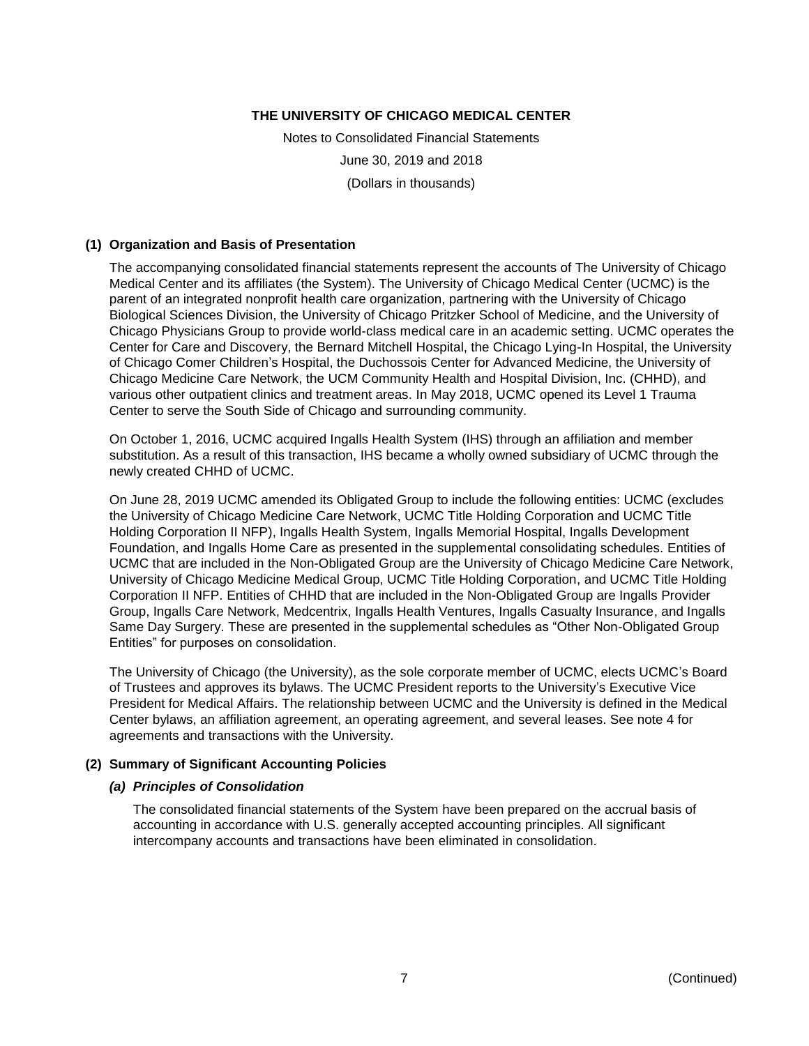# THE UNIVERSITY OF CHICAGO MEDICAL CENTER

Notes to Consolidated Financial Statements

June 30, 2019 and 2018

(Dollars in thousands)

## (1) Organization and Basis of Presentation

The accompanying consolidated financial statements represent the accounts of The University of Chicago Medical Center and its affiliates (the System). The University of Chicago Medical Center (UCMC) is the parent of an integrated nonprofit health care organization, partnering with the University of Chicago Biological Sciences Division, the University of Chicago Pritzker School of Medicine, and the University of Chicago Physicians Group to provide world-class medical care in an academic setting. UCMC operates the Center for Care and Discovery, the Bernard Mitchell Hospital, the Chicago Lying-In Hospital, the University of Chicago Comer Children's Hospital, the Duchossois Center for Advanced Medicine, the University of Chicago Medicine Care Network, the UCM Community Health and Hospital Division, Inc. (CHHD), and various other outpatient clinics and treatment areas. In May 2018, UCMC opened its Level 1 Trauma Center to serve the South Side of Chicago and surrounding community.

On October 1, 2016, UCMC acquired Ingalls Health System (IHS) through an affiliation and member substitution. As a result of this transaction, IHS became a wholly owned subsidiary of UCMC through the newly created CHHD of UCMC.

On June 28, 2019 UCMC amended its Obligated Group to include the following entities: UCMC (excludes the University of Chicago Medicine Care Network, UCMC Title Holding Corporation and UCMC Title Holding Corporation II NFP), Ingalls Health System, Ingalls Memorial Hospital, Ingalls Development Foundation, and Ingalls Home Care as presented in the supplemental consolidating schedules. Entities of UCMC that are included in the Non-Obligated Group are the University of Chicago Medicine Care Network, University of Chicago Medicine Medical Group, UCMC Title Holding Corporation, and UCMC Title Holding Corporation II NFP. Entities of CHHD that are included in the Non-Obligated Group are Ingalls Provider Group, Ingalls Care Network, Medcentrix, Ingalls Health Ventures, Ingalls Casualty Insurance, and Ingalls Same Day Surgery. These are presented in the supplemental schedules as "Other Non-Obligated Group Entities" for purposes on consolidation.

The University of Chicago (the University), as the sole corporate member of UCMC, elects UCMC's Board of Trustees and approves its bylaws. The UCMC President reports to the University's Executive Vice President for Medical Affairs. The relationship between UCMC and the University is defined in the Medical Center bylaws, an affiliation agreement, an operating agreement, and several leases. See note 4 for agreements and transactions with the University.

## (2) Summary of Significant Accounting Policies

### *(a) Principles of Consolidation*

The consolidated financial statements of the System have been prepared on the accrual basis of accounting in accordance with U.S. generally accepted accounting principles. All significant intercompany accounts and transactions have been eliminated in consolidation.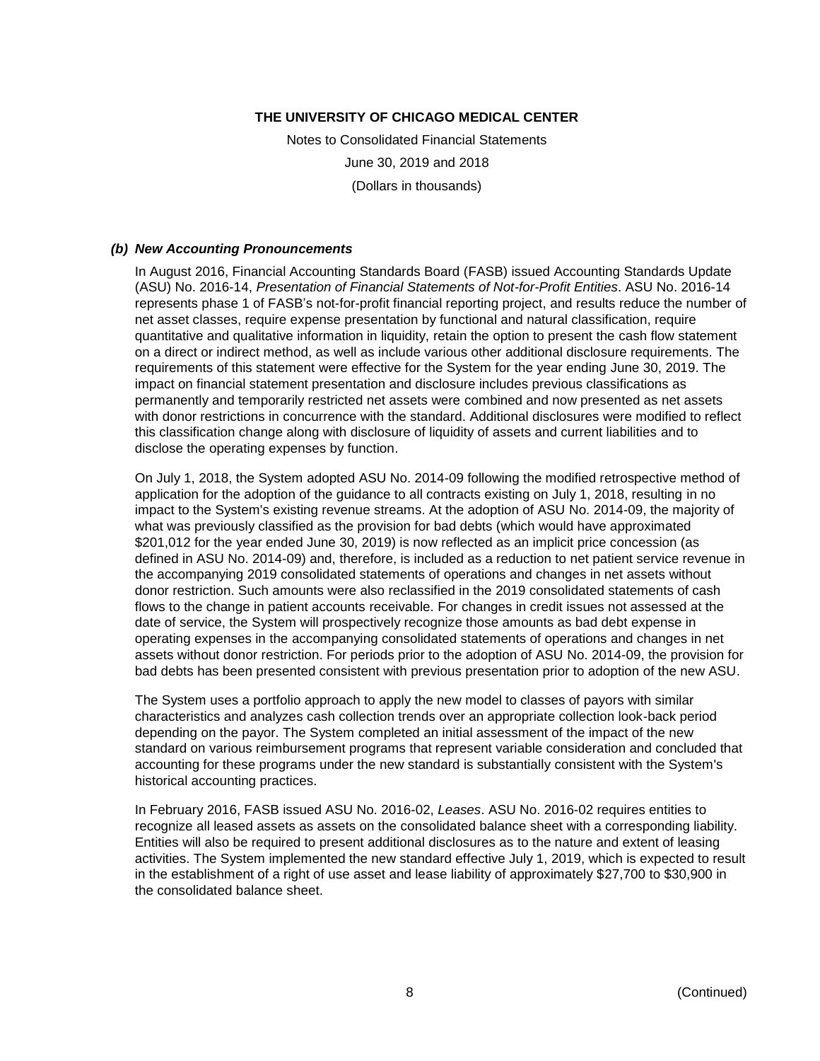### *(b) New Accounting Pronouncements*

In August 2016, Financial Accounting Standards Board (FASB) issued Accounting Standards Update (ASU) No. 2016-14, *Presentation of Financial Statements of Not-for-Profit Entities*. ASU No. 2016-14 represents phase 1 of FASB's not-for-profit financial reporting project, and results reduce the number of net asset classes, require expense presentation by functional and natural classification, require quantitative and qualitative information in liquidity, retain the option to present the cash flow statement on a direct or indirect method, as well as include various other additional disclosure requirements. The requirements of this statement were effective for the System for the year ending June 30, 2019. The impact on financial statement presentation and disclosure includes previous classifications as permanently and temporarily restricted net assets were combined and now presented as net assets with donor restrictions in concurrence with the standard. Additional disclosures were modified to reflect this classification change along with disclosure of liquidity of assets and current liabilities and to disclose the operating expenses by function.

On July 1, 2018, the System adopted ASU No. 2014-09 following the modified retrospective method of application for the adoption of the guidance to all contracts existing on July 1, 2018, resulting in no impact to the System's existing revenue streams. At the adoption of ASU No. 2014-09, the majority of what was previously classified as the provision for bad debts (which would have approximated $201,012 for the year ended June 30, 2019) is now reflected as an implicit price concession (as defined in ASU No. 2014-09) and, therefore, is included as a reduction to net patient service revenue in the accompanying 2019 consolidated statements of operations and changes in net assets without donor restriction. Such amounts were also reclassified in the 2019 consolidated statements of cash flows to the change in patient accounts receivable. For changes in credit issues not assessed at the date of service, the System will prospectively recognize those amounts as bad debt expense in operating expenses in the accompanying consolidated statements of operations and changes in net assets without donor restriction. For periods prior to the adoption of ASU No. 2014-09, the provision for bad debts has been presented consistent with previous presentation prior to adoption of the new ASU.

The System uses a portfolio approach to apply the new model to classes of payors with similar characteristics and analyzes cash collection trends over an appropriate collection look-back period depending on the payor. The System completed an initial assessment of the impact of the new standard on various reimbursement programs that represent variable consideration and concluded that accounting for these programs under the new standard is substantially consistent with the System's historical accounting practices.

In February 2016, FASB issued ASU No. 2016-02, *Leases*. ASU No. 2016-02 requires entities to recognize all leased assets as assets on the consolidated balance sheet with a corresponding liability. Entities will also be required to present additional disclosures as to the nature and extent of leasing activities. The System implemented the new standard effective July 1, 2019, which is expected to result in the establishment of a right of use asset and lease liability of approximately $27,700 to $30,900 in the consolidated balance sheet.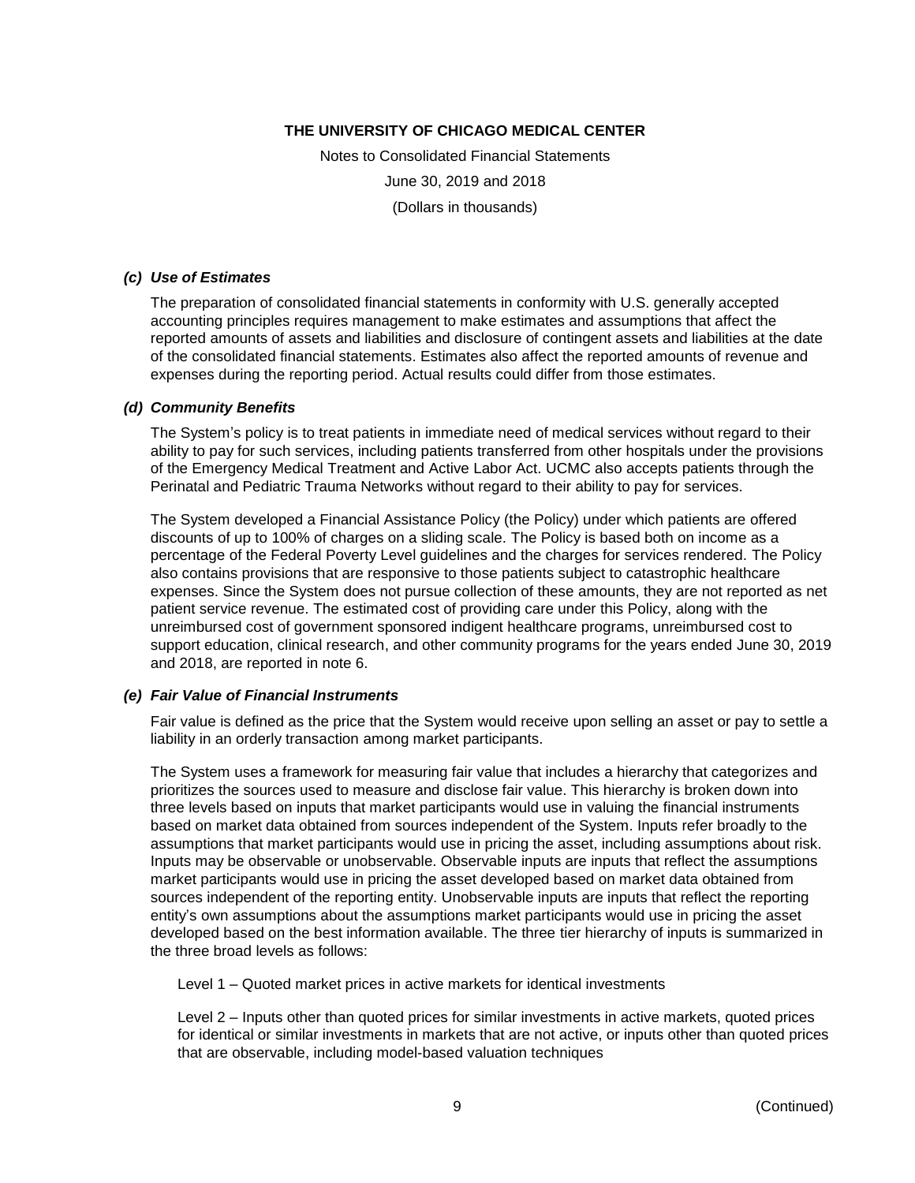#### *(c) Use of Estimates*

The preparation of consolidated financial statements in conformity with U.S. generally accepted accounting principles requires management to make estimates and assumptions that affect the reported amounts of assets and liabilities and disclosure of contingent assets and liabilities at the date of the consolidated financial statements. Estimates also affect the reported amounts of revenue and expenses during the reporting period. Actual results could differ from those estimates.

#### *(d) Community Benefits*

The System's policy is to treat patients in immediate need of medical services without regard to their ability to pay for such services, including patients transferred from other hospitals under the provisions of the Emergency Medical Treatment and Active Labor Act. UCMC also accepts patients through the Perinatal and Pediatric Trauma Networks without regard to their ability to pay for services.

The System developed a Financial Assistance Policy (the Policy) under which patients are offered discounts of up to 100% of charges on a sliding scale. The Policy is based both on income as a percentage of the Federal Poverty Level guidelines and the charges for services rendered. The Policy also contains provisions that are responsive to those patients subject to catastrophic healthcare expenses. Since the System does not pursue collection of these amounts, they are not reported as net patient service revenue. The estimated cost of providing care under this Policy, along with the unreimbursed cost of government sponsored indigent healthcare programs, unreimbursed cost to support education, clinical research, and other community programs for the years ended June 30, 2019 and 2018, are reported in note 6.

#### *(e) Fair Value of Financial Instruments*

Fair value is defined as the price that the System would receive upon selling an asset or pay to settle a liability in an orderly transaction among market participants.

The System uses a framework for measuring fair value that includes a hierarchy that categorizes and prioritizes the sources used to measure and disclose fair value. This hierarchy is broken down into three levels based on inputs that market participants would use in valuing the financial instruments based on market data obtained from sources independent of the System. Inputs refer broadly to the assumptions that market participants would use in pricing the asset, including assumptions about risk. Inputs may be observable or unobservable. Observable inputs are inputs that reflect the assumptions market participants would use in pricing the asset developed based on market data obtained from sources independent of the reporting entity. Unobservable inputs are inputs that reflect the reporting entity's own assumptions about the assumptions market participants would use in pricing the asset developed based on the best information available. The three tier hierarchy of inputs is summarized in the three broad levels as follows:

Level 1 – Quoted market prices in active markets for identical investments

Level 2 – Inputs other than quoted prices for similar investments in active markets, quoted prices for identical or similar investments in markets that are not active, or inputs other than quoted prices that are observable, including model-based valuation techniques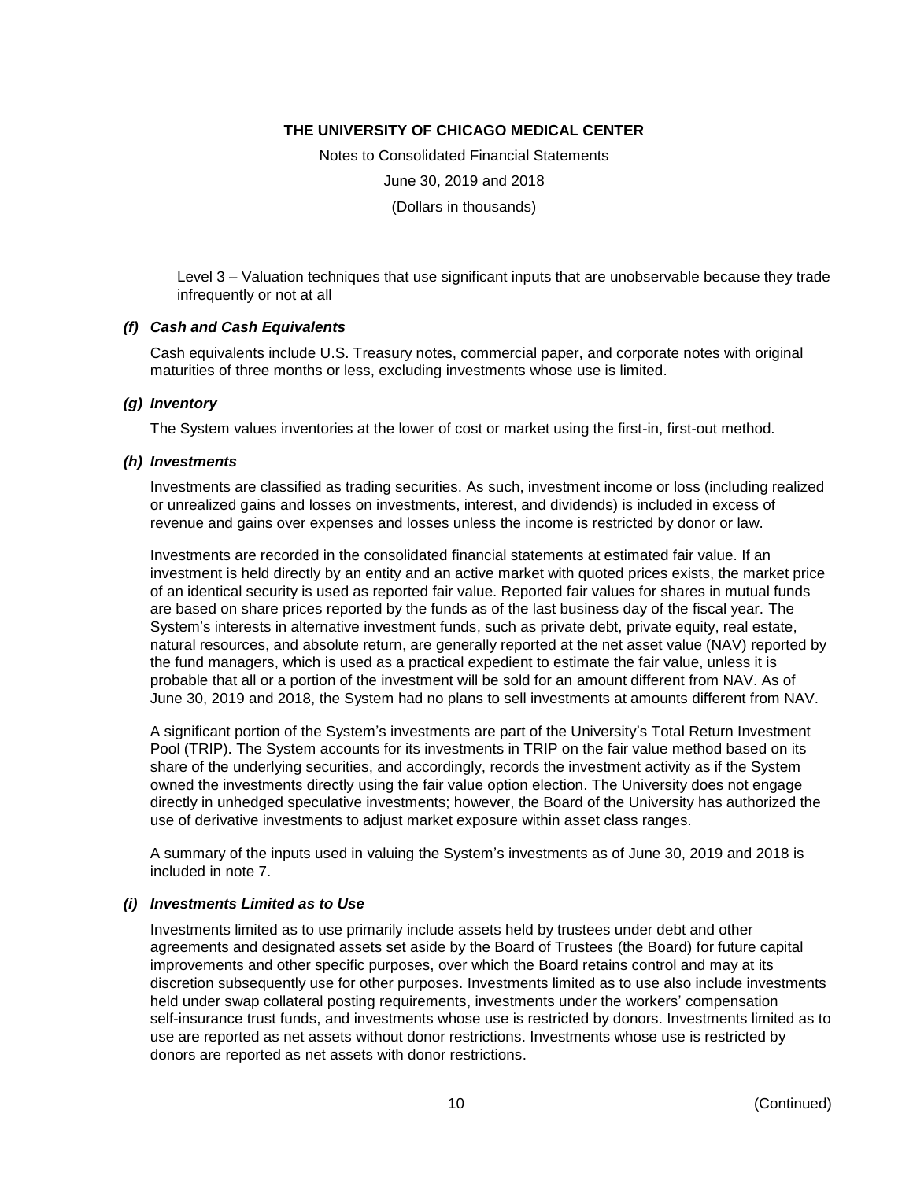Level 3 – Valuation techniques that use significant inputs that are unobservable because they trade infrequently or not at all

#### *(f) Cash and Cash Equivalents*

Cash equivalents include U.S. Treasury notes, commercial paper, and corporate notes with original maturities of three months or less, excluding investments whose use is limited.

#### *(g) Inventory*

The System values inventories at the lower of cost or market using the first-in, first-out method.

#### *(h) Investments*

Investments are classified as trading securities. As such, investment income or loss (including realized or unrealized gains and losses on investments, interest, and dividends) is included in excess of revenue and gains over expenses and losses unless the income is restricted by donor or law.

Investments are recorded in the consolidated financial statements at estimated fair value. If an investment is held directly by an entity and an active market with quoted prices exists, the market price of an identical security is used as reported fair value. Reported fair values for shares in mutual funds are based on share prices reported by the funds as of the last business day of the fiscal year. The System's interests in alternative investment funds, such as private debt, private equity, real estate, natural resources, and absolute return, are generally reported at the net asset value (NAV) reported by the fund managers, which is used as a practical expedient to estimate the fair value, unless it is probable that all or a portion of the investment will be sold for an amount different from NAV. As of June 30, 2019 and 2018, the System had no plans to sell investments at amounts different from NAV.

A significant portion of the System's investments are part of the University's Total Return Investment Pool (TRIP). The System accounts for its investments in TRIP on the fair value method based on its share of the underlying securities, and accordingly, records the investment activity as if the System owned the investments directly using the fair value option election. The University does not engage directly in unhedged speculative investments; however, the Board of the University has authorized the use of derivative investments to adjust market exposure within asset class ranges.

A summary of the inputs used in valuing the System's investments as of June 30, 2019 and 2018 is included in note 7.

#### *(i) Investments Limited as to Use*

Investments limited as to use primarily include assets held by trustees under debt and other agreements and designated assets set aside by the Board of Trustees (the Board) for future capital improvements and other specific purposes, over which the Board retains control and may at its discretion subsequently use for other purposes. Investments limited as to use also include investments held under swap collateral posting requirements, investments under the workers' compensation self-insurance trust funds, and investments whose use is restricted by donors. Investments limited as to use are reported as net assets without donor restrictions. Investments whose use is restricted by donors are reported as net assets with donor restrictions.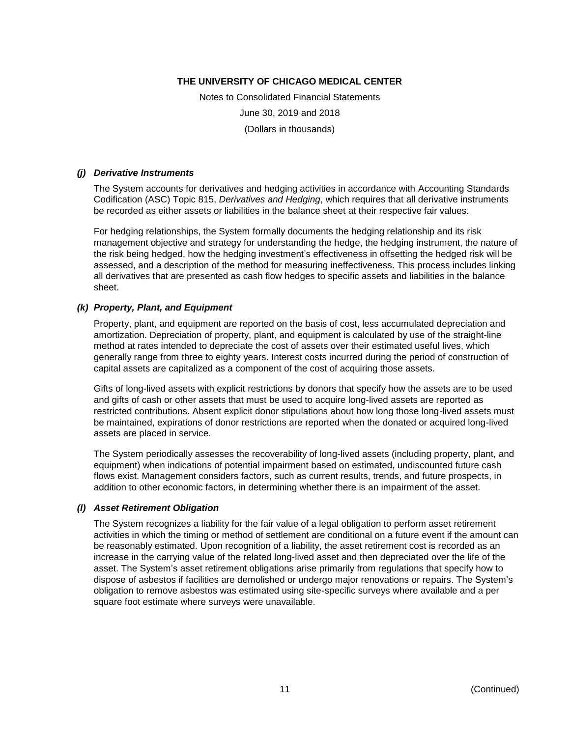#### *(j) Derivative Instruments*

The System accounts for derivatives and hedging activities in accordance with Accounting Standards Codification (ASC) Topic 815, *Derivatives and Hedging*, which requires that all derivative instruments be recorded as either assets or liabilities in the balance sheet at their respective fair values.

For hedging relationships, the System formally documents the hedging relationship and its risk management objective and strategy for understanding the hedge, the hedging instrument, the nature of the risk being hedged, how the hedging investment's effectiveness in offsetting the hedged risk will be assessed, and a description of the method for measuring ineffectiveness. This process includes linking all derivatives that are presented as cash flow hedges to specific assets and liabilities in the balance sheet.

#### *(k) Property, Plant, and Equipment*

Property, plant, and equipment are reported on the basis of cost, less accumulated depreciation and amortization. Depreciation of property, plant, and equipment is calculated by use of the straight-line method at rates intended to depreciate the cost of assets over their estimated useful lives, which generally range from three to eighty years. Interest costs incurred during the period of construction of capital assets are capitalized as a component of the cost of acquiring those assets.

Gifts of long-lived assets with explicit restrictions by donors that specify how the assets are to be used and gifts of cash or other assets that must be used to acquire long-lived assets are reported as restricted contributions. Absent explicit donor stipulations about how long those long-lived assets must be maintained, expirations of donor restrictions are reported when the donated or acquired long-lived assets are placed in service.

The System periodically assesses the recoverability of long-lived assets (including property, plant, and equipment) when indications of potential impairment based on estimated, undiscounted future cash flows exist. Management considers factors, such as current results, trends, and future prospects, in addition to other economic factors, in determining whether there is an impairment of the asset.

#### *(l) Asset Retirement Obligation*

The System recognizes a liability for the fair value of a legal obligation to perform asset retirement activities in which the timing or method of settlement are conditional on a future event if the amount can be reasonably estimated. Upon recognition of a liability, the asset retirement cost is recorded as an increase in the carrying value of the related long-lived asset and then depreciated over the life of the asset. The System's asset retirement obligations arise primarily from regulations that specify how to dispose of asbestos if facilities are demolished or undergo major renovations or repairs. The System's obligation to remove asbestos was estimated using site-specific surveys where available and a per square foot estimate where surveys were unavailable.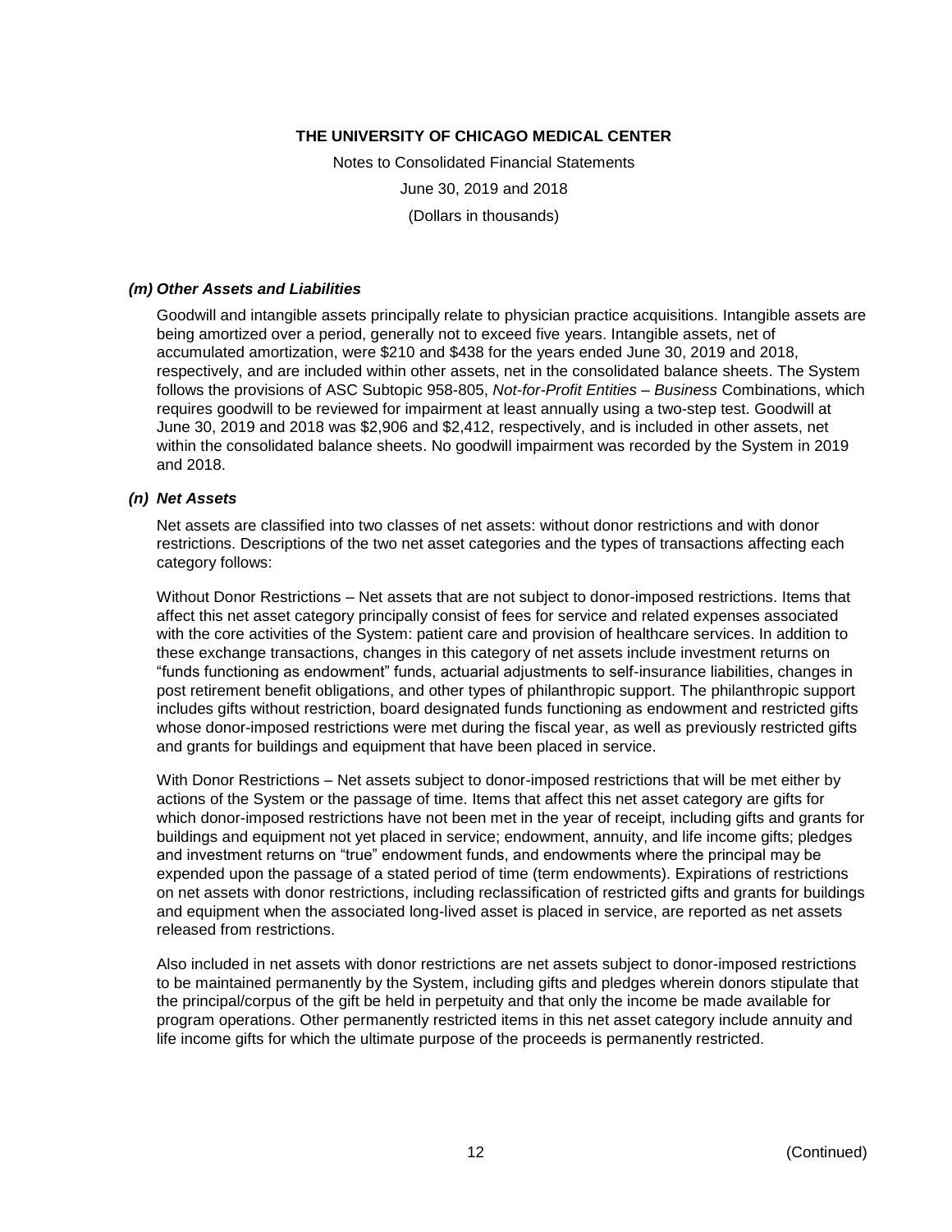### *(m) Other Assets and Liabilities*

Goodwill and intangible assets principally relate to physician practice acquisitions. Intangible assets are being amortized over a period, generally not to exceed five years. Intangible assets, net of accumulated amortization, were $210 and $438 for the years ended June 30, 2019 and 2018, respectively, and are included within other assets, net in the consolidated balance sheets. The System follows the provisions of ASC Subtopic 958-805, *Not-for-Profit Entities – Business* Combinations, which requires goodwill to be reviewed for impairment at least annually using a two-step test. Goodwill at June 30, 2019 and 2018 was $2,906 and $2,412, respectively, and is included in other assets, net within the consolidated balance sheets. No goodwill impairment was recorded by the System in 2019 and 2018.

### *(n) Net Assets*

Net assets are classified into two classes of net assets: without donor restrictions and with donor restrictions. Descriptions of the two net asset categories and the types of transactions affecting each category follows:

Without Donor Restrictions – Net assets that are not subject to donor-imposed restrictions. Items that affect this net asset category principally consist of fees for service and related expenses associated with the core activities of the System: patient care and provision of healthcare services. In addition to these exchange transactions, changes in this category of net assets include investment returns on "funds functioning as endowment" funds, actuarial adjustments to self-insurance liabilities, changes in post retirement benefit obligations, and other types of philanthropic support. The philanthropic support includes gifts without restriction, board designated funds functioning as endowment and restricted gifts whose donor-imposed restrictions were met during the fiscal year, as well as previously restricted gifts and grants for buildings and equipment that have been placed in service.

With Donor Restrictions – Net assets subject to donor-imposed restrictions that will be met either by actions of the System or the passage of time. Items that affect this net asset category are gifts for which donor-imposed restrictions have not been met in the year of receipt, including gifts and grants for buildings and equipment not yet placed in service; endowment, annuity, and life income gifts; pledges and investment returns on "true" endowment funds, and endowments where the principal may be expended upon the passage of a stated period of time (term endowments). Expirations of restrictions on net assets with donor restrictions, including reclassification of restricted gifts and grants for buildings and equipment when the associated long-lived asset is placed in service, are reported as net assets released from restrictions.

Also included in net assets with donor restrictions are net assets subject to donor-imposed restrictions to be maintained permanently by the System, including gifts and pledges wherein donors stipulate that the principal/corpus of the gift be held in perpetuity and that only the income be made available for program operations. Other permanently restricted items in this net asset category include annuity and life income gifts for which the ultimate purpose of the proceeds is permanently restricted.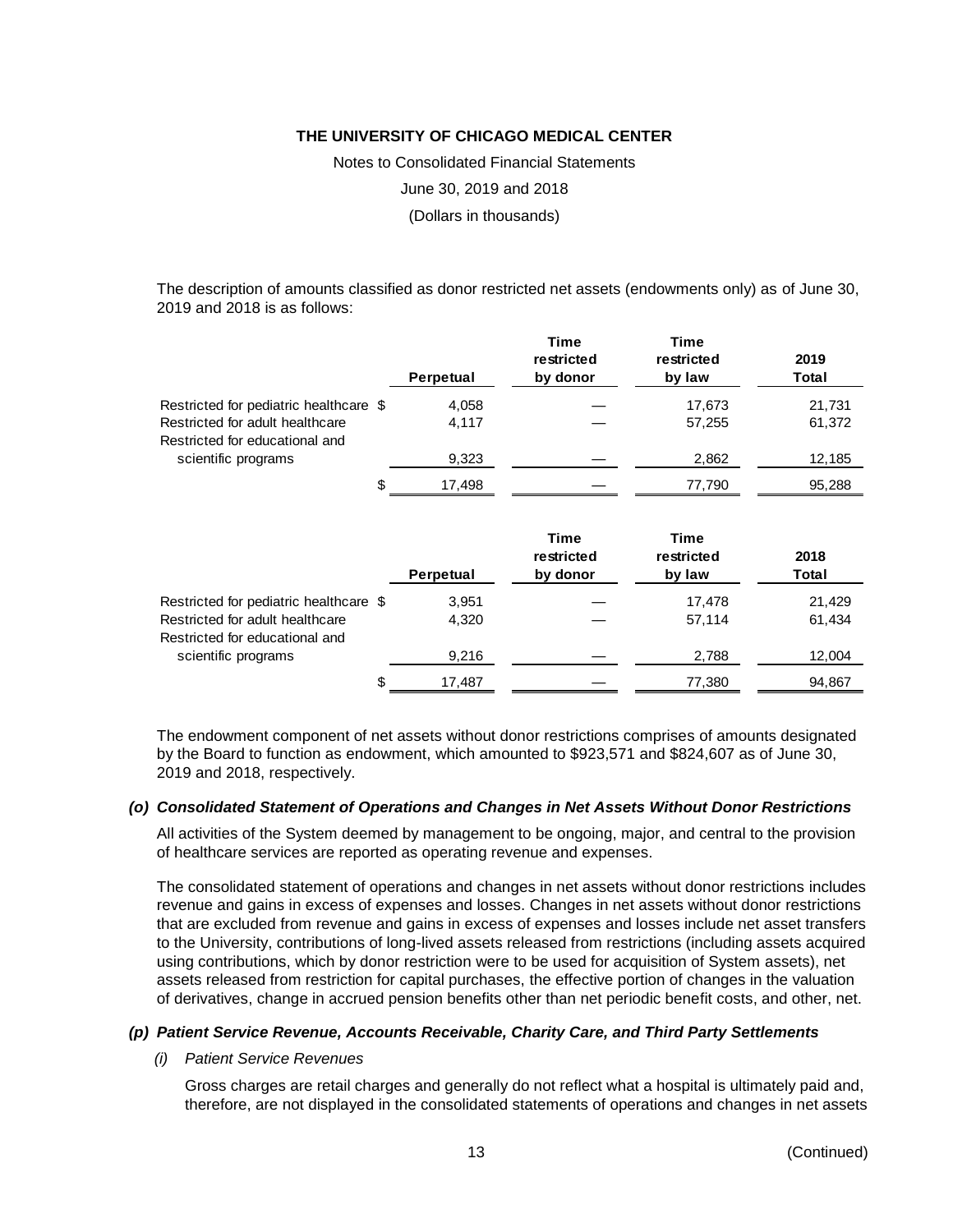The description of amounts classified as donor restricted net assets (endowments only) as of June 30, 2019 and 2018 is as follows:

| | Perpetual | Time restricted by donor | Time restricted by law | 2019 Total |
|---|---|---|---|---|
| Restricted for pediatric healthcare | $ 4,058 | — | 17,673 | 21,731 |
| Restricted for adult healthcare | 4,117 | — | 57,255 | 61,372 |
| Restricted for educational and scientific programs | 9,323 | — | 2,862 | 12,185 |
| | $ 17,498 | — | 77,790 | 95,288 |

| | Perpetual | Time restricted by donor | Time restricted by law | 2018 Total |
|---|---|---|---|---|
| Restricted for pediatric healthcare | $ 3,951 | — | 17,478 | 21,429 |
| Restricted for adult healthcare | 4,320 | — | 57,114 | 61,434 |
| Restricted for educational and scientific programs | 9,216 | — | 2,788 | 12,004 |
| | $ 17,487 | — | 77,380 | 94,867 |

The endowment component of net assets without donor restrictions comprises of amounts designated by the Board to function as endowment, which amounted to $923,571 and $824,607 as of June 30, 2019 and 2018, respectively.

### *(o) Consolidated Statement of Operations and Changes in Net Assets Without Donor Restrictions*

All activities of the System deemed by management to be ongoing, major, and central to the provision of healthcare services are reported as operating revenue and expenses.

The consolidated statement of operations and changes in net assets without donor restrictions includes revenue and gains in excess of expenses and losses. Changes in net assets without donor restrictions that are excluded from revenue and gains in excess of expenses and losses include net asset transfers to the University, contributions of long-lived assets released from restrictions (including assets acquired using contributions, which by donor restriction were to be used for acquisition of System assets), net assets released from restriction for capital purchases, the effective portion of changes in the valuation of derivatives, change in accrued pension benefits other than net periodic benefit costs, and other, net.

### *(p) Patient Service Revenue, Accounts Receivable, Charity Care, and Third Party Settlements*

*(i) Patient Service Revenues*

Gross charges are retail charges and generally do not reflect what a hospital is ultimately paid and, therefore, are not displayed in the consolidated statements of operations and changes in net assets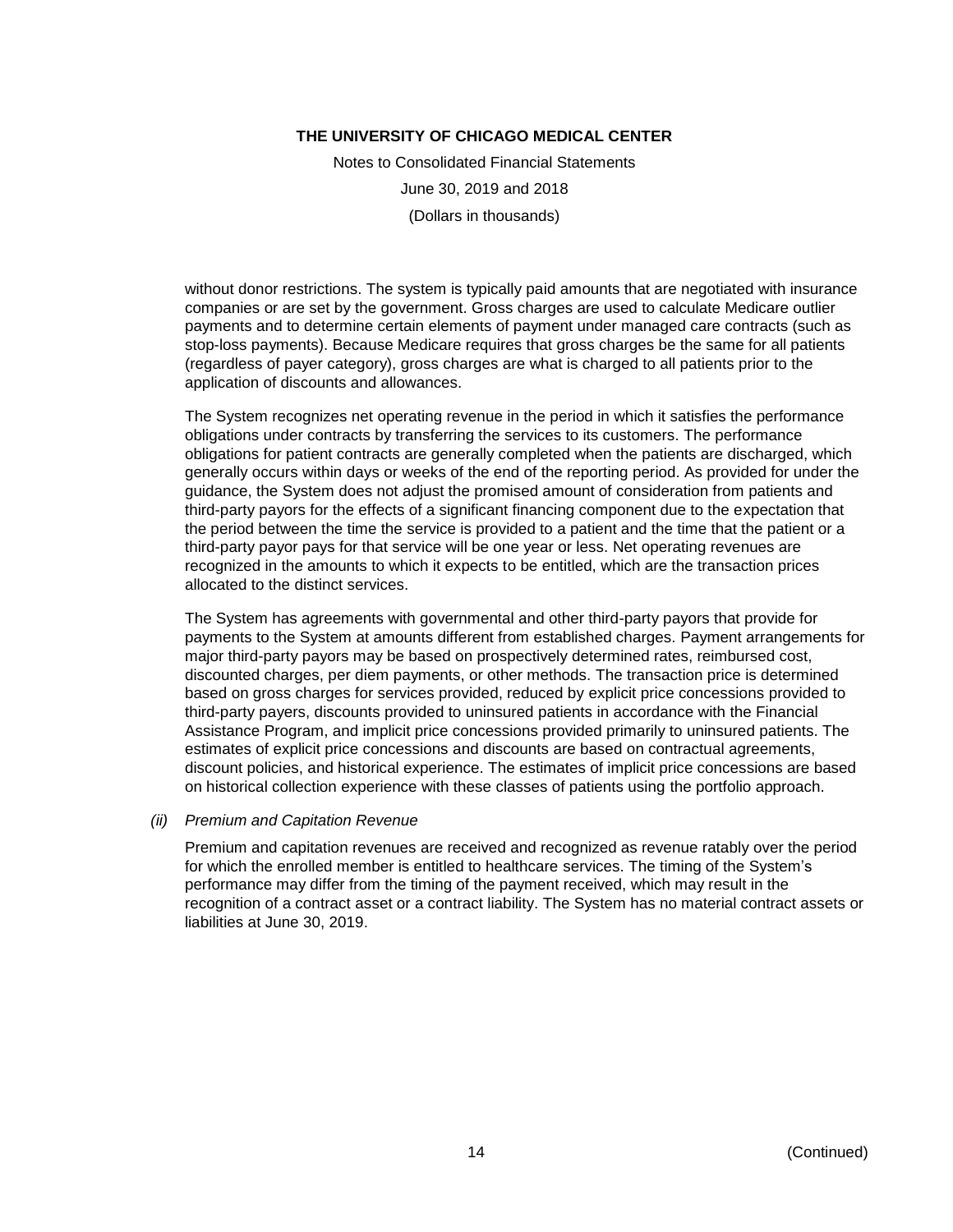without donor restrictions. The system is typically paid amounts that are negotiated with insurance companies or are set by the government. Gross charges are used to calculate Medicare outlier payments and to determine certain elements of payment under managed care contracts (such as stop-loss payments). Because Medicare requires that gross charges be the same for all patients (regardless of payer category), gross charges are what is charged to all patients prior to the application of discounts and allowances.

The System recognizes net operating revenue in the period in which it satisfies the performance obligations under contracts by transferring the services to its customers. The performance obligations for patient contracts are generally completed when the patients are discharged, which generally occurs within days or weeks of the end of the reporting period. As provided for under the guidance, the System does not adjust the promised amount of consideration from patients and third-party payors for the effects of a significant financing component due to the expectation that the period between the time the service is provided to a patient and the time that the patient or a third-party payor pays for that service will be one year or less. Net operating revenues are recognized in the amounts to which it expects to be entitled, which are the transaction prices allocated to the distinct services.

The System has agreements with governmental and other third-party payors that provide for payments to the System at amounts different from established charges. Payment arrangements for major third-party payors may be based on prospectively determined rates, reimbursed cost, discounted charges, per diem payments, or other methods. The transaction price is determined based on gross charges for services provided, reduced by explicit price concessions provided to third-party payers, discounts provided to uninsured patients in accordance with the Financial Assistance Program, and implicit price concessions provided primarily to uninsured patients. The estimates of explicit price concessions and discounts are based on contractual agreements, discount policies, and historical experience. The estimates of implicit price concessions are based on historical collection experience with these classes of patients using the portfolio approach.

*(ii) Premium and Capitation Revenue*

Premium and capitation revenues are received and recognized as revenue ratably over the period for which the enrolled member is entitled to healthcare services. The timing of the System's performance may differ from the timing of the payment received, which may result in the recognition of a contract asset or a contract liability. The System has no material contract assets or liabilities at June 30, 2019.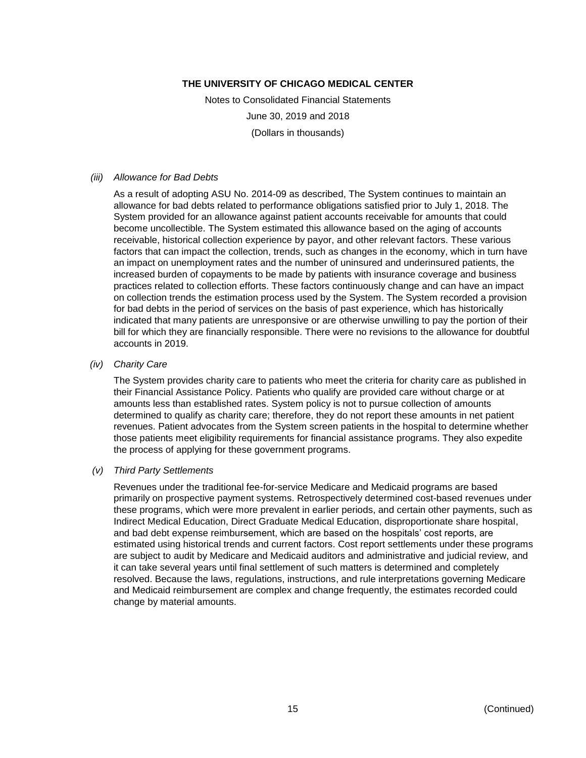# THE UNIVERSITY OF CHICAGO MEDICAL CENTER

Notes to Consolidated Financial Statements

June 30, 2019 and 2018

(Dollars in thousands)

*(iii) Allowance for Bad Debts*

As a result of adopting ASU No. 2014-09 as described, The System continues to maintain an allowance for bad debts related to performance obligations satisfied prior to July 1, 2018. The System provided for an allowance against patient accounts receivable for amounts that could become uncollectible. The System estimated this allowance based on the aging of accounts receivable, historical collection experience by payor, and other relevant factors. These various factors that can impact the collection, trends, such as changes in the economy, which in turn have an impact on unemployment rates and the number of uninsured and underinsured patients, the increased burden of copayments to be made by patients with insurance coverage and business practices related to collection efforts. These factors continuously change and can have an impact on collection trends the estimation process used by the System. The System recorded a provision for bad debts in the period of services on the basis of past experience, which has historically indicated that many patients are unresponsive or are otherwise unwilling to pay the portion of their bill for which they are financially responsible. There were no revisions to the allowance for doubtful accounts in 2019.

*(iv) Charity Care*

The System provides charity care to patients who meet the criteria for charity care as published in their Financial Assistance Policy. Patients who qualify are provided care without charge or at amounts less than established rates. System policy is not to pursue collection of amounts determined to qualify as charity care; therefore, they do not report these amounts in net patient revenues. Patient advocates from the System screen patients in the hospital to determine whether those patients meet eligibility requirements for financial assistance programs. They also expedite the process of applying for these government programs.

*(v) Third Party Settlements*

Revenues under the traditional fee-for-service Medicare and Medicaid programs are based primarily on prospective payment systems. Retrospectively determined cost-based revenues under these programs, which were more prevalent in earlier periods, and certain other payments, such as Indirect Medical Education, Direct Graduate Medical Education, disproportionate share hospital, and bad debt expense reimbursement, which are based on the hospitals' cost reports, are estimated using historical trends and current factors. Cost report settlements under these programs are subject to audit by Medicare and Medicaid auditors and administrative and judicial review, and it can take several years until final settlement of such matters is determined and completely resolved. Because the laws, regulations, instructions, and rule interpretations governing Medicare and Medicaid reimbursement are complex and change frequently, the estimates recorded could change by material amounts.

(Continued)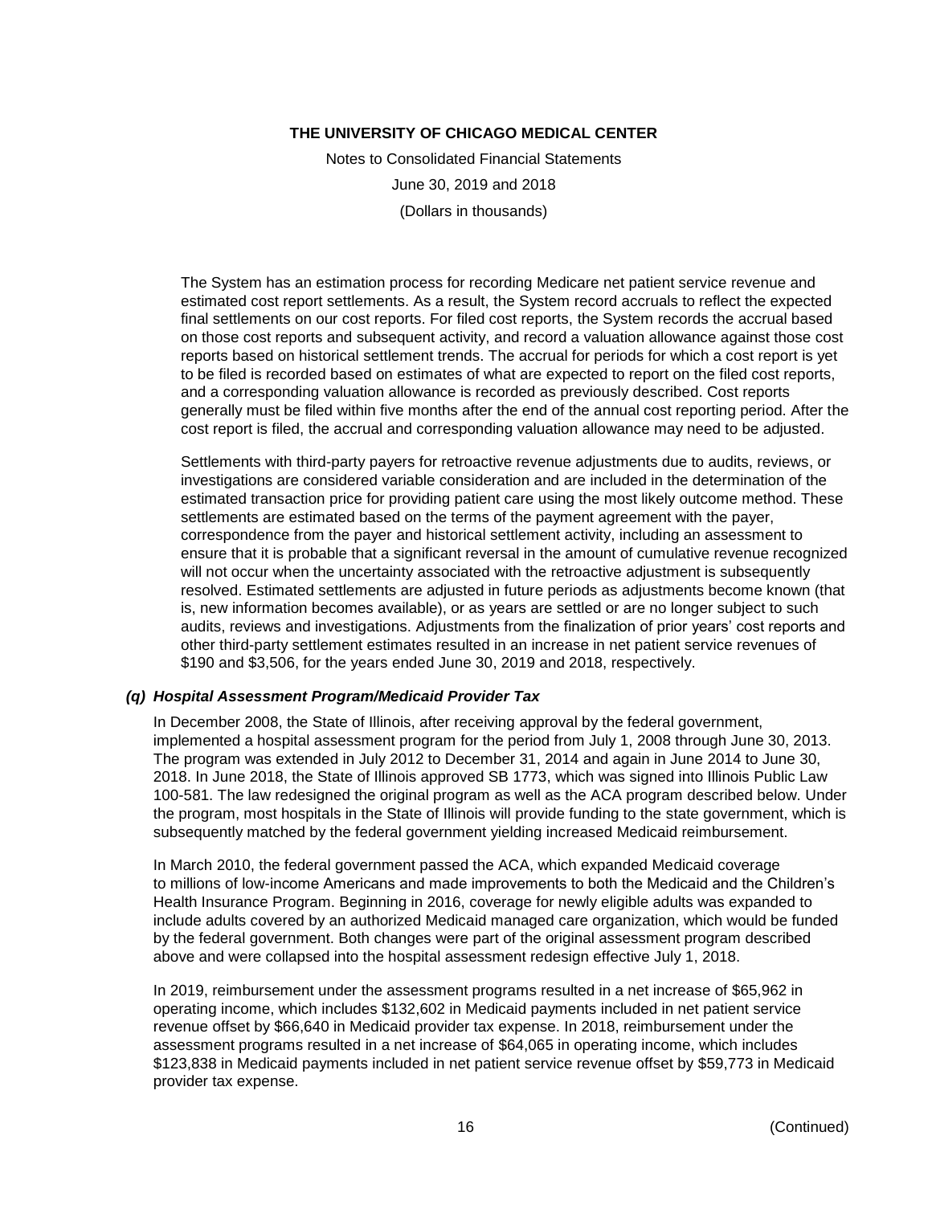The System has an estimation process for recording Medicare net patient service revenue and estimated cost report settlements. As a result, the System record accruals to reflect the expected final settlements on our cost reports. For filed cost reports, the System records the accrual based on those cost reports and subsequent activity, and record a valuation allowance against those cost reports based on historical settlement trends. The accrual for periods for which a cost report is yet to be filed is recorded based on estimates of what are expected to report on the filed cost reports, and a corresponding valuation allowance is recorded as previously described. Cost reports generally must be filed within five months after the end of the annual cost reporting period. After the cost report is filed, the accrual and corresponding valuation allowance may need to be adjusted.

Settlements with third-party payers for retroactive revenue adjustments due to audits, reviews, or investigations are considered variable consideration and are included in the determination of the estimated transaction price for providing patient care using the most likely outcome method. These settlements are estimated based on the terms of the payment agreement with the payer, correspondence from the payer and historical settlement activity, including an assessment to ensure that it is probable that a significant reversal in the amount of cumulative revenue recognized will not occur when the uncertainty associated with the retroactive adjustment is subsequently resolved. Estimated settlements are adjusted in future periods as adjustments become known (that is, new information becomes available), or as years are settled or are no longer subject to such audits, reviews and investigations. Adjustments from the finalization of prior years' cost reports and other third-party settlement estimates resulted in an increase in net patient service revenues of $190 and $3,506, for the years ended June 30, 2019 and 2018, respectively.

### *(q) Hospital Assessment Program/Medicaid Provider Tax*

In December 2008, the State of Illinois, after receiving approval by the federal government, implemented a hospital assessment program for the period from July 1, 2008 through June 30, 2013. The program was extended in July 2012 to December 31, 2014 and again in June 2014 to June 30, 2018. In June 2018, the State of Illinois approved SB 1773, which was signed into Illinois Public Law 100-581. The law redesigned the original program as well as the ACA program described below. Under the program, most hospitals in the State of Illinois will provide funding to the state government, which is subsequently matched by the federal government yielding increased Medicaid reimbursement.

In March 2010, the federal government passed the ACA, which expanded Medicaid coverage to millions of low-income Americans and made improvements to both the Medicaid and the Children's Health Insurance Program. Beginning in 2016, coverage for newly eligible adults was expanded to include adults covered by an authorized Medicaid managed care organization, which would be funded by the federal government. Both changes were part of the original assessment program described above and were collapsed into the hospital assessment redesign effective July 1, 2018.

In 2019, reimbursement under the assessment programs resulted in a net increase of $65,962 in operating income, which includes $132,602 in Medicaid payments included in net patient service revenue offset by $66,640 in Medicaid provider tax expense. In 2018, reimbursement under the assessment programs resulted in a net increase of $64,065 in operating income, which includes $123,838 in Medicaid payments included in net patient service revenue offset by $59,773 in Medicaid provider tax expense.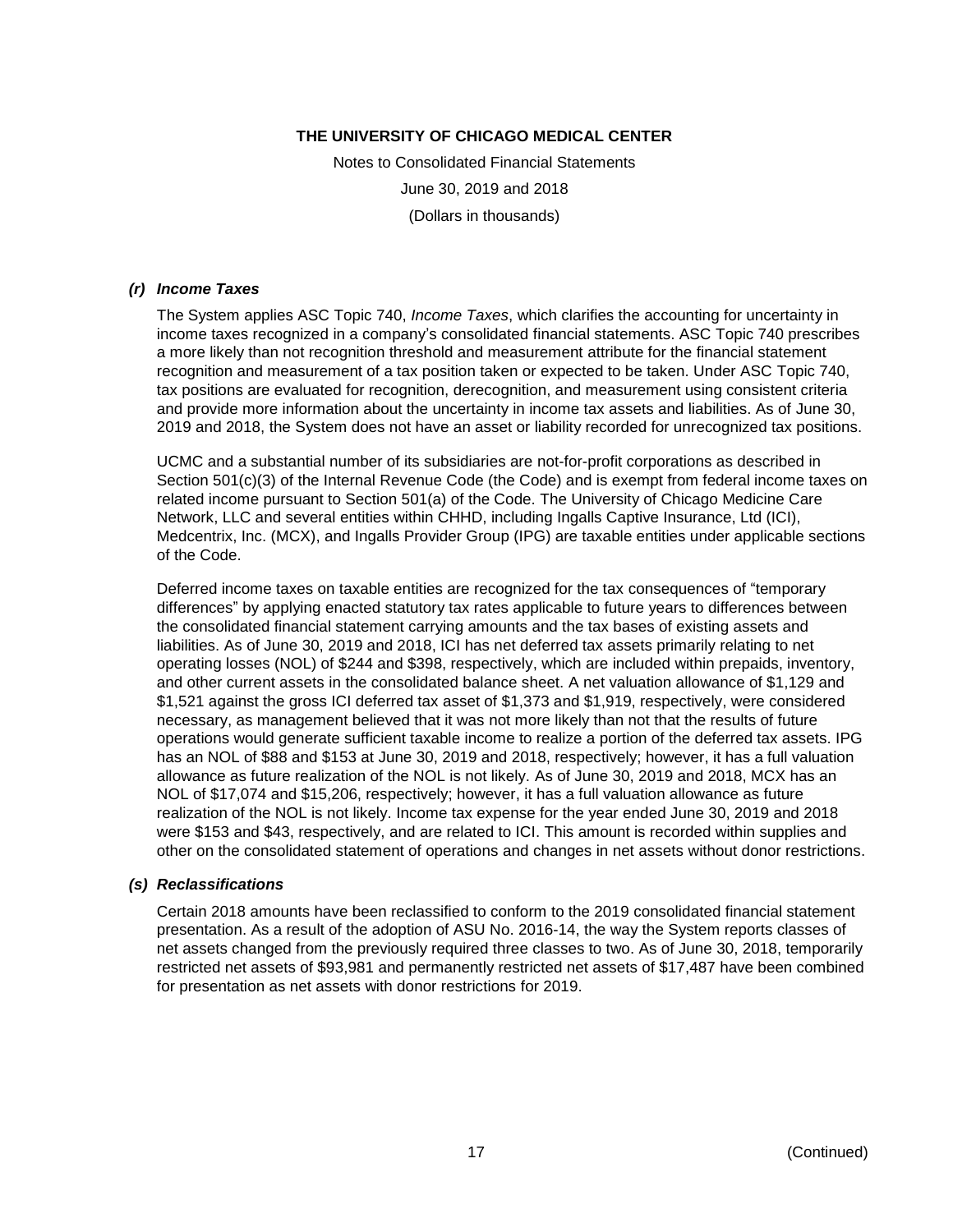### *(r) Income Taxes*

The System applies ASC Topic 740, *Income Taxes*, which clarifies the accounting for uncertainty in income taxes recognized in a company's consolidated financial statements. ASC Topic 740 prescribes a more likely than not recognition threshold and measurement attribute for the financial statement recognition and measurement of a tax position taken or expected to be taken. Under ASC Topic 740, tax positions are evaluated for recognition, derecognition, and measurement using consistent criteria and provide more information about the uncertainty in income tax assets and liabilities. As of June 30, 2019 and 2018, the System does not have an asset or liability recorded for unrecognized tax positions.

UCMC and a substantial number of its subsidiaries are not-for-profit corporations as described in Section 501(c)(3) of the Internal Revenue Code (the Code) and is exempt from federal income taxes on related income pursuant to Section 501(a) of the Code. The University of Chicago Medicine Care Network, LLC and several entities within CHHD, including Ingalls Captive Insurance, Ltd (ICI), Medcentrix, Inc. (MCX), and Ingalls Provider Group (IPG) are taxable entities under applicable sections of the Code.

Deferred income taxes on taxable entities are recognized for the tax consequences of "temporary differences" by applying enacted statutory tax rates applicable to future years to differences between the consolidated financial statement carrying amounts and the tax bases of existing assets and liabilities. As of June 30, 2019 and 2018, ICI has net deferred tax assets primarily relating to net operating losses (NOL) of $244 and $398, respectively, which are included within prepaids, inventory, and other current assets in the consolidated balance sheet. A net valuation allowance of $1,129 and $1,521 against the gross ICI deferred tax asset of $1,373 and $1,919, respectively, were considered necessary, as management believed that it was not more likely than not that the results of future operations would generate sufficient taxable income to realize a portion of the deferred tax assets. IPG has an NOL of $88 and $153 at June 30, 2019 and 2018, respectively; however, it has a full valuation allowance as future realization of the NOL is not likely. As of June 30, 2019 and 2018, MCX has an NOL of $17,074 and $15,206, respectively; however, it has a full valuation allowance as future realization of the NOL is not likely. Income tax expense for the year ended June 30, 2019 and 2018 were $153 and $43, respectively, and are related to ICI. This amount is recorded within supplies and other on the consolidated statement of operations and changes in net assets without donor restrictions.

### *(s) Reclassifications*

Certain 2018 amounts have been reclassified to conform to the 2019 consolidated financial statement presentation. As a result of the adoption of ASU No. 2016-14, the way the System reports classes of net assets changed from the previously required three classes to two. As of June 30, 2018, temporarily restricted net assets of $93,981 and permanently restricted net assets of $17,487 have been combined for presentation as net assets with donor restrictions for 2019.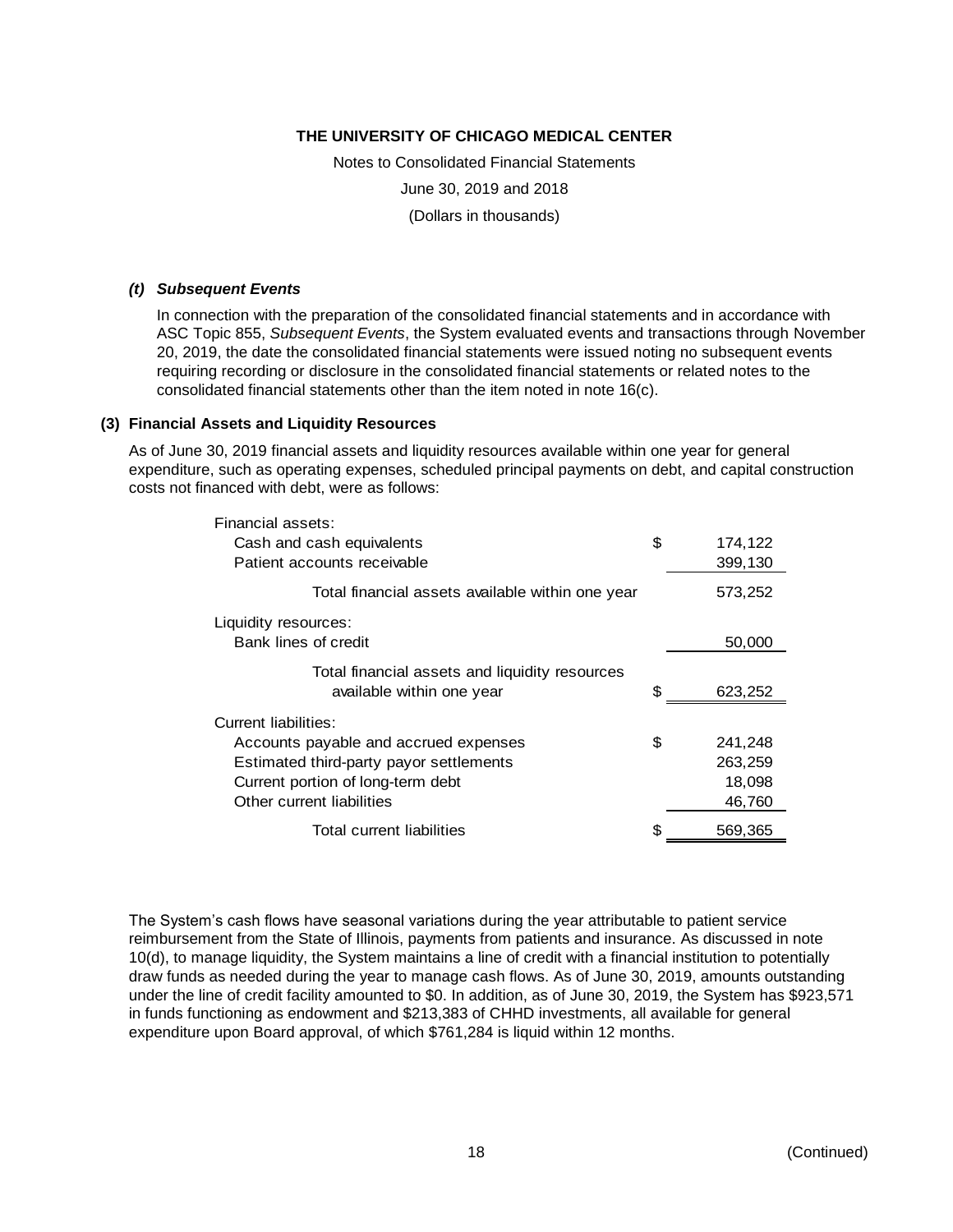**THE UNIVERSITY OF CHICAGO MEDICAL CENTER**

Notes to Consolidated Financial Statements

June 30, 2019 and 2018

(Dollars in thousands)

***(t) Subsequent Events***

In connection with the preparation of the consolidated financial statements and in accordance with ASC Topic 855, *Subsequent Events*, the System evaluated events and transactions through November 20, 2019, the date the consolidated financial statements were issued noting no subsequent events requiring recording or disclosure in the consolidated financial statements or related notes to the consolidated financial statements other than the item noted in note 16(c).

## (3) Financial Assets and Liquidity Resources

As of June 30, 2019 financial assets and liquidity resources available within one year for general expenditure, such as operating expenses, scheduled principal payments on debt, and capital construction costs not financed with debt, were as follows:

| | | |
|---|---|---|
| Financial assets: | | |
| Cash and cash equivalents | $ | 174,122 |
| Patient accounts receivable | | 399,130 |
| Total financial assets available within one year | | 573,252 |
| Liquidity resources: | | |
| Bank lines of credit | | 50,000 |
| Total financial assets and liquidity resources available within one year | $ | 623,252 |
| Current liabilities: | | |
| Accounts payable and accrued expenses | $ | 241,248 |
| Estimated third-party payor settlements | | 263,259 |
| Current portion of long-term debt | | 18,098 |
| Other current liabilities | | 46,760 |
| Total current liabilities | $ | 569,365 |

The System's cash flows have seasonal variations during the year attributable to patient service reimbursement from the State of Illinois, payments from patients and insurance. As discussed in note 10(d), to manage liquidity, the System maintains a line of credit with a financial institution to potentially draw funds as needed during the year to manage cash flows. As of June 30, 2019, amounts outstanding under the line of credit facility amounted to $0. In addition, as of June 30, 2019, the System has $923,571 in funds functioning as endowment and $213,383 of CHHD investments, all available for general expenditure upon Board approval, of which $761,284 is liquid within 12 months.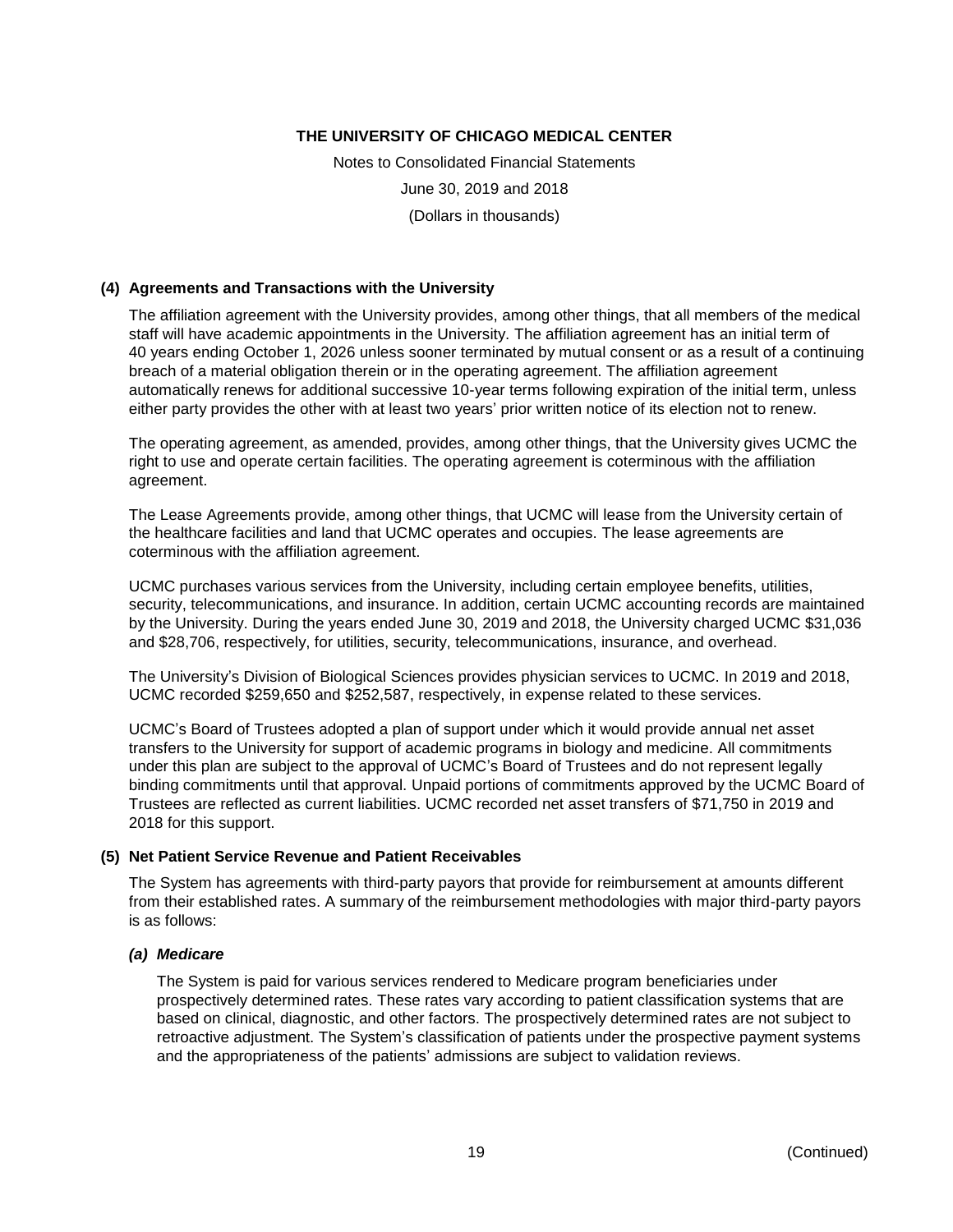### (4) Agreements and Transactions with the University

The affiliation agreement with the University provides, among other things, that all members of the medical staff will have academic appointments in the University. The affiliation agreement has an initial term of 40 years ending October 1, 2026 unless sooner terminated by mutual consent or as a result of a continuing breach of a material obligation therein or in the operating agreement. The affiliation agreement automatically renews for additional successive 10-year terms following expiration of the initial term, unless either party provides the other with at least two years' prior written notice of its election not to renew.

The operating agreement, as amended, provides, among other things, that the University gives UCMC the right to use and operate certain facilities. The operating agreement is coterminous with the affiliation agreement.

The Lease Agreements provide, among other things, that UCMC will lease from the University certain of the healthcare facilities and land that UCMC operates and occupies. The lease agreements are coterminous with the affiliation agreement.

UCMC purchases various services from the University, including certain employee benefits, utilities, security, telecommunications, and insurance. In addition, certain UCMC accounting records are maintained by the University. During the years ended June 30, 2019 and 2018, the University charged UCMC $31,036 and $28,706, respectively, for utilities, security, telecommunications, insurance, and overhead.

The University's Division of Biological Sciences provides physician services to UCMC. In 2019 and 2018, UCMC recorded $259,650 and $252,587, respectively, in expense related to these services.

UCMC's Board of Trustees adopted a plan of support under which it would provide annual net asset transfers to the University for support of academic programs in biology and medicine. All commitments under this plan are subject to the approval of UCMC's Board of Trustees and do not represent legally binding commitments until that approval. Unpaid portions of commitments approved by the UCMC Board of Trustees are reflected as current liabilities. UCMC recorded net asset transfers of $71,750 in 2019 and 2018 for this support.

### (5) Net Patient Service Revenue and Patient Receivables

The System has agreements with third-party payors that provide for reimbursement at amounts different from their established rates. A summary of the reimbursement methodologies with major third-party payors is as follows:

#### *(a) Medicare*

The System is paid for various services rendered to Medicare program beneficiaries under prospectively determined rates. These rates vary according to patient classification systems that are based on clinical, diagnostic, and other factors. The prospectively determined rates are not subject to retroactive adjustment. The System's classification of patients under the prospective payment systems and the appropriateness of the patients' admissions are subject to validation reviews.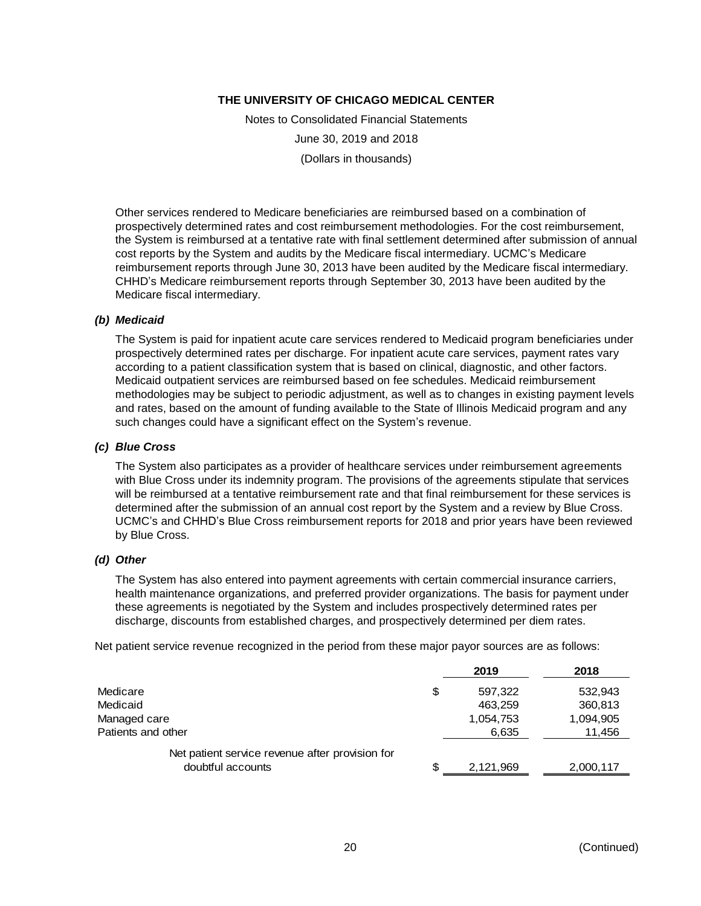Other services rendered to Medicare beneficiaries are reimbursed based on a combination of prospectively determined rates and cost reimbursement methodologies. For the cost reimbursement, the System is reimbursed at a tentative rate with final settlement determined after submission of annual cost reports by the System and audits by the Medicare fiscal intermediary. UCMC's Medicare reimbursement reports through June 30, 2013 have been audited by the Medicare fiscal intermediary. CHHD's Medicare reimbursement reports through September 30, 2013 have been audited by the Medicare fiscal intermediary.

### *(b) Medicaid*

The System is paid for inpatient acute care services rendered to Medicaid program beneficiaries under prospectively determined rates per discharge. For inpatient acute care services, payment rates vary according to a patient classification system that is based on clinical, diagnostic, and other factors. Medicaid outpatient services are reimbursed based on fee schedules. Medicaid reimbursement methodologies may be subject to periodic adjustment, as well as to changes in existing payment levels and rates, based on the amount of funding available to the State of Illinois Medicaid program and any such changes could have a significant effect on the System's revenue.

### *(c) Blue Cross*

The System also participates as a provider of healthcare services under reimbursement agreements with Blue Cross under its indemnity program. The provisions of the agreements stipulate that services will be reimbursed at a tentative reimbursement rate and that final reimbursement for these services is determined after the submission of an annual cost report by the System and a review by Blue Cross. UCMC's and CHHD's Blue Cross reimbursement reports for 2018 and prior years have been reviewed by Blue Cross.

### *(d) Other*

The System has also entered into payment agreements with certain commercial insurance carriers, health maintenance organizations, and preferred provider organizations. The basis for payment under these agreements is negotiated by the System and includes prospectively determined rates per discharge, discounts from established charges, and prospectively determined per diem rates.

Net patient service revenue recognized in the period from these major payor sources are as follows:

| | 2019 | 2018 |
|---|---|---|
| Medicare | $ 597,322 | 532,943 |
| Medicaid | 463,259 | 360,813 |
| Managed care | 1,054,753 | 1,094,905 |
| Patients and other | 6,635 | 11,456 |
| Net patient service revenue after provision for doubtful accounts | $ 2,121,969 | 2,000,117 |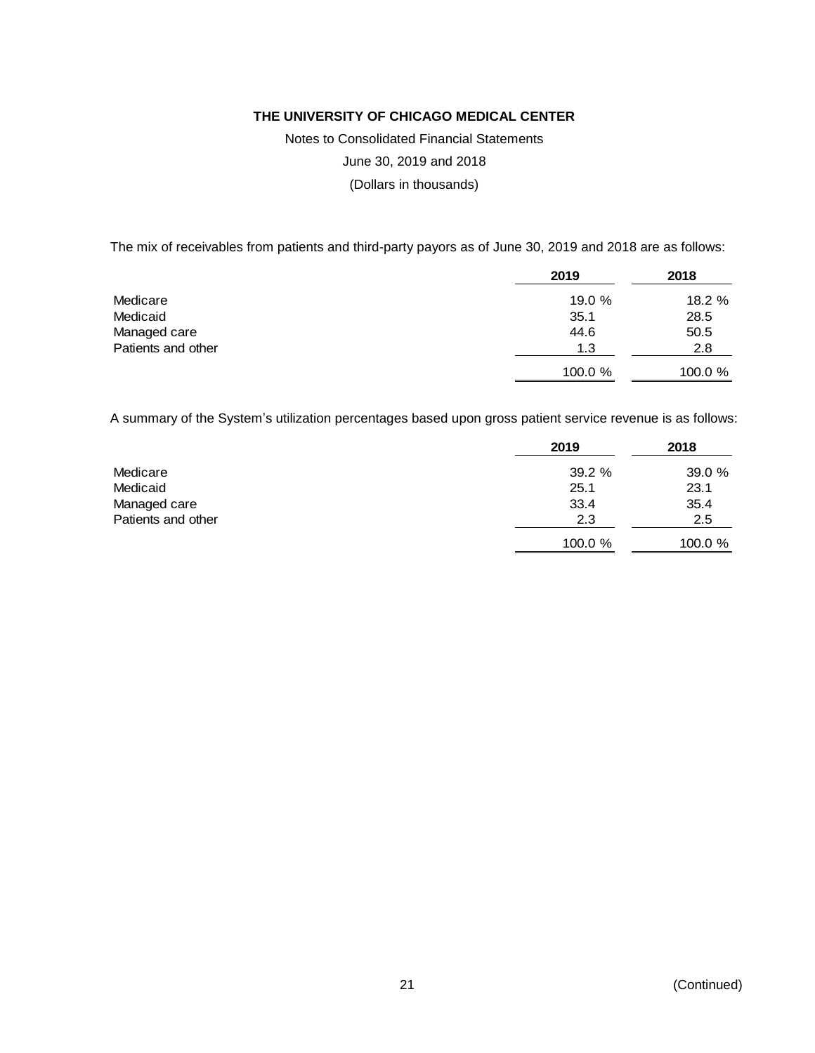The mix of receivables from patients and third-party payors as of June 30, 2019 and 2018 are as follows:

| | 2019 | 2018 |
|---|---|---|
| Medicare | 19.0 % | 18.2 % |
| Medicaid | 35.1 | 28.5 |
| Managed care | 44.6 | 50.5 |
| Patients and other | 1.3 | 2.8 |
| | 100.0 % | 100.0 % |

A summary of the System's utilization percentages based upon gross patient service revenue is as follows:

| | 2019 | 2018 |
|---|---|---|
| Medicare | 39.2 % | 39.0 % |
| Medicaid | 25.1 | 23.1 |
| Managed care | 33.4 | 35.4 |
| Patients and other | 2.3 | 2.5 |
| | 100.0 % | 100.0 % |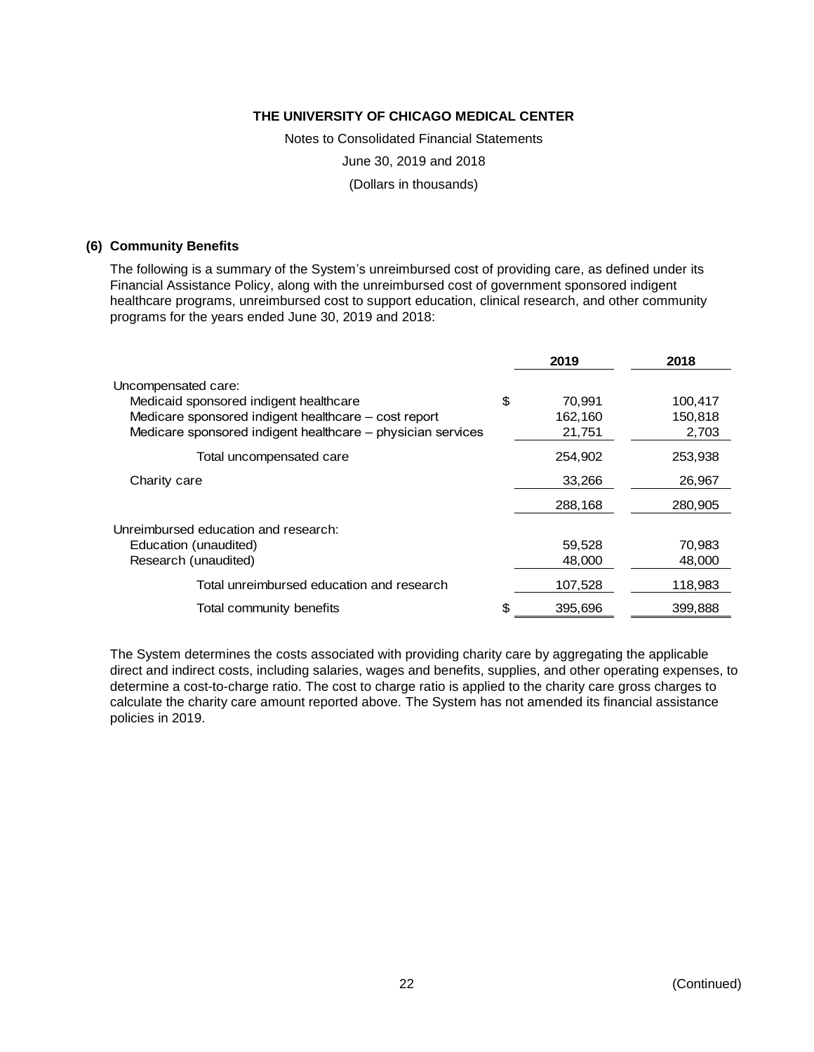# THE UNIVERSITY OF CHICAGO MEDICAL CENTER

Notes to Consolidated Financial Statements

June 30, 2019 and 2018

(Dollars in thousands)

## (6) Community Benefits

The following is a summary of the System's unreimbursed cost of providing care, as defined under its Financial Assistance Policy, along with the unreimbursed cost of government sponsored indigent healthcare programs, unreimbursed cost to support education, clinical research, and other community programs for the years ended June 30, 2019 and 2018:

| | 2019 | 2018 |
|---|---|---|
| Uncompensated care: | | |
| Medicaid sponsored indigent healthcare | $ 70,991 | 100,417 |
| Medicare sponsored indigent healthcare – cost report | 162,160 | 150,818 |
| Medicare sponsored indigent healthcare – physician services | 21,751 | 2,703 |
| Total uncompensated care | 254,902 | 253,938 |
| Charity care | 33,266 | 26,967 |
| | 288,168 | 280,905 |
| Unreimbursed education and research: | | |
| Education (unaudited) | 59,528 | 70,983 |
| Research (unaudited) | 48,000 | 48,000 |
| Total unreimbursed education and research | 107,528 | 118,983 |
| Total community benefits | $ 395,696 | 399,888 |

The System determines the costs associated with providing charity care by aggregating the applicable direct and indirect costs, including salaries, wages and benefits, supplies, and other operating expenses, to determine a cost-to-charge ratio. The cost to charge ratio is applied to the charity care gross charges to calculate the charity care amount reported above. The System has not amended its financial assistance policies in 2019.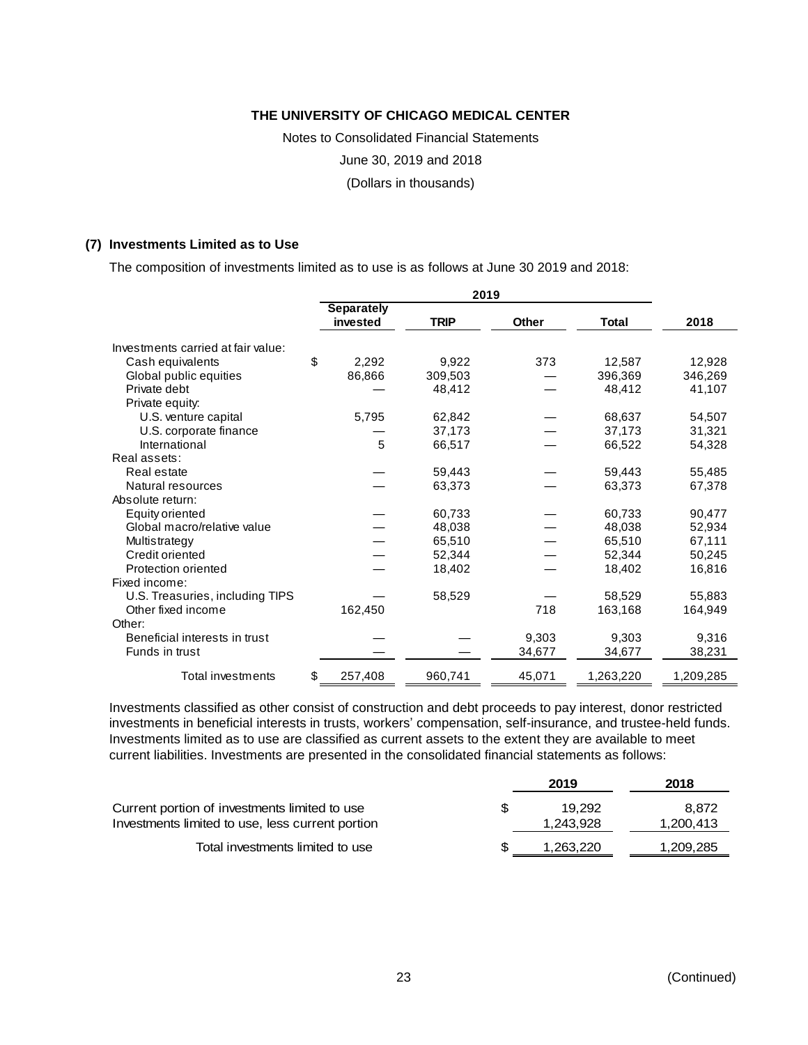THE UNIVERSITY OF CHICAGO MEDICAL CENTER

Notes to Consolidated Financial Statements

June 30, 2019 and 2018

(Dollars in thousands)

## (7) Investments Limited as to Use

The composition of investments limited as to use is as follows at June 30 2019 and 2018:

| | 2019 | | | | |
|---|---|---|---|---|---|
| | **Separately invested** | **TRIP** | **Other** | **Total** | **2018** |
| Investments carried at fair value: | | | | | |
| Cash equivalents | $ 2,292 | 9,922 | 373 | 12,587 | 12,928 |
| Global public equities | 86,866 | 309,503 | — | 396,369 | 346,269 |
| Private debt | — | 48,412 | — | 48,412 | 41,107 |
| Private equity: | | | | | |
| U.S. venture capital | 5,795 | 62,842 | — | 68,637 | 54,507 |
| U.S. corporate finance | — | 37,173 | — | 37,173 | 31,321 |
| International | 5 | 66,517 | — | 66,522 | 54,328 |
| Real assets: | | | | | |
| Real estate | — | 59,443 | — | 59,443 | 55,485 |
| Natural resources | — | 63,373 | — | 63,373 | 67,378 |
| Absolute return: | | | | | |
| Equity oriented | — | 60,733 | — | 60,733 | 90,477 |
| Global macro/relative value | — | 48,038 | — | 48,038 | 52,934 |
| Multistrategy | — | 65,510 | — | 65,510 | 67,111 |
| Credit oriented | — | 52,344 | — | 52,344 | 50,245 |
| Protection oriented | — | 18,402 | — | 18,402 | 16,816 |
| Fixed income: | | | | | |
| U.S. Treasuries, including TIPS | — | 58,529 | — | 58,529 | 55,883 |
| Other fixed income | 162,450 | | 718 | 163,168 | 164,949 |
| Other: | | | | | |
| Beneficial interests in trust | — | — | 9,303 | 9,303 | 9,316 |
| Funds in trust | — | — | 34,677 | 34,677 | 38,231 |
| Total investments | $ 257,408 | 960,741 | 45,071 | 1,263,220 | 1,209,285 |

Investments classified as other consist of construction and debt proceeds to pay interest, donor restricted investments in beneficial interests in trusts, workers' compensation, self-insurance, and trustee-held funds. Investments limited as to use are classified as current assets to the extent they are available to meet current liabilities. Investments are presented in the consolidated financial statements as follows:

| | **2019** | **2018** |
|---|---|---|
| Current portion of investments limited to use | $ 19,292 | 8,872 |
| Investments limited to use, less current portion | 1,243,928 | 1,200,413 |
| Total investments limited to use | $ 1,263,220 | 1,209,285 |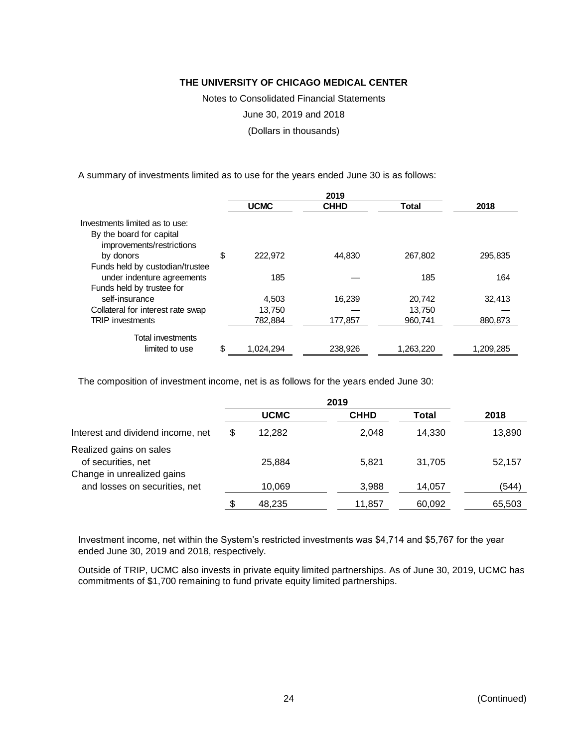A summary of investments limited as to use for the years ended June 30 is as follows:

| | 2019 | | | |
|---|---|---|---|---|
| | UCMC | CHHD | Total | 2018 |
| Investments limited as to use: | | | | |
| By the board for capital improvements/restrictions by donors | $ 222,972 | 44,830 | 267,802 | 295,835 |
| Funds held by custodian/trustee under indenture agreements | 185 | — | 185 | 164 |
| Funds held by trustee for self-insurance | 4,503 | 16,239 | 20,742 | 32,413 |
| Collateral for interest rate swap | 13,750 | — | 13,750 | — |
| TRIP investments | 782,884 | 177,857 | 960,741 | 880,873 |
| Total investments limited to use | $ 1,024,294 | 238,926 | 1,263,220 | 1,209,285 |

The composition of investment income, net is as follows for the years ended June 30:

| | 2019 | | | |
|---|---|---|---|---|
| | UCMC | CHHD | Total | 2018 |
| Interest and dividend income, net | $ 12,282 | 2,048 | 14,330 | 13,890 |
| Realized gains on sales of securities, net | 25,884 | 5,821 | 31,705 | 52,157 |
| Change in unrealized gains and losses on securities, net | 10,069 | 3,988 | 14,057 | (544) |
| | $ 48,235 | 11,857 | 60,092 | 65,503 |

Investment income, net within the System's restricted investments was $4,714 and $5,767 for the year ended June 30, 2019 and 2018, respectively.

Outside of TRIP, UCMC also invests in private equity limited partnerships. As of June 30, 2019, UCMC has commitments of $1,700 remaining to fund private equity limited partnerships.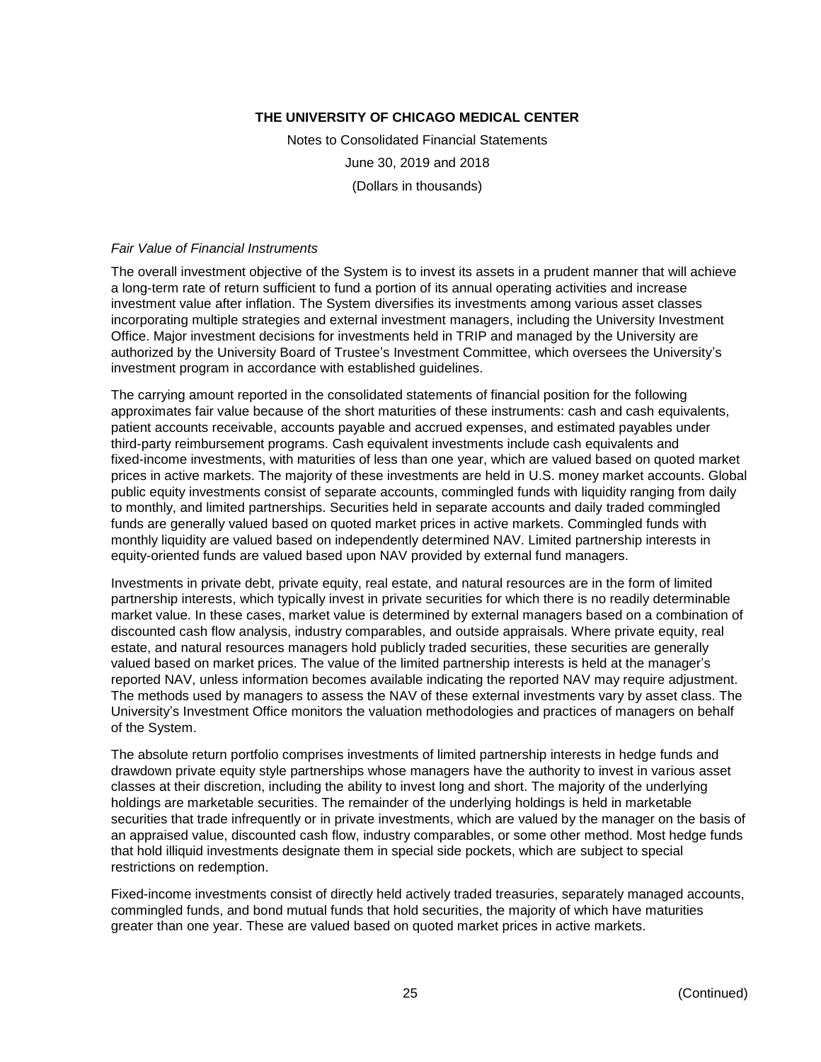*Fair Value of Financial Instruments*

The overall investment objective of the System is to invest its assets in a prudent manner that will achieve a long-term rate of return sufficient to fund a portion of its annual operating activities and increase investment value after inflation. The System diversifies its investments among various asset classes incorporating multiple strategies and external investment managers, including the University Investment Office. Major investment decisions for investments held in TRIP and managed by the University are authorized by the University Board of Trustee's Investment Committee, which oversees the University's investment program in accordance with established guidelines.

The carrying amount reported in the consolidated statements of financial position for the following approximates fair value because of the short maturities of these instruments: cash and cash equivalents, patient accounts receivable, accounts payable and accrued expenses, and estimated payables under third-party reimbursement programs. Cash equivalent investments include cash equivalents and fixed-income investments, with maturities of less than one year, which are valued based on quoted market prices in active markets. The majority of these investments are held in U.S. money market accounts. Global public equity investments consist of separate accounts, commingled funds with liquidity ranging from daily to monthly, and limited partnerships. Securities held in separate accounts and daily traded commingled funds are generally valued based on quoted market prices in active markets. Commingled funds with monthly liquidity are valued based on independently determined NAV. Limited partnership interests in equity-oriented funds are valued based upon NAV provided by external fund managers.

Investments in private debt, private equity, real estate, and natural resources are in the form of limited partnership interests, which typically invest in private securities for which there is no readily determinable market value. In these cases, market value is determined by external managers based on a combination of discounted cash flow analysis, industry comparables, and outside appraisals. Where private equity, real estate, and natural resources managers hold publicly traded securities, these securities are generally valued based on market prices. The value of the limited partnership interests is held at the manager's reported NAV, unless information becomes available indicating the reported NAV may require adjustment. The methods used by managers to assess the NAV of these external investments vary by asset class. The University's Investment Office monitors the valuation methodologies and practices of managers on behalf of the System.

The absolute return portfolio comprises investments of limited partnership interests in hedge funds and drawdown private equity style partnerships whose managers have the authority to invest in various asset classes at their discretion, including the ability to invest long and short. The majority of the underlying holdings are marketable securities. The remainder of the underlying holdings is held in marketable securities that trade infrequently or in private investments, which are valued by the manager on the basis of an appraised value, discounted cash flow, industry comparables, or some other method. Most hedge funds that hold illiquid investments designate them in special side pockets, which are subject to special restrictions on redemption.

Fixed-income investments consist of directly held actively traded treasuries, separately managed accounts, commingled funds, and bond mutual funds that hold securities, the majority of which have maturities greater than one year. These are valued based on quoted market prices in active markets.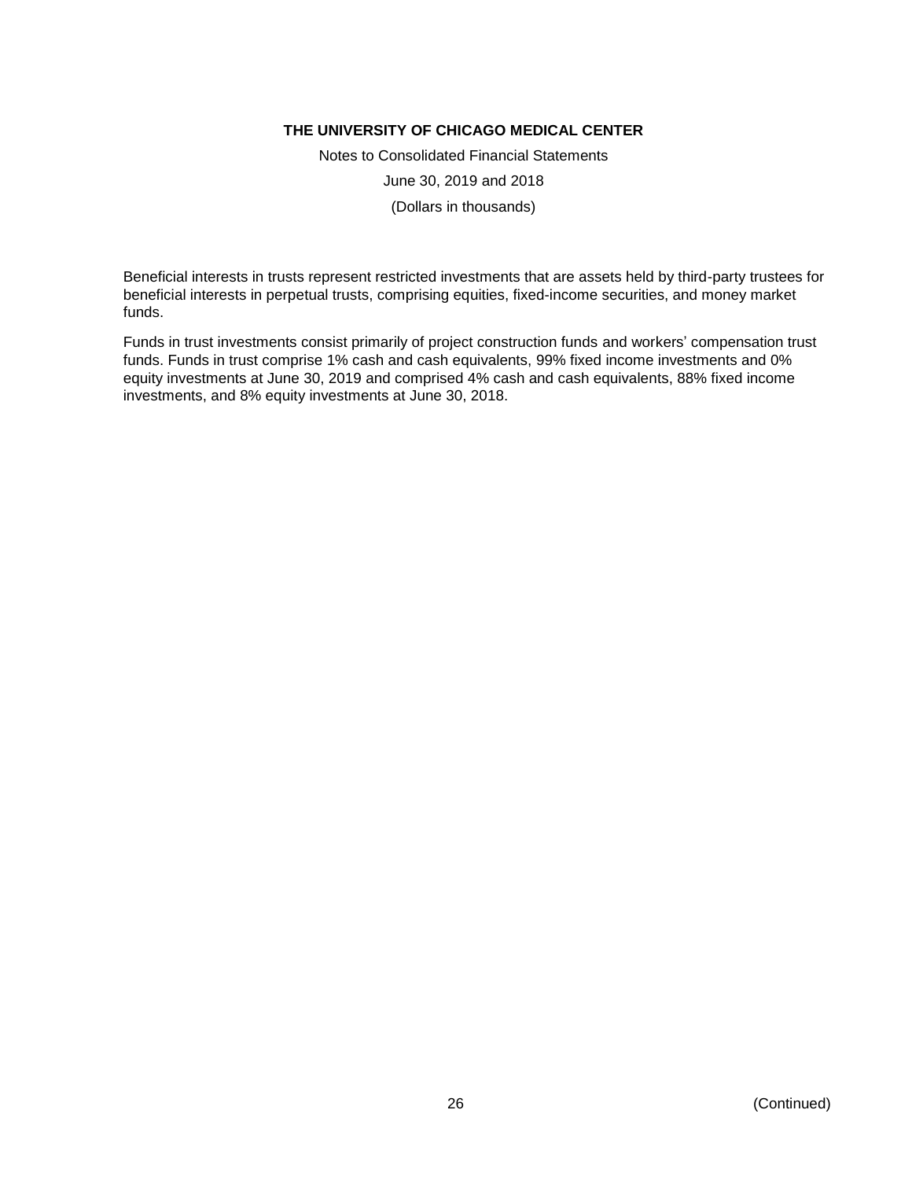Beneficial interests in trusts represent restricted investments that are assets held by third-party trustees for beneficial interests in perpetual trusts, comprising equities, fixed-income securities, and money market funds.

Funds in trust investments consist primarily of project construction funds and workers' compensation trust funds. Funds in trust comprise 1% cash and cash equivalents, 99% fixed income investments and 0% equity investments at June 30, 2019 and comprised 4% cash and cash equivalents, 88% fixed income investments, and 8% equity investments at June 30, 2018.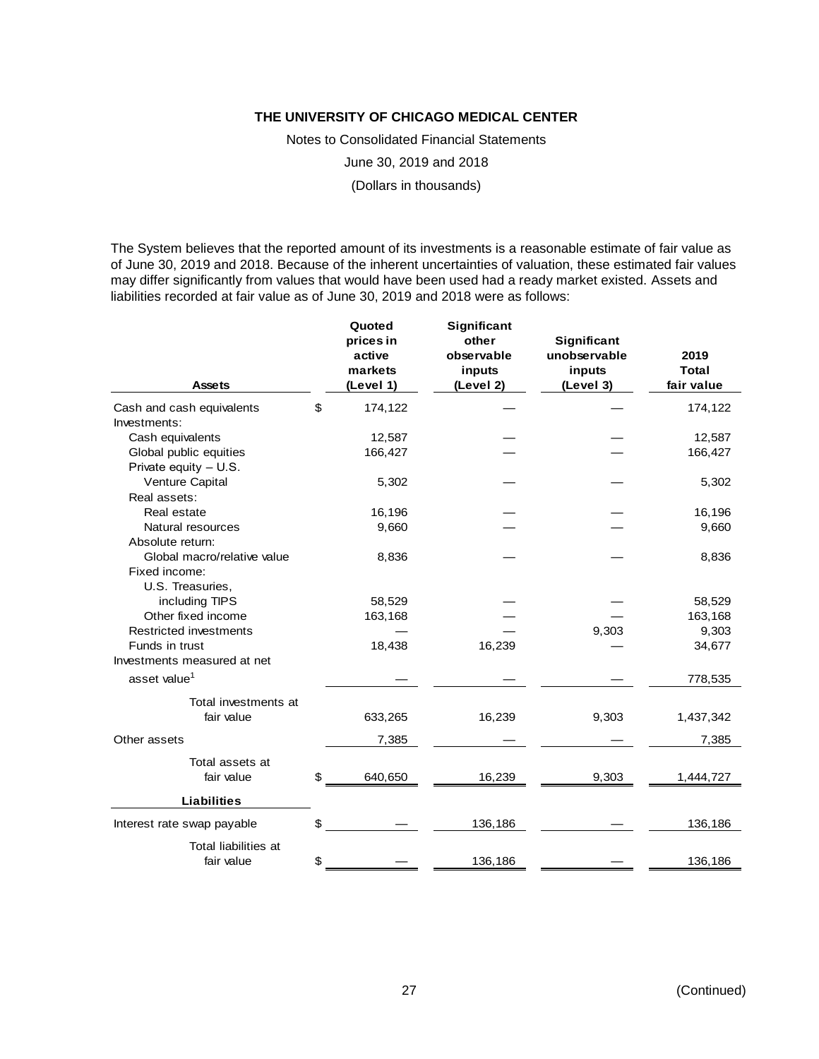THE UNIVERSITY OF CHICAGO MEDICAL CENTER

Notes to Consolidated Financial Statements

June 30, 2019 and 2018

(Dollars in thousands)

The System believes that the reported amount of its investments is a reasonable estimate of fair value as of June 30, 2019 and 2018. Because of the inherent uncertainties of valuation, these estimated fair values may differ significantly from values that would have been used had a ready market existed. Assets and liabilities recorded at fair value as of June 30, 2019 and 2018 were as follows:

| Assets | Quoted prices in active markets (Level 1) | Significant other observable inputs (Level 2) | Significant unobservable inputs (Level 3) | 2019 Total fair value |
|---|---|---|---|---|
| Cash and cash equivalents | $ 174,122 | — | — | 174,122 |
| Investments: | | | | |
| Cash equivalents | 12,587 | — | — | 12,587 |
| Global public equities | 166,427 | — | — | 166,427 |
| Private equity – U.S. | | | | |
| Venture Capital | 5,302 | — | — | 5,302 |
| Real assets: | | | | |
| Real estate | 16,196 | — | — | 16,196 |
| Natural resources | 9,660 | — | — | 9,660 |
| Absolute return: | | | | |
| Global macro/relative value | 8,836 | — | — | 8,836 |
| Fixed income: | | | | |
| U.S. Treasuries, including TIPS | 58,529 | — | — | 58,529 |
| Other fixed income | 163,168 | — | — | 163,168 |
| Restricted investments | — | — | 9,303 | 9,303 |
| Funds in trust | 18,438 | 16,239 | — | 34,677 |
| Investments measured at net asset value[1] | — | — | — | 778,535 |
| Total investments at fair value | 633,265 | 16,239 | 9,303 | 1,437,342 |
| Other assets | 7,385 | — | — | 7,385 |
| Total assets at fair value | $ 640,650 | 16,239 | 9,303 | 1,444,727 |
| **Liabilities** | | | | |
| Interest rate swap payable | $ — | 136,186 | — | 136,186 |
| Total liabilities at fair value | $ — | 136,186 | — | 136,186 |

(Continued)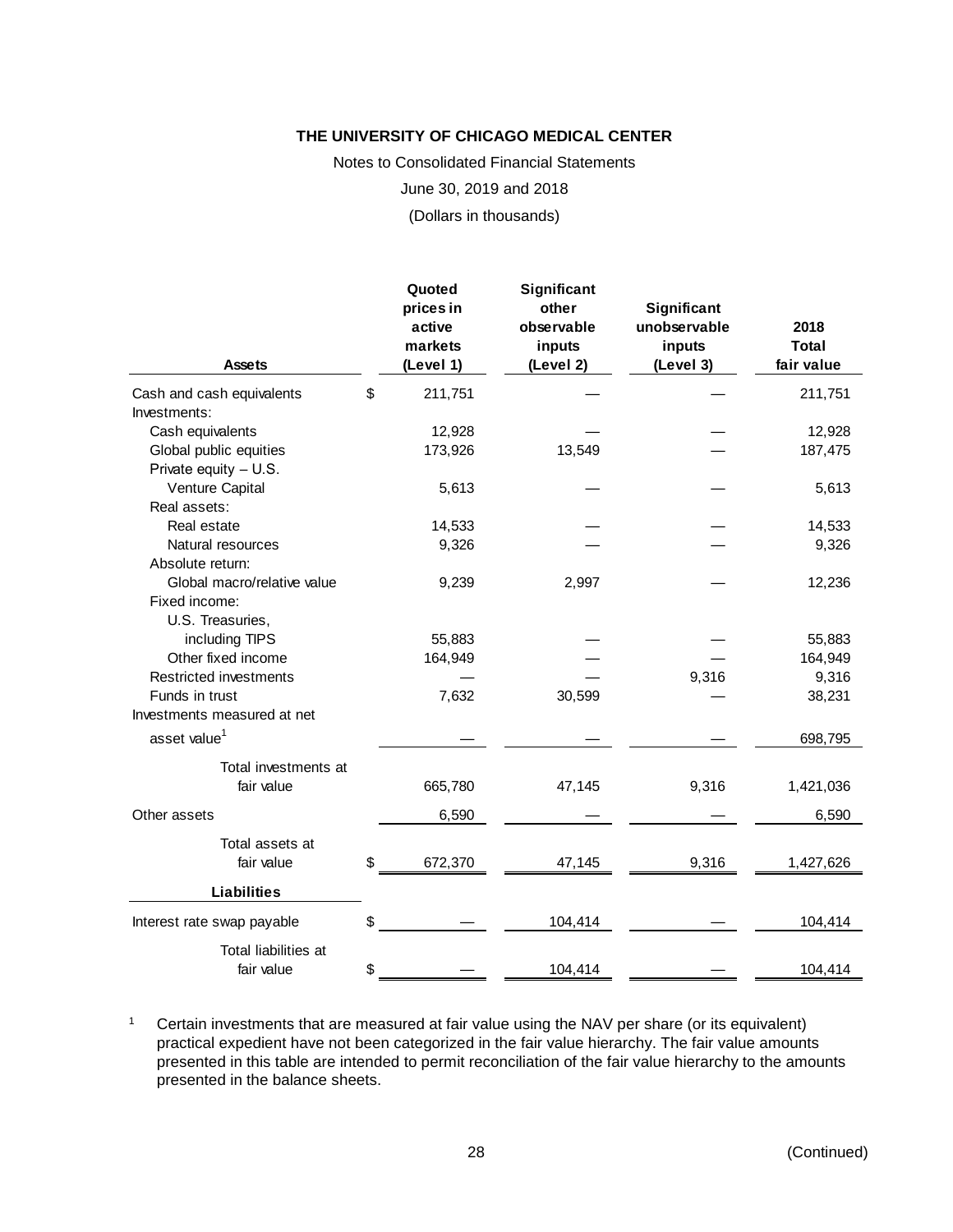THE UNIVERSITY OF CHICAGO MEDICAL CENTER

Notes to Consolidated Financial Statements

June 30, 2019 and 2018

(Dollars in thousands)

| Assets | Quoted prices in active markets (Level 1) | Significant other observable inputs (Level 2) | Significant unobservable inputs (Level 3) | 2018 Total fair value |
|---|---|---|---|---|
| Cash and cash equivalents | $ 211,751 | — | — | 211,751 |
| Investments: | | | | |
| Cash equivalents | 12,928 | — | — | 12,928 |
| Global public equities | 173,926 | 13,549 | — | 187,475 |
| Private equity – U.S. Venture Capital | 5,613 | — | — | 5,613 |
| Real assets: | | | | |
| Real estate | 14,533 | — | — | 14,533 |
| Natural resources | 9,326 | — | — | 9,326 |
| Absolute return: | | | | |
| Global macro/relative value | 9,239 | 2,997 | — | 12,236 |
| Fixed income: | | | | |
| U.S. Treasuries, including TIPS | 55,883 | — | — | 55,883 |
| Other fixed income | 164,949 | — | — | 164,949 |
| Restricted investments | — | — | 9,316 | 9,316 |
| Funds in trust | 7,632 | 30,599 | — | 38,231 |
| Investments measured at net asset value[1] | — | — | — | 698,795 |
| Total investments at fair value | 665,780 | 47,145 | 9,316 | 1,421,036 |
| Other assets | 6,590 | — | — | 6,590 |
| Total assets at fair value | $ 672,370 | 47,145 | 9,316 | 1,427,626 |
| **Liabilities** | | | | |
| Interest rate swap payable | $ — | 104,414 | — | 104,414 |
| Total liabilities at fair value | $ — | 104,414 | — | 104,414 |

[1] Certain investments that are measured at fair value using the NAV per share (or its equivalent) practical expedient have not been categorized in the fair value hierarchy. The fair value amounts presented in this table are intended to permit reconciliation of the fair value hierarchy to the amounts presented in the balance sheets.

(Continued)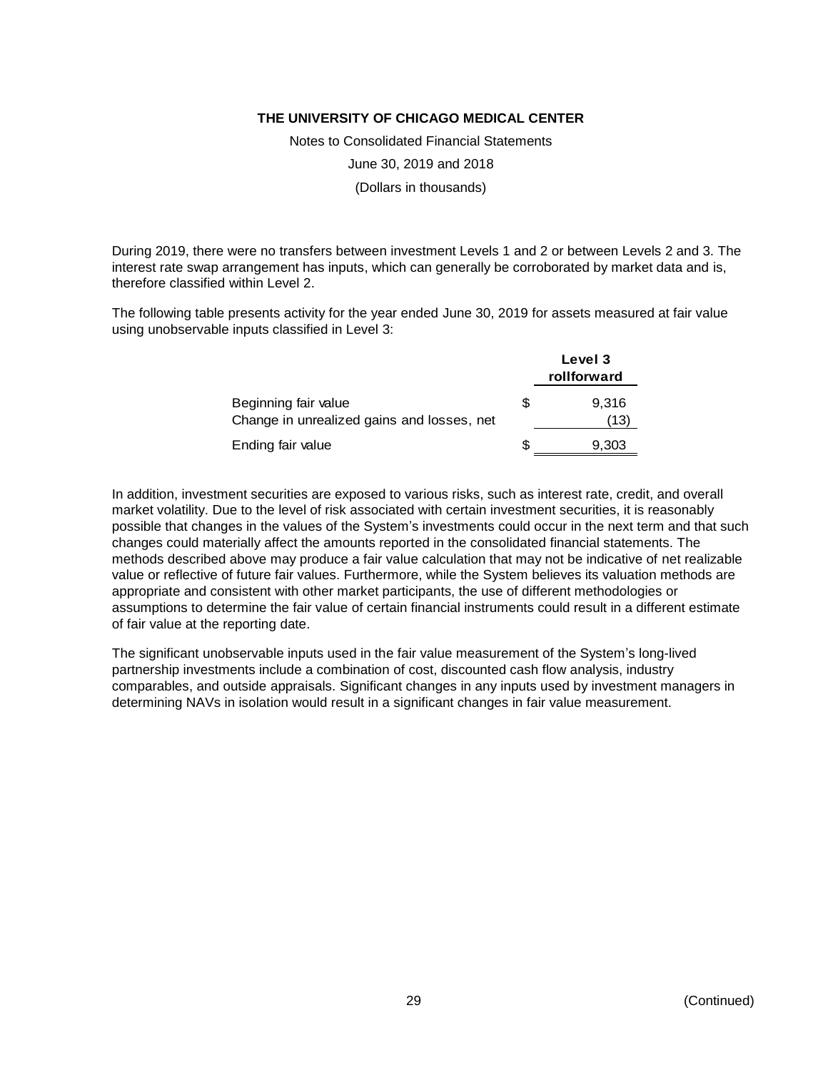During 2019, there were no transfers between investment Levels 1 and 2 or between Levels 2 and 3. The interest rate swap arrangement has inputs, which can generally be corroborated by market data and is, therefore classified within Level 2.

The following table presents activity for the year ended June 30, 2019 for assets measured at fair value using unobservable inputs classified in Level 3:

| | Level 3 rollforward |
|---|---|
| Beginning fair value | $ 9,316 |
| Change in unrealized gains and losses, net | (13) |
| Ending fair value | $ 9,303 |

In addition, investment securities are exposed to various risks, such as interest rate, credit, and overall market volatility. Due to the level of risk associated with certain investment securities, it is reasonably possible that changes in the values of the System's investments could occur in the next term and that such changes could materially affect the amounts reported in the consolidated financial statements. The methods described above may produce a fair value calculation that may not be indicative of net realizable value or reflective of future fair values. Furthermore, while the System believes its valuation methods are appropriate and consistent with other market participants, the use of different methodologies or assumptions to determine the fair value of certain financial instruments could result in a different estimate of fair value at the reporting date.

The significant unobservable inputs used in the fair value measurement of the System's long-lived partnership investments include a combination of cost, discounted cash flow analysis, industry comparables, and outside appraisals. Significant changes in any inputs used by investment managers in determining NAVs in isolation would result in a significant changes in fair value measurement.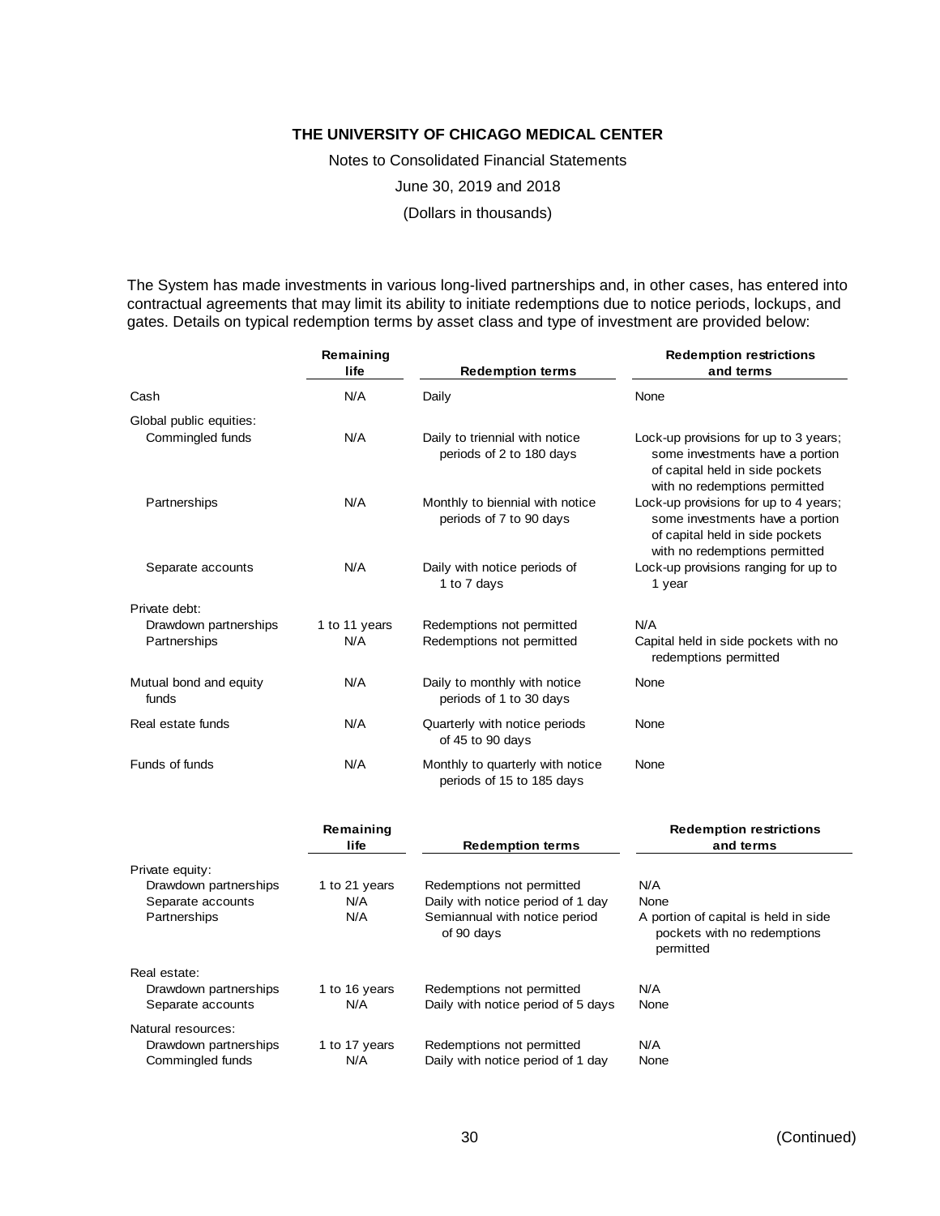The System has made investments in various long-lived partnerships and, in other cases, has entered into contractual agreements that may limit its ability to initiate redemptions due to notice periods, lockups, and gates. Details on typical redemption terms by asset class and type of investment are provided below:

| | Remaining life | Redemption terms | Redemption restrictions and terms |
|---|---|---|---|
| Cash | N/A | Daily | None |
| Global public equities: | | | |
| Commingled funds | N/A | Daily to triennial with notice periods of 2 to 180 days | Lock-up provisions for up to 3 years; some investments have a portion of capital held in side pockets with no redemptions permitted |
| Partnerships | N/A | Monthly to biennial with notice periods of 7 to 90 days | Lock-up provisions for up to 4 years; some investments have a portion of capital held in side pockets with no redemptions permitted |
| Separate accounts | N/A | Daily with notice periods of 1 to 7 days | Lock-up provisions ranging for up to 1 year |
| Private debt: | | | |
| Drawdown partnerships | 1 to 11 years | Redemptions not permitted | N/A |
| Partnerships | N/A | Redemptions not permitted | Capital held in side pockets with no redemptions permitted |
| Mutual bond and equity funds | N/A | Daily to monthly with notice periods of 1 to 30 days | None |
| Real estate funds | N/A | Quarterly with notice periods of 45 to 90 days | None |
| Funds of funds | N/A | Monthly to quarterly with notice periods of 15 to 185 days | None |

| | Remaining life | Redemption terms | Redemption restrictions and terms |
|---|---|---|---|
| Private equity: | | | |
| Drawdown partnerships | 1 to 21 years | Redemptions not permitted | N/A |
| Separate accounts | N/A | Daily with notice period of 1 day | None |
| Partnerships | N/A | Semiannual with notice period of 90 days | A portion of capital is held in side pockets with no redemptions permitted |
| Real estate: | | | |
| Drawdown partnerships | 1 to 16 years | Redemptions not permitted | N/A |
| Separate accounts | N/A | Daily with notice period of 5 days | None |
| Natural resources: | | | |
| Drawdown partnerships | 1 to 17 years | Redemptions not permitted | N/A |
| Commingled funds | N/A | Daily with notice period of 1 day | None |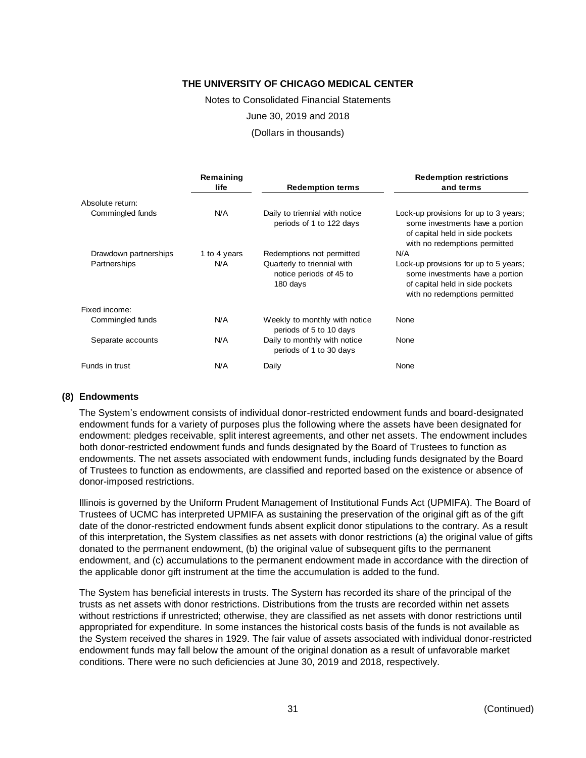|  | Remaining life | Redemption terms | Redemption restrictions and terms |
|---|---|---|---|
| Absolute return: |  |  |  |
| Commingled funds | N/A | Daily to triennial with notice periods of 1 to 122 days | Lock-up provisions for up to 3 years; some investments have a portion of capital held in side pockets with no redemptions permitted |
| Drawdown partnerships | 1 to 4 years | Redemptions not permitted | N/A |
| Partnerships | N/A | Quarterly to triennial with notice periods of 45 to 180 days | Lock-up provisions for up to 5 years; some investments have a portion of capital held in side pockets with no redemptions permitted |
| Fixed income: |  |  |  |
| Commingled funds | N/A | Weekly to monthly with notice periods of 5 to 10 days | None |
| Separate accounts | N/A | Daily to monthly with notice periods of 1 to 30 days | None |
| Funds in trust | N/A | Daily | None |

## (8) Endowments

The System's endowment consists of individual donor-restricted endowment funds and board-designated endowment funds for a variety of purposes plus the following where the assets have been designated for endowment: pledges receivable, split interest agreements, and other net assets. The endowment includes both donor-restricted endowment funds and funds designated by the Board of Trustees to function as endowments. The net assets associated with endowment funds, including funds designated by the Board of Trustees to function as endowments, are classified and reported based on the existence or absence of donor-imposed restrictions.

Illinois is governed by the Uniform Prudent Management of Institutional Funds Act (UPMIFA). The Board of Trustees of UCMC has interpreted UPMIFA as sustaining the preservation of the original gift as of the gift date of the donor-restricted endowment funds absent explicit donor stipulations to the contrary. As a result of this interpretation, the System classifies as net assets with donor restrictions (a) the original value of gifts donated to the permanent endowment, (b) the original value of subsequent gifts to the permanent endowment, and (c) accumulations to the permanent endowment made in accordance with the direction of the applicable donor gift instrument at the time the accumulation is added to the fund.

The System has beneficial interests in trusts. The System has recorded its share of the principal of the trusts as net assets with donor restrictions. Distributions from the trusts are recorded within net assets without restrictions if unrestricted; otherwise, they are classified as net assets with donor restrictions until appropriated for expenditure. In some instances the historical costs basis of the funds is not available as the System received the shares in 1929. The fair value of assets associated with individual donor-restricted endowment funds may fall below the amount of the original donation as a result of unfavorable market conditions. There were no such deficiencies at June 30, 2019 and 2018, respectively.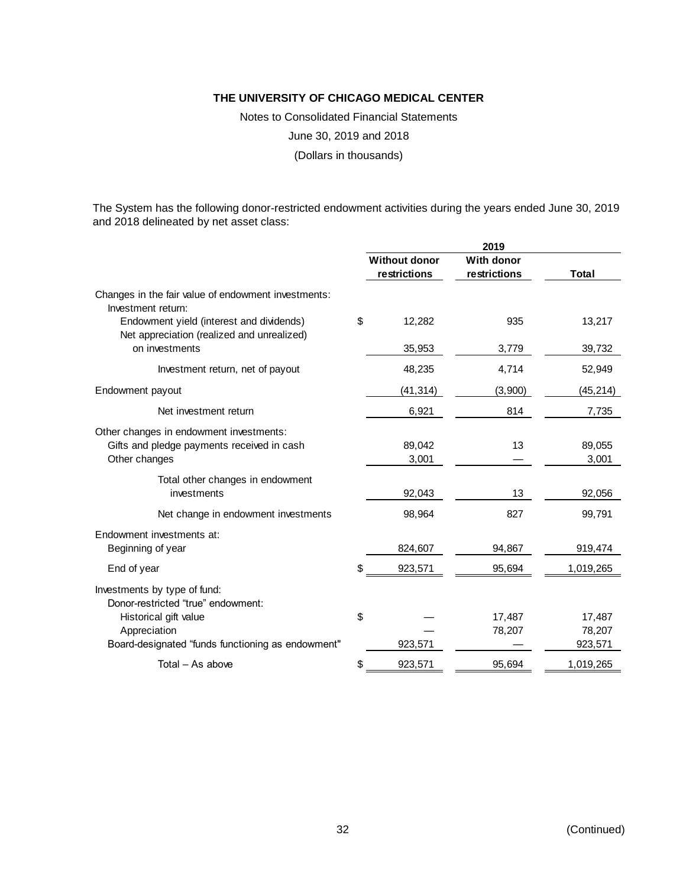**THE UNIVERSITY OF CHICAGO MEDICAL CENTER**

Notes to Consolidated Financial Statements

June 30, 2019 and 2018

(Dollars in thousands)

The System has the following donor-restricted endowment activities during the years ended June 30, 2019 and 2018 delineated by net asset class:

| | 2019 | | |
|---|---|---|---|
| | **Without donor restrictions** | **With donor restrictions** | **Total** |
| Changes in the fair value of endowment investments: | | | |
| Investment return: | | | |
| Endowment yield (interest and dividends) | $ 12,282 | 935 | 13,217 |
| Net appreciation (realized and unrealized) on investments | 35,953 | 3,779 | 39,732 |
| Investment return, net of payout | 48,235 | 4,714 | 52,949 |
| Endowment payout | (41,314) | (3,900) | (45,214) |
| Net investment return | 6,921 | 814 | 7,735 |
| Other changes in endowment investments: | | | |
| Gifts and pledge payments received in cash | 89,042 | 13 | 89,055 |
| Other changes | 3,001 | — | 3,001 |
| Total other changes in endowment investments | 92,043 | 13 | 92,056 |
| Net change in endowment investments | 98,964 | 827 | 99,791 |
| Endowment investments at: | | | |
| Beginning of year | 824,607 | 94,867 | 919,474 |
| End of year | $ 923,571 | 95,694 | 1,019,265 |
| Investments by type of fund: | | | |
| Donor-restricted "true" endowment: | | | |
| Historical gift value | $ — | 17,487 | 17,487 |
| Appreciation | — | 78,207 | 78,207 |
| Board-designated "funds functioning as endowment" | 923,571 | — | 923,571 |
| Total – As above | $ 923,571 | 95,694 | 1,019,265 |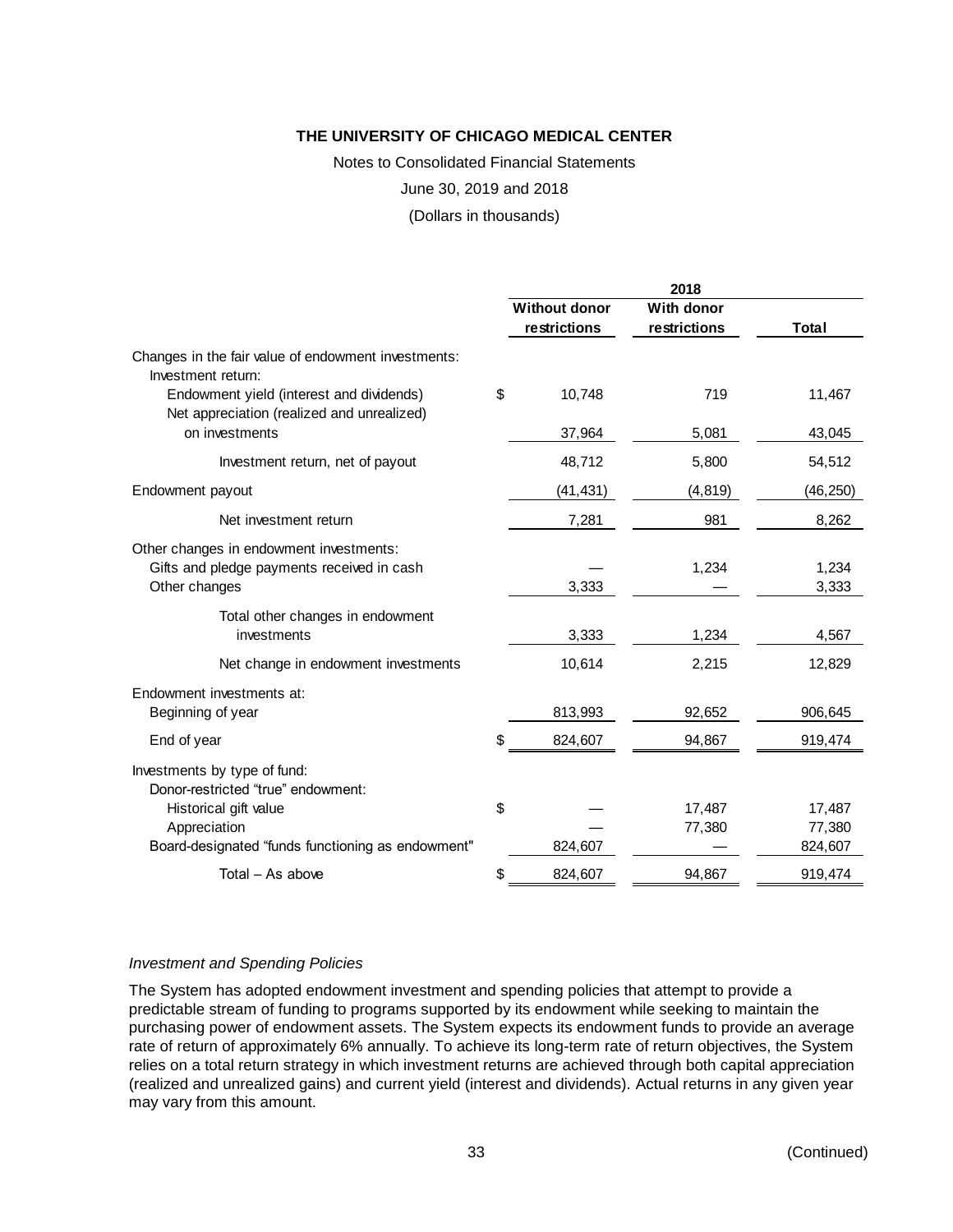**THE UNIVERSITY OF CHICAGO MEDICAL CENTER**

Notes to Consolidated Financial Statements

June 30, 2019 and 2018

(Dollars in thousands)

| | 2018 | | |
|---|---|---|---|
| | Without donor restrictions | With donor restrictions | Total |
| Changes in the fair value of endowment investments: | | | |
| Investment return: | | | |
| Endowment yield (interest and dividends) | $ 10,748 | 719 | 11,467 |
| Net appreciation (realized and unrealized) on investments | 37,964 | 5,081 | 43,045 |
| Investment return, net of payout | 48,712 | 5,800 | 54,512 |
| Endowment payout | (41,431) | (4,819) | (46,250) |
| Net investment return | 7,281 | 981 | 8,262 |
| Other changes in endowment investments: | | | |
| Gifts and pledge payments received in cash | — | 1,234 | 1,234 |
| Other changes | 3,333 | — | 3,333 |
| Total other changes in endowment investments | 3,333 | 1,234 | 4,567 |
| Net change in endowment investments | 10,614 | 2,215 | 12,829 |
| Endowment investments at: | | | |
| Beginning of year | 813,993 | 92,652 | 906,645 |
| End of year | $ 824,607 | 94,867 | 919,474 |
| Investments by type of fund: | | | |
| Donor-restricted "true" endowment: | | | |
| Historical gift value | $ — | 17,487 | 17,487 |
| Appreciation | — | 77,380 | 77,380 |
| Board-designated "funds functioning as endowment" | 824,607 | — | 824,607 |
| Total – As above | $ 824,607 | 94,867 | 919,474 |

*Investment and Spending Policies*

The System has adopted endowment investment and spending policies that attempt to provide a predictable stream of funding to programs supported by its endowment while seeking to maintain the purchasing power of endowment assets. The System expects its endowment funds to provide an average rate of return of approximately 6% annually. To achieve its long-term rate of return objectives, the System relies on a total return strategy in which investment returns are achieved through both capital appreciation (realized and unrealized gains) and current yield (interest and dividends). Actual returns in any given year may vary from this amount.

(Continued)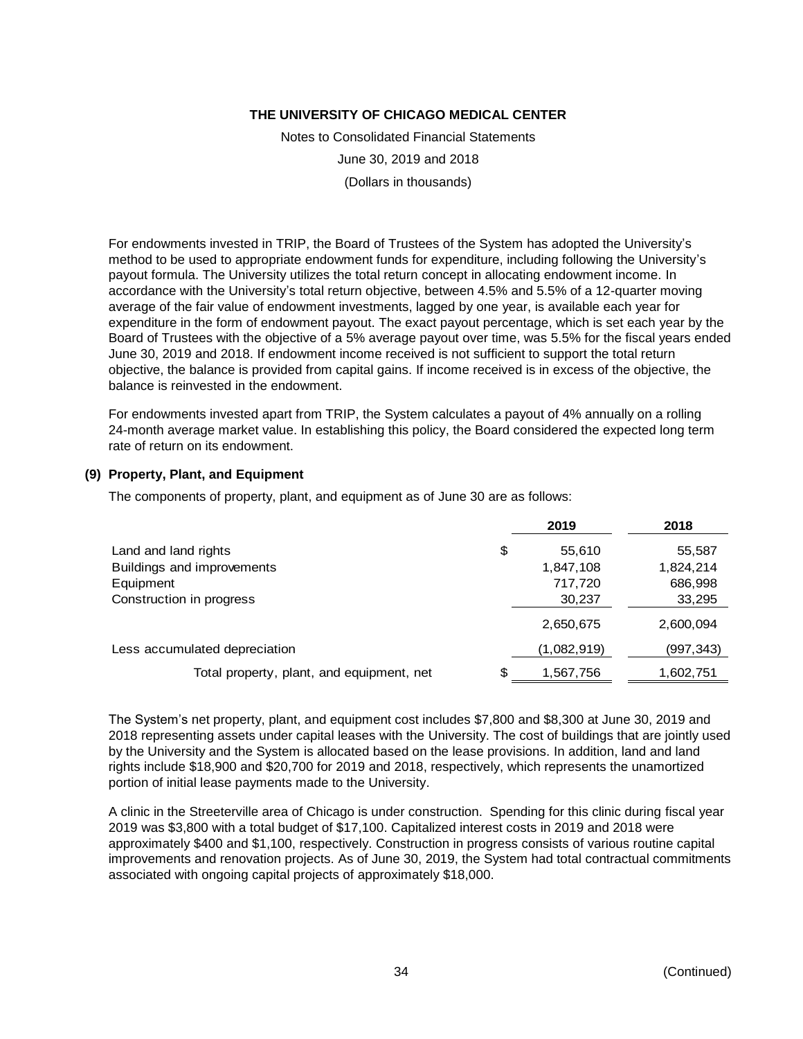For endowments invested in TRIP, the Board of Trustees of the System has adopted the University's method to be used to appropriate endowment funds for expenditure, including following the University's payout formula. The University utilizes the total return concept in allocating endowment income. In accordance with the University's total return objective, between 4.5% and 5.5% of a 12-quarter moving average of the fair value of endowment investments, lagged by one year, is available each year for expenditure in the form of endowment payout. The exact payout percentage, which is set each year by the Board of Trustees with the objective of a 5% average payout over time, was 5.5% for the fiscal years ended June 30, 2019 and 2018. If endowment income received is not sufficient to support the total return objective, the balance is provided from capital gains. If income received is in excess of the objective, the balance is reinvested in the endowment.

For endowments invested apart from TRIP, the System calculates a payout of 4% annually on a rolling 24-month average market value. In establishing this policy, the Board considered the expected long term rate of return on its endowment.

## (9) Property, Plant, and Equipment

The components of property, plant, and equipment as of June 30 are as follows:

| | 2019 | 2018 |
|---|---|---|
| Land and land rights | $ 55,610 | 55,587 |
| Buildings and improvements | 1,847,108 | 1,824,214 |
| Equipment | 717,720 | 686,998 |
| Construction in progress | 30,237 | 33,295 |
| | 2,650,675 | 2,600,094 |
| Less accumulated depreciation | (1,082,919) | (997,343) |
| Total property, plant, and equipment, net | $ 1,567,756 | 1,602,751 |

The System's net property, plant, and equipment cost includes $7,800 and $8,300 at June 30, 2019 and 2018 representing assets under capital leases with the University. The cost of buildings that are jointly used by the University and the System is allocated based on the lease provisions. In addition, land and land rights include $18,900 and $20,700 for 2019 and 2018, respectively, which represents the unamortized portion of initial lease payments made to the University.

A clinic in the Streeterville area of Chicago is under construction. Spending for this clinic during fiscal year 2019 was $3,800 with a total budget of $17,100. Capitalized interest costs in 2019 and 2018 were approximately $400 and $1,100, respectively. Construction in progress consists of various routine capital improvements and renovation projects. As of June 30, 2019, the System had total contractual commitments associated with ongoing capital projects of approximately $18,000.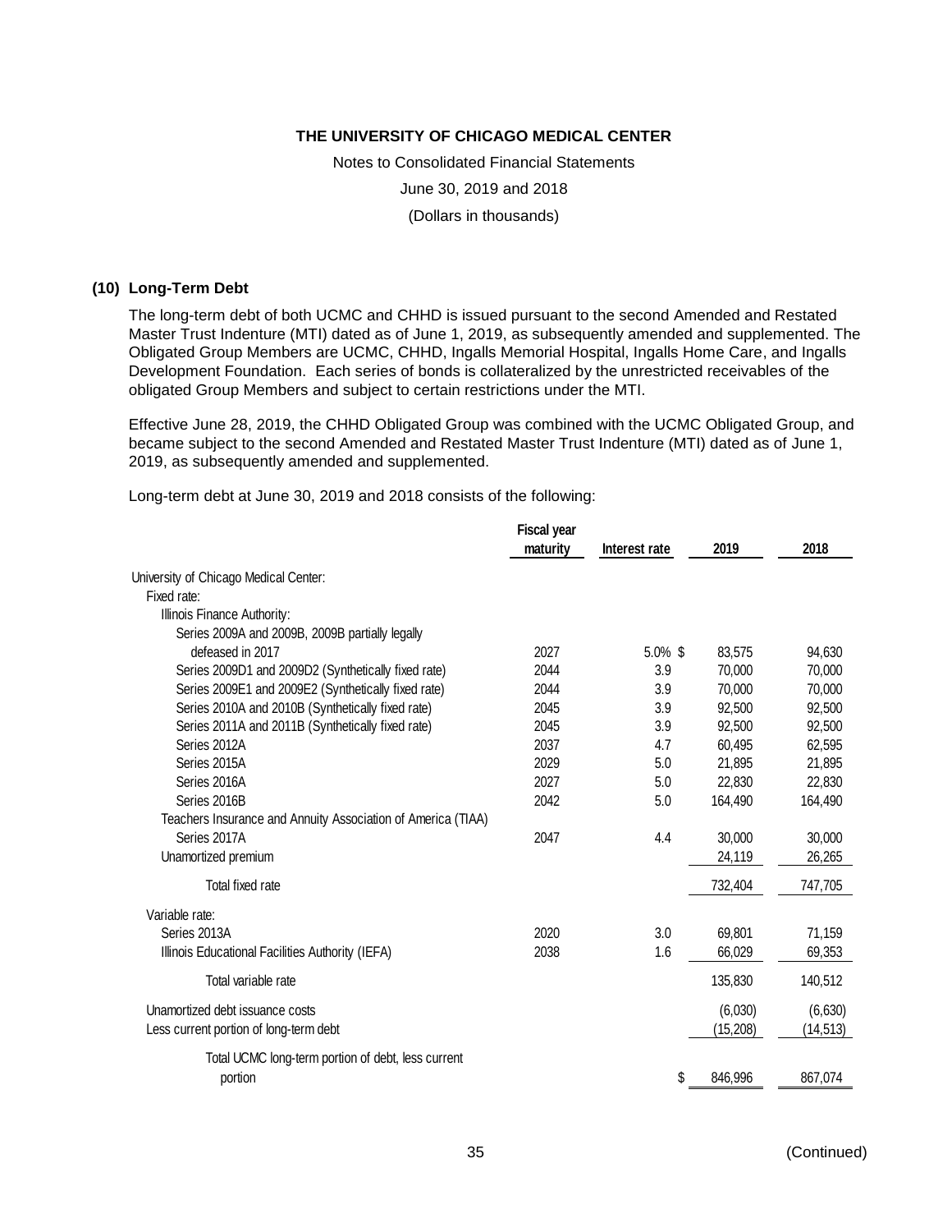THE UNIVERSITY OF CHICAGO MEDICAL CENTER

Notes to Consolidated Financial Statements

June 30, 2019 and 2018

(Dollars in thousands)

## (10) Long-Term Debt

The long-term debt of both UCMC and CHHD is issued pursuant to the second Amended and Restated Master Trust Indenture (MTI) dated as of June 1, 2019, as subsequently amended and supplemented. The Obligated Group Members are UCMC, CHHD, Ingalls Memorial Hospital, Ingalls Home Care, and Ingalls Development Foundation. Each series of bonds is collateralized by the unrestricted receivables of the obligated Group Members and subject to certain restrictions under the MTI.

Effective June 28, 2019, the CHHD Obligated Group was combined with the UCMC Obligated Group, and became subject to the second Amended and Restated Master Trust Indenture (MTI) dated as of June 1, 2019, as subsequently amended and supplemented.

Long-term debt at June 30, 2019 and 2018 consists of the following:

| | Fiscal year maturity | Interest rate | 2019 | 2018 |
|---|---|---|---|---|
| University of Chicago Medical Center: | | | | |
| Fixed rate: | | | | |
| Illinois Finance Authority: | | | | |
| Series 2009A and 2009B, 2009B partially legally defeased in 2017 | 2027 | 5.0% | $ 83,575 | 94,630 |
| Series 2009D1 and 2009D2 (Synthetically fixed rate) | 2044 | 3.9 | 70,000 | 70,000 |
| Series 2009E1 and 2009E2 (Synthetically fixed rate) | 2044 | 3.9 | 70,000 | 70,000 |
| Series 2010A and 2010B (Synthetically fixed rate) | 2045 | 3.9 | 92,500 | 92,500 |
| Series 2011A and 2011B (Synthetically fixed rate) | 2045 | 3.9 | 92,500 | 92,500 |
| Series 2012A | 2037 | 4.7 | 60,495 | 62,595 |
| Series 2015A | 2029 | 5.0 | 21,895 | 21,895 |
| Series 2016A | 2027 | 5.0 | 22,830 | 22,830 |
| Series 2016B | 2042 | 5.0 | 164,490 | 164,490 |
| Teachers Insurance and Annuity Association of America (TIAA) | | | | |
| Series 2017A | 2047 | 4.4 | 30,000 | 30,000 |
| Unamortized premium | | | 24,119 | 26,265 |
| Total fixed rate | | | 732,404 | 747,705 |
| Variable rate: | | | | |
| Series 2013A | 2020 | 3.0 | 69,801 | 71,159 |
| Illinois Educational Facilities Authority (IEFA) | 2038 | 1.6 | 66,029 | 69,353 |
| Total variable rate | | | 135,830 | 140,512 |
| Unamortized debt issuance costs | | | (6,030) | (6,630) |
| Less current portion of long-term debt | | | (15,208) | (14,513) |
| Total UCMC long-term portion of debt, less current portion | | | $ 846,996 | 867,074 |

(Continued)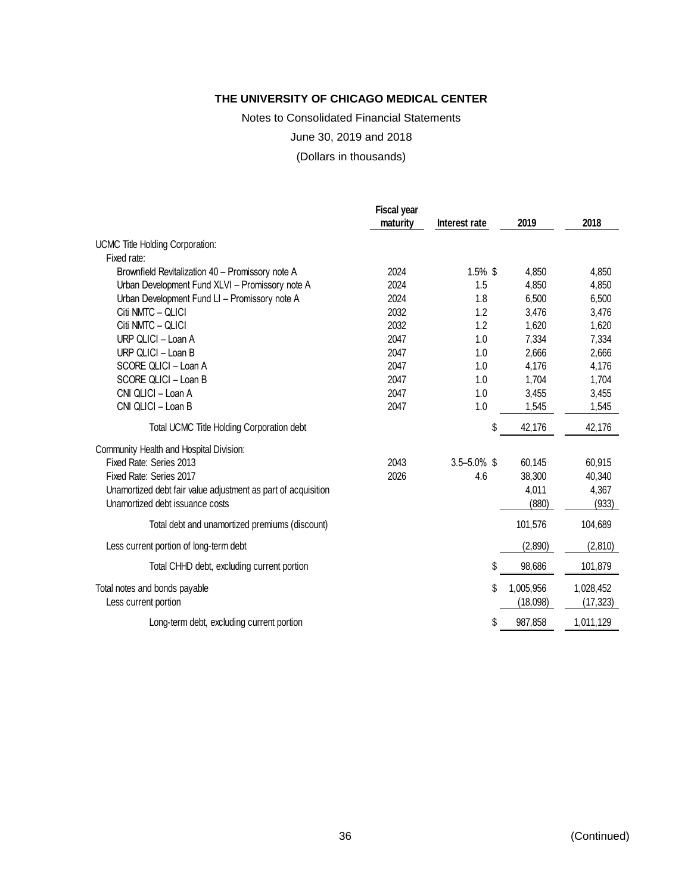# THE UNIVERSITY OF CHICAGO MEDICAL CENTER

Notes to Consolidated Financial Statements

June 30, 2019 and 2018

(Dollars in thousands)

| | Fiscal year maturity | Interest rate | 2019 | 2018 |
|---|---|---|---|---|
| UCMC Title Holding Corporation: | | | | |
| Fixed rate: | | | | |
| Brownfield Revitalization 40 – Promissory note A | 2024 | 1.5% | $ 4,850 | 4,850 |
| Urban Development Fund XLVI – Promissory note A | 2024 | 1.5 | 4,850 | 4,850 |
| Urban Development Fund LI – Promissory note A | 2024 | 1.8 | 6,500 | 6,500 |
| Citi NMTC – QLICI | 2032 | 1.2 | 3,476 | 3,476 |
| Citi NMTC – QLICI | 2032 | 1.2 | 1,620 | 1,620 |
| URP QLICI – Loan A | 2047 | 1.0 | 7,334 | 7,334 |
| URP QLICI – Loan B | 2047 | 1.0 | 2,666 | 2,666 |
| SCORE QLICI – Loan A | 2047 | 1.0 | 4,176 | 4,176 |
| SCORE QLICI – Loan B | 2047 | 1.0 | 1,704 | 1,704 |
| CNI QLICI – Loan A | 2047 | 1.0 | 3,455 | 3,455 |
| CNI QLICI – Loan B | 2047 | 1.0 | 1,545 | 1,545 |
| Total UCMC Title Holding Corporation debt | | | $ 42,176 | 42,176 |
| Community Health and Hospital Division: | | | | |
| Fixed Rate: Series 2013 | 2043 | 3.5–5.0% | $ 60,145 | 60,915 |
| Fixed Rate: Series 2017 | 2026 | 4.6 | 38,300 | 40,340 |
| Unamortized debt fair value adjustment as part of acquisition | | | 4,011 | 4,367 |
| Unamortized debt issuance costs | | | (880) | (933) |
| Total debt and unamortized premiums (discount) | | | 101,576 | 104,689 |
| Less current portion of long-term debt | | | (2,890) | (2,810) |
| Total CHHD debt, excluding current portion | | | $ 98,686 | 101,879 |
| Total notes and bonds payable | | | $ 1,005,956 | 1,028,452 |
| Less current portion | | | (18,098) | (17,323) |
| Long-term debt, excluding current portion | | | $ 987,858 | 1,011,129 |

(Continued)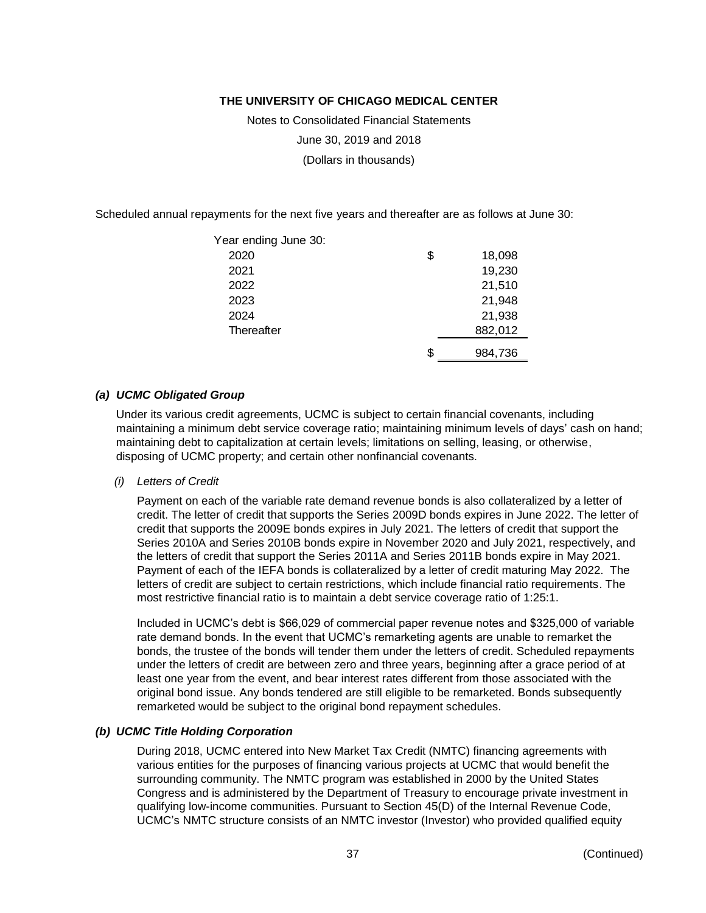Scheduled annual repayments for the next five years and thereafter are as follows at June 30:

| Year ending June 30: | | |
|---|---|---|
| 2020 | $ | 18,098 |
| 2021 | | 19,230 |
| 2022 | | 21,510 |
| 2023 | | 21,948 |
| 2024 | | 21,938 |
| Thereafter | | 882,012 |
| | $ | 984,736 |

### *(a) UCMC Obligated Group*

Under its various credit agreements, UCMC is subject to certain financial covenants, including maintaining a minimum debt service coverage ratio; maintaining minimum levels of days' cash on hand; maintaining debt to capitalization at certain levels; limitations on selling, leasing, or otherwise, disposing of UCMC property; and certain other nonfinancial covenants.

*(i) Letters of Credit*

Payment on each of the variable rate demand revenue bonds is also collateralized by a letter of credit. The letter of credit that supports the Series 2009D bonds expires in June 2022. The letter of credit that supports the 2009E bonds expires in July 2021. The letters of credit that support the Series 2010A and Series 2010B bonds expire in November 2020 and July 2021, respectively, and the letters of credit that support the Series 2011A and Series 2011B bonds expire in May 2021. Payment of each of the IEFA bonds is collateralized by a letter of credit maturing May 2022. The letters of credit are subject to certain restrictions, which include financial ratio requirements. The most restrictive financial ratio is to maintain a debt service coverage ratio of 1:25:1.

Included in UCMC's debt is $66,029 of commercial paper revenue notes and $325,000 of variable rate demand bonds. In the event that UCMC's remarketing agents are unable to remarket the bonds, the trustee of the bonds will tender them under the letters of credit. Scheduled repayments under the letters of credit are between zero and three years, beginning after a grace period of at least one year from the event, and bear interest rates different from those associated with the original bond issue. Any bonds tendered are still eligible to be remarketed. Bonds subsequently remarketed would be subject to the original bond repayment schedules.

### *(b) UCMC Title Holding Corporation*

During 2018, UCMC entered into New Market Tax Credit (NMTC) financing agreements with various entities for the purposes of financing various projects at UCMC that would benefit the surrounding community. The NMTC program was established in 2000 by the United States Congress and is administered by the Department of Treasury to encourage private investment in qualifying low-income communities. Pursuant to Section 45(D) of the Internal Revenue Code, UCMC's NMTC structure consists of an NMTC investor (Investor) who provided qualified equity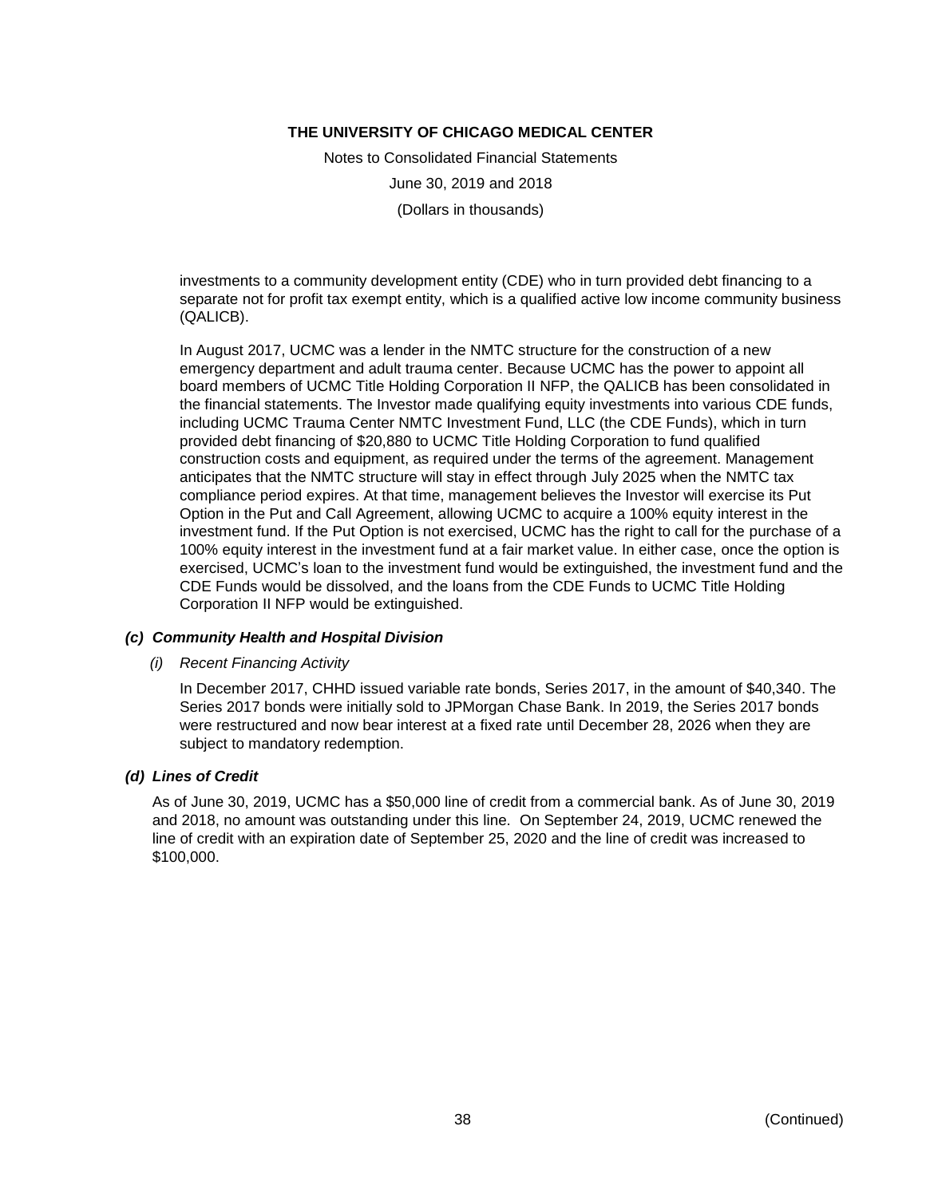investments to a community development entity (CDE) who in turn provided debt financing to a separate not for profit tax exempt entity, which is a qualified active low income community business (QALICB).

In August 2017, UCMC was a lender in the NMTC structure for the construction of a new emergency department and adult trauma center. Because UCMC has the power to appoint all board members of UCMC Title Holding Corporation II NFP, the QALICB has been consolidated in the financial statements. The Investor made qualifying equity investments into various CDE funds, including UCMC Trauma Center NMTC Investment Fund, LLC (the CDE Funds), which in turn provided debt financing of $20,880 to UCMC Title Holding Corporation to fund qualified construction costs and equipment, as required under the terms of the agreement. Management anticipates that the NMTC structure will stay in effect through July 2025 when the NMTC tax compliance period expires. At that time, management believes the Investor will exercise its Put Option in the Put and Call Agreement, allowing UCMC to acquire a 100% equity interest in the investment fund. If the Put Option is not exercised, UCMC has the right to call for the purchase of a 100% equity interest in the investment fund at a fair market value. In either case, once the option is exercised, UCMC's loan to the investment fund would be extinguished, the investment fund and the CDE Funds would be dissolved, and the loans from the CDE Funds to UCMC Title Holding Corporation II NFP would be extinguished.

### *(c) Community Health and Hospital Division*

*(i) Recent Financing Activity*

In December 2017, CHHD issued variable rate bonds, Series 2017, in the amount of $40,340. The Series 2017 bonds were initially sold to JPMorgan Chase Bank. In 2019, the Series 2017 bonds were restructured and now bear interest at a fixed rate until December 28, 2026 when they are subject to mandatory redemption.

### *(d) Lines of Credit*

As of June 30, 2019, UCMC has a $50,000 line of credit from a commercial bank. As of June 30, 2019 and 2018, no amount was outstanding under this line. On September 24, 2019, UCMC renewed the line of credit with an expiration date of September 25, 2020 and the line of credit was increased to $100,000.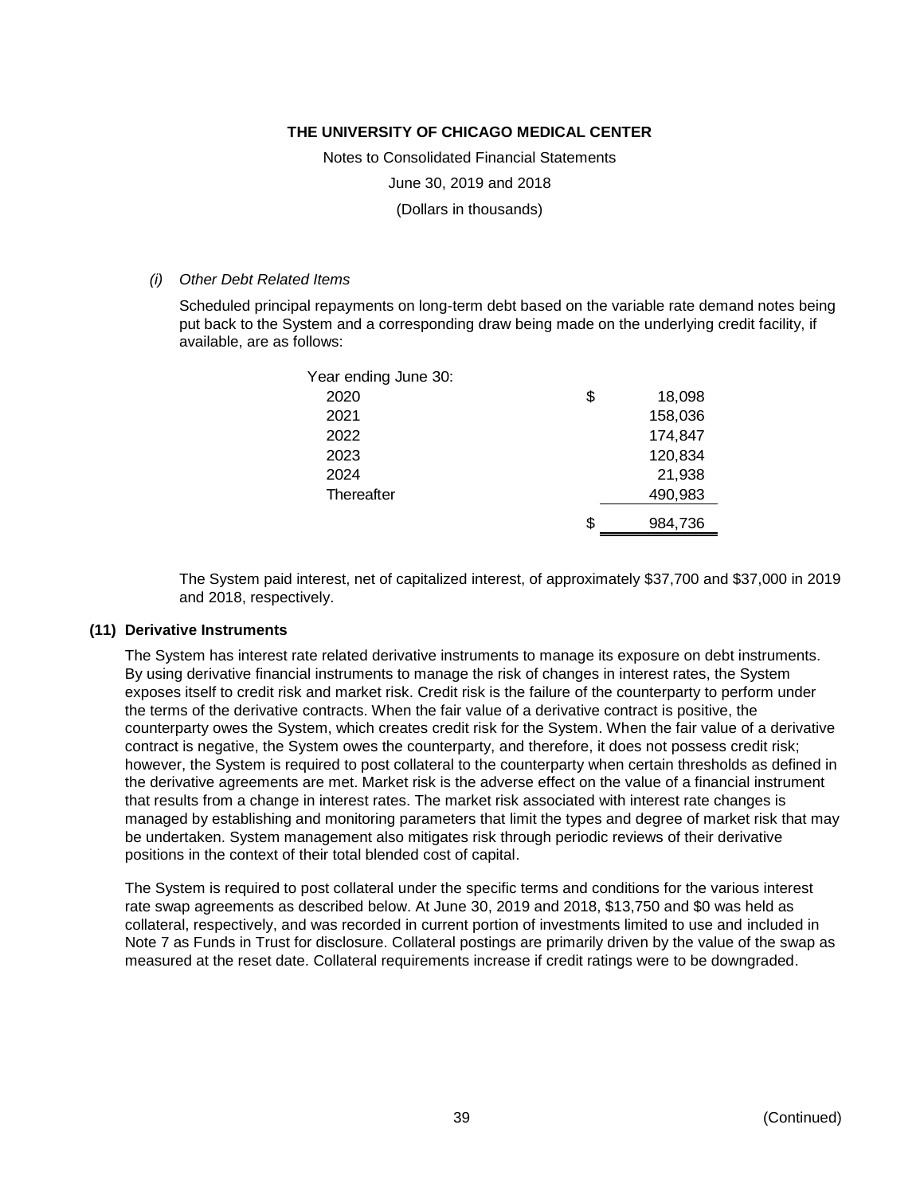*(i) Other Debt Related Items*

Scheduled principal repayments on long-term debt based on the variable rate demand notes being put back to the System and a corresponding draw being made on the underlying credit facility, if available, are as follows:

| Year ending June 30: | | |
|---|---|---|
| 2020 | $ | 18,098 |
| 2021 | | 158,036 |
| 2022 | | 174,847 |
| 2023 | | 120,834 |
| 2024 | | 21,938 |
| Thereafter | | 490,983 |
| | $ | 984,736 |

The System paid interest, net of capitalized interest, of approximately $37,700 and $37,000 in 2019 and 2018, respectively.

## (11) Derivative Instruments

The System has interest rate related derivative instruments to manage its exposure on debt instruments. By using derivative financial instruments to manage the risk of changes in interest rates, the System exposes itself to credit risk and market risk. Credit risk is the failure of the counterparty to perform under the terms of the derivative contracts. When the fair value of a derivative contract is positive, the counterparty owes the System, which creates credit risk for the System. When the fair value of a derivative contract is negative, the System owes the counterparty, and therefore, it does not possess credit risk; however, the System is required to post collateral to the counterparty when certain thresholds as defined in the derivative agreements are met. Market risk is the adverse effect on the value of a financial instrument that results from a change in interest rates. The market risk associated with interest rate changes is managed by establishing and monitoring parameters that limit the types and degree of market risk that may be undertaken. System management also mitigates risk through periodic reviews of their derivative positions in the context of their total blended cost of capital.

The System is required to post collateral under the specific terms and conditions for the various interest rate swap agreements as described below. At June 30, 2019 and 2018, $13,750 and $0 was held as collateral, respectively, and was recorded in current portion of investments limited to use and included in Note 7 as Funds in Trust for disclosure. Collateral postings are primarily driven by the value of the swap as measured at the reset date. Collateral requirements increase if credit ratings were to be downgraded.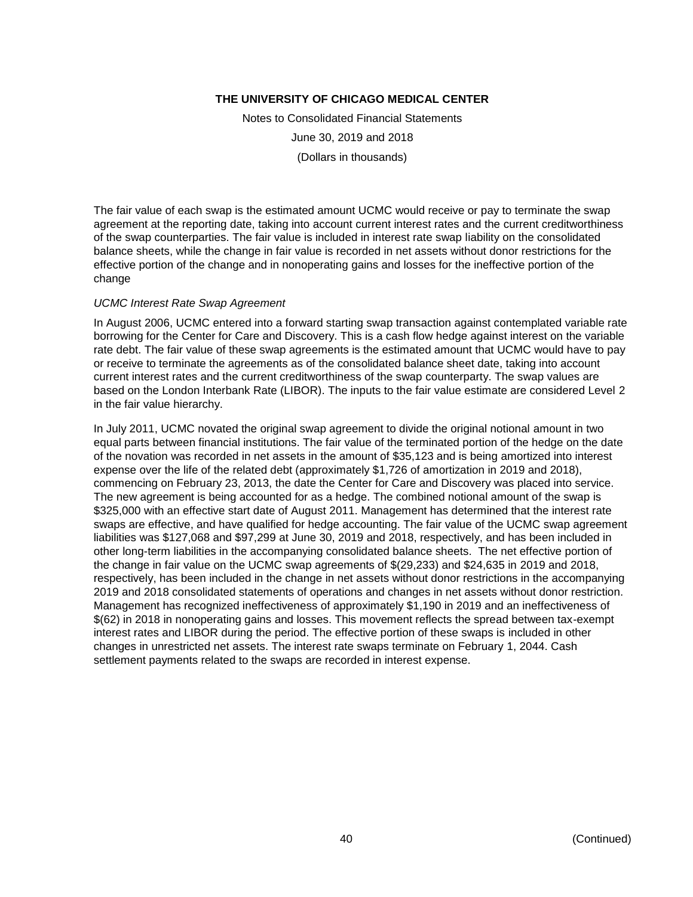The fair value of each swap is the estimated amount UCMC would receive or pay to terminate the swap agreement at the reporting date, taking into account current interest rates and the current creditworthiness of the swap counterparties. The fair value is included in interest rate swap liability on the consolidated balance sheets, while the change in fair value is recorded in net assets without donor restrictions for the effective portion of the change and in nonoperating gains and losses for the ineffective portion of the change

*UCMC Interest Rate Swap Agreement*

In August 2006, UCMC entered into a forward starting swap transaction against contemplated variable rate borrowing for the Center for Care and Discovery. This is a cash flow hedge against interest on the variable rate debt. The fair value of these swap agreements is the estimated amount that UCMC would have to pay or receive to terminate the agreements as of the consolidated balance sheet date, taking into account current interest rates and the current creditworthiness of the swap counterparty. The swap values are based on the London Interbank Rate (LIBOR). The inputs to the fair value estimate are considered Level 2 in the fair value hierarchy.

In July 2011, UCMC novated the original swap agreement to divide the original notional amount in two equal parts between financial institutions. The fair value of the terminated portion of the hedge on the date of the novation was recorded in net assets in the amount of $35,123 and is being amortized into interest expense over the life of the related debt (approximately $1,726 of amortization in 2019 and 2018), commencing on February 23, 2013, the date the Center for Care and Discovery was placed into service. The new agreement is being accounted for as a hedge. The combined notional amount of the swap is $325,000 with an effective start date of August 2011. Management has determined that the interest rate swaps are effective, and have qualified for hedge accounting. The fair value of the UCMC swap agreement liabilities was $127,068 and $97,299 at June 30, 2019 and 2018, respectively, and has been included in other long-term liabilities in the accompanying consolidated balance sheets. The net effective portion of the change in fair value on the UCMC swap agreements of $(29,233) and $24,635 in 2019 and 2018, respectively, has been included in the change in net assets without donor restrictions in the accompanying 2019 and 2018 consolidated statements of operations and changes in net assets without donor restriction. Management has recognized ineffectiveness of approximately $1,190 in 2019 and an ineffectiveness of $(62) in 2018 in nonoperating gains and losses. This movement reflects the spread between tax-exempt interest rates and LIBOR during the period. The effective portion of these swaps is included in other changes in unrestricted net assets. The interest rate swaps terminate on February 1, 2044. Cash settlement payments related to the swaps are recorded in interest expense.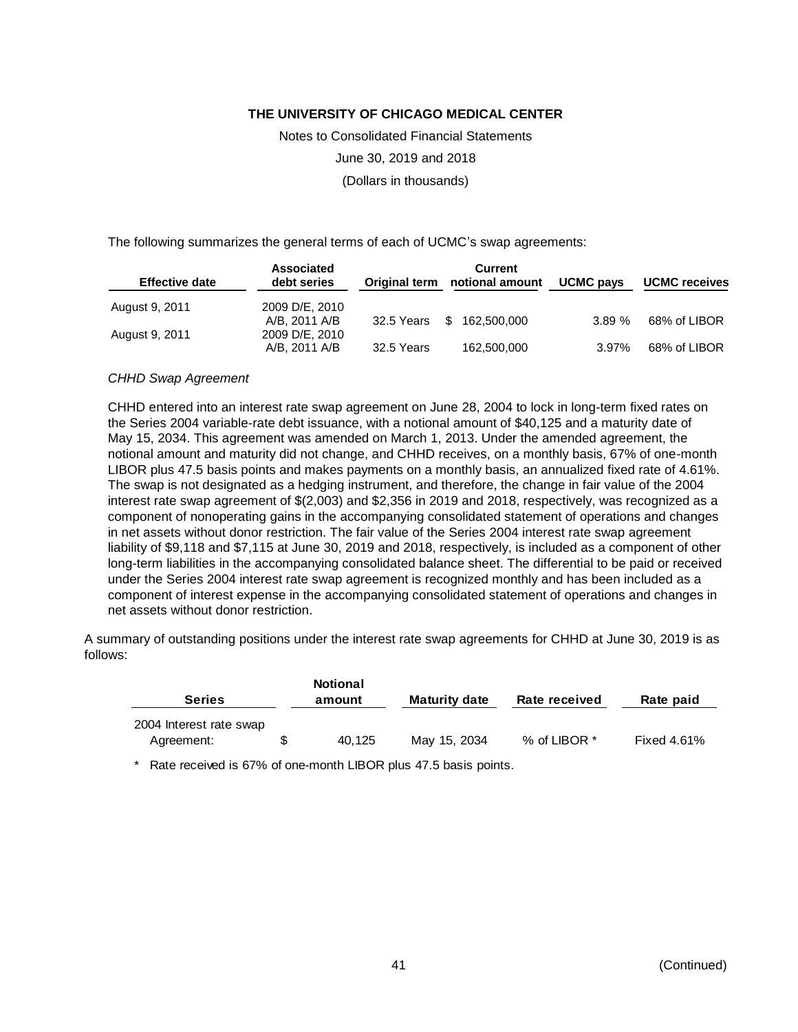The following summarizes the general terms of each of UCMC's swap agreements:

| Effective date | Associated debt series | Original term | Current notional amount | UCMC pays | UCMC receives |
|---|---|---|---|---|---|
| August 9, 2011 | 2009 D/E, 2010 A/B, 2011 A/B | 32.5 Years | $ 162,500,000 | 3.89 % | 68% of LIBOR |
| August 9, 2011 | 2009 D/E, 2010 A/B, 2011 A/B | 32.5 Years | 162,500,000 | 3.97% | 68% of LIBOR |

*CHHD Swap Agreement*

CHHD entered into an interest rate swap agreement on June 28, 2004 to lock in long-term fixed rates on the Series 2004 variable-rate debt issuance, with a notional amount of $40,125 and a maturity date of May 15, 2034. This agreement was amended on March 1, 2013. Under the amended agreement, the notional amount and maturity did not change, and CHHD receives, on a monthly basis, 67% of one-month LIBOR plus 47.5 basis points and makes payments on a monthly basis, an annualized fixed rate of 4.61%. The swap is not designated as a hedging instrument, and therefore, the change in fair value of the 2004 interest rate swap agreement of $(2,003) and $2,356 in 2019 and 2018, respectively, was recognized as a component of nonoperating gains in the accompanying consolidated statement of operations and changes in net assets without donor restriction. The fair value of the Series 2004 interest rate swap agreement liability of $9,118 and $7,115 at June 30, 2019 and 2018, respectively, is included as a component of other long-term liabilities in the accompanying consolidated balance sheet. The differential to be paid or received under the Series 2004 interest rate swap agreement is recognized monthly and has been included as a component of interest expense in the accompanying consolidated statement of operations and changes in net assets without donor restriction.

A summary of outstanding positions under the interest rate swap agreements for CHHD at June 30, 2019 is as follows:

| Series | Notional amount | Maturity date | Rate received | Rate paid |
|---|---|---|---|---|
| 2004 Interest rate swap Agreement: | $ 40,125 | May 15, 2034 | % of LIBOR * | Fixed 4.61% |

\* Rate received is 67% of one-month LIBOR plus 47.5 basis points.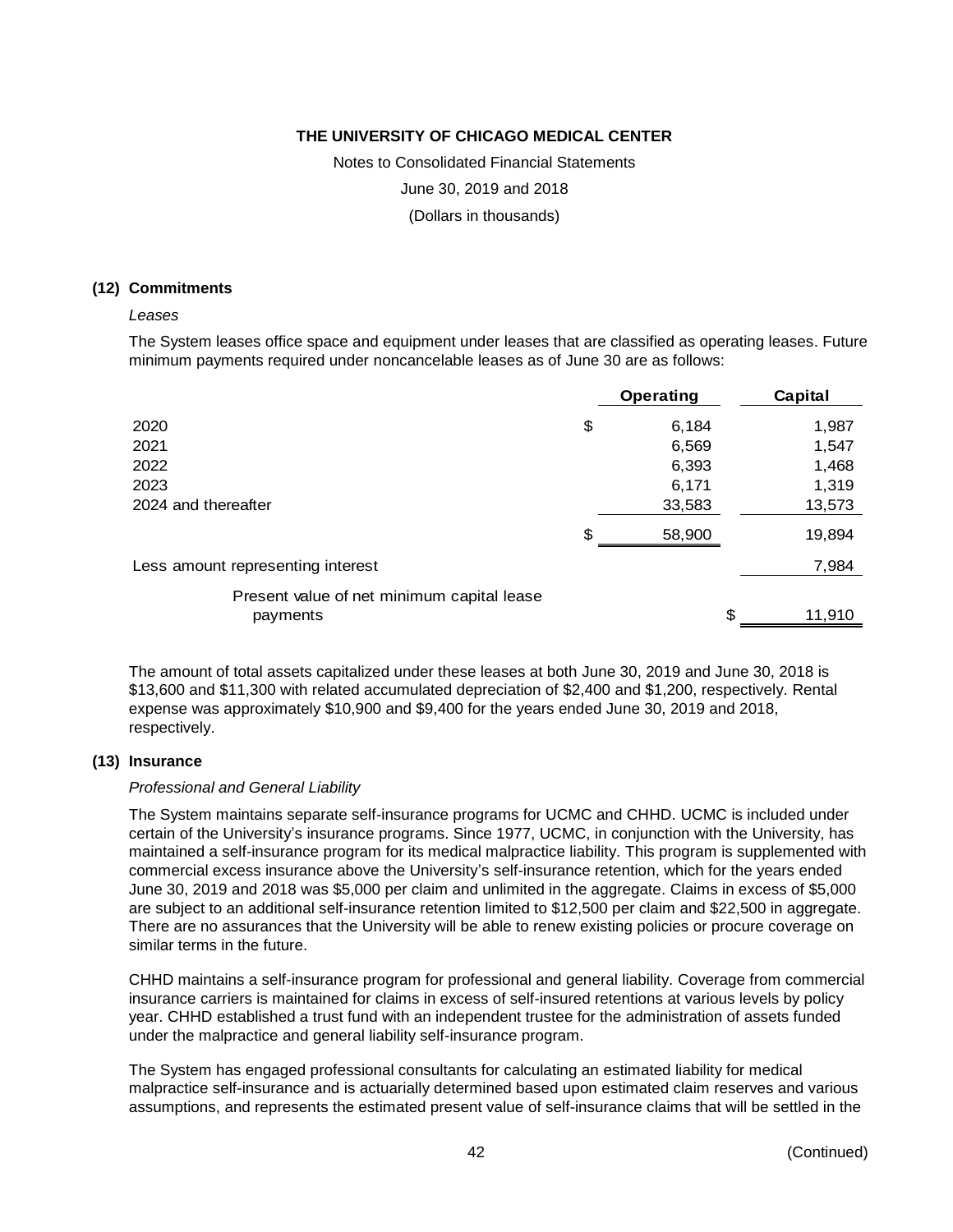**THE UNIVERSITY OF CHICAGO MEDICAL CENTER**

Notes to Consolidated Financial Statements

June 30, 2019 and 2018

(Dollars in thousands)

## (12) Commitments

*Leases*

The System leases office space and equipment under leases that are classified as operating leases. Future minimum payments required under noncancelable leases as of June 30 are as follows:

| | Operating | Capital |
|---|---|---|
| 2020 | $ 6,184 | 1,987 |
| 2021 | 6,569 | 1,547 |
| 2022 | 6,393 | 1,468 |
| 2023 | 6,171 | 1,319 |
| 2024 and thereafter | 33,583 | 13,573 |
| | $ 58,900 | 19,894 |
| Less amount representing interest | | 7,984 |
| Present value of net minimum capital lease payments | | $ 11,910 |

The amount of total assets capitalized under these leases at both June 30, 2019 and June 30, 2018 is $13,600 and $11,300 with related accumulated depreciation of $2,400 and $1,200, respectively. Rental expense was approximately $10,900 and $9,400 for the years ended June 30, 2019 and 2018, respectively.

## (13) Insurance

*Professional and General Liability*

The System maintains separate self-insurance programs for UCMC and CHHD. UCMC is included under certain of the University's insurance programs. Since 1977, UCMC, in conjunction with the University, has maintained a self-insurance program for its medical malpractice liability. This program is supplemented with commercial excess insurance above the University's self-insurance retention, which for the years ended June 30, 2019 and 2018 was $5,000 per claim and unlimited in the aggregate. Claims in excess of $5,000 are subject to an additional self-insurance retention limited to $12,500 per claim and $22,500 in aggregate. There are no assurances that the University will be able to renew existing policies or procure coverage on similar terms in the future.

CHHD maintains a self-insurance program for professional and general liability. Coverage from commercial insurance carriers is maintained for claims in excess of self-insured retentions at various levels by policy year. CHHD established a trust fund with an independent trustee for the administration of assets funded under the malpractice and general liability self-insurance program.

The System has engaged professional consultants for calculating an estimated liability for medical malpractice self-insurance and is actuarially determined based upon estimated claim reserves and various assumptions, and represents the estimated present value of self-insurance claims that will be settled in the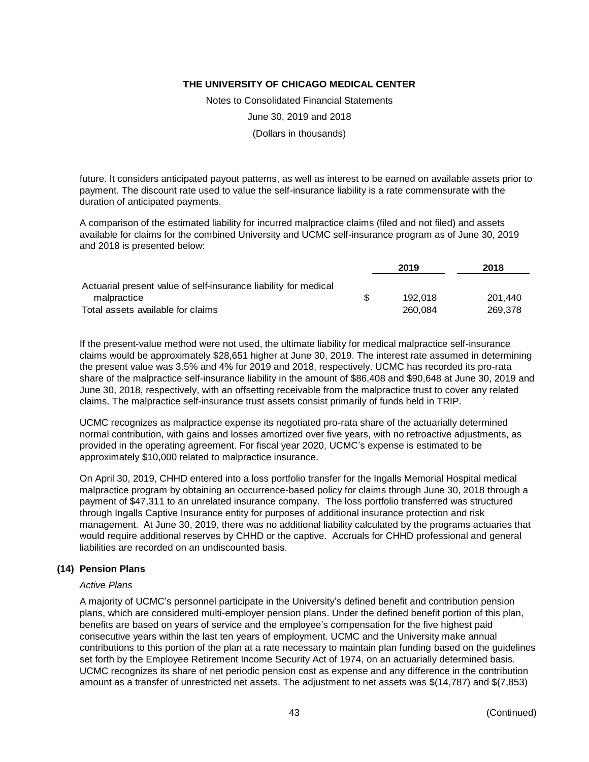future. It considers anticipated payout patterns, as well as interest to be earned on available assets prior to payment. The discount rate used to value the self-insurance liability is a rate commensurate with the duration of anticipated payments.

A comparison of the estimated liability for incurred malpractice claims (filed and not filed) and assets available for claims for the combined University and UCMC self-insurance program as of June 30, 2019 and 2018 is presented below:

| | | 2019 | 2018 |
|---|---|---|---|
| Actuarial present value of self-insurance liability for medical malpractice | $ | 192,018 | 201,440 |
| Total assets available for claims | | 260,084 | 269,378 |

If the present-value method were not used, the ultimate liability for medical malpractice self-insurance claims would be approximately $28,651 higher at June 30, 2019. The interest rate assumed in determining the present value was 3.5% and 4% for 2019 and 2018, respectively. UCMC has recorded its pro-rata share of the malpractice self-insurance liability in the amount of $86,408 and $90,648 at June 30, 2019 and June 30, 2018, respectively, with an offsetting receivable from the malpractice trust to cover any related claims. The malpractice self-insurance trust assets consist primarily of funds held in TRIP.

UCMC recognizes as malpractice expense its negotiated pro-rata share of the actuarially determined normal contribution, with gains and losses amortized over five years, with no retroactive adjustments, as provided in the operating agreement. For fiscal year 2020, UCMC's expense is estimated to be approximately $10,000 related to malpractice insurance.

On April 30, 2019, CHHD entered into a loss portfolio transfer for the Ingalls Memorial Hospital medical malpractice program by obtaining an occurrence-based policy for claims through June 30, 2018 through a payment of $47,311 to an unrelated insurance company. The loss portfolio transferred was structured through Ingalls Captive Insurance entity for purposes of additional insurance protection and risk management. At June 30, 2019, there was no additional liability calculated by the programs actuaries that would require additional reserves by CHHD or the captive. Accruals for CHHD professional and general liabilities are recorded on an undiscounted basis.

## (14) Pension Plans

*Active Plans*

A majority of UCMC's personnel participate in the University's defined benefit and contribution pension plans, which are considered multi-employer pension plans. Under the defined benefit portion of this plan, benefits are based on years of service and the employee's compensation for the five highest paid consecutive years within the last ten years of employment. UCMC and the University make annual contributions to this portion of the plan at a rate necessary to maintain plan funding based on the guidelines set forth by the Employee Retirement Income Security Act of 1974, on an actuarially determined basis. UCMC recognizes its share of net periodic pension cost as expense and any difference in the contribution amount as a transfer of unrestricted net assets. The adjustment to net assets was $(14,787) and $(7,853)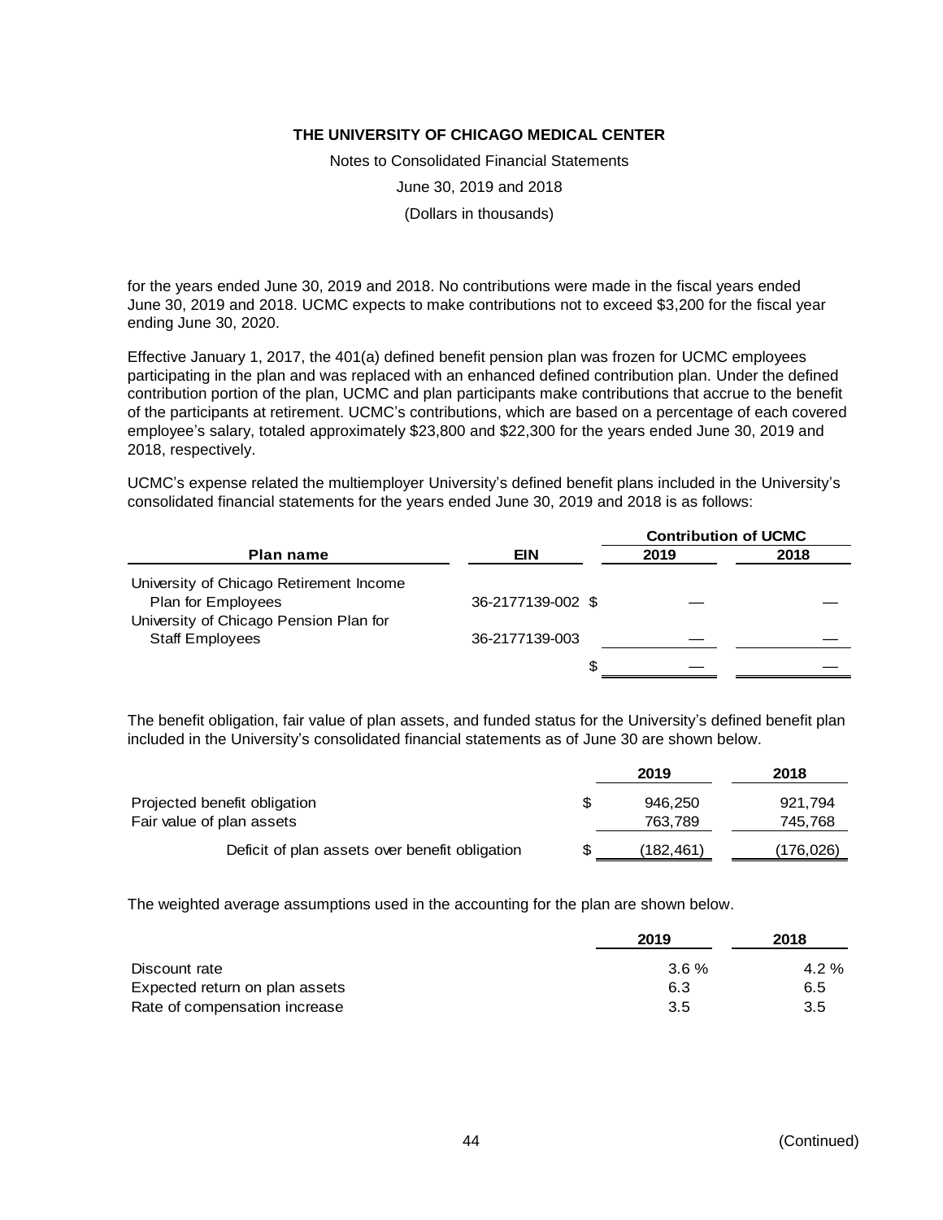for the years ended June 30, 2019 and 2018. No contributions were made in the fiscal years ended June 30, 2019 and 2018. UCMC expects to make contributions not to exceed $3,200 for the fiscal year ending June 30, 2020.

Effective January 1, 2017, the 401(a) defined benefit pension plan was frozen for UCMC employees participating in the plan and was replaced with an enhanced defined contribution plan. Under the defined contribution portion of the plan, UCMC and plan participants make contributions that accrue to the benefit of the participants at retirement. UCMC's contributions, which are based on a percentage of each covered employee's salary, totaled approximately $23,800 and $22,300 for the years ended June 30, 2019 and 2018, respectively.

UCMC's expense related the multiemployer University's defined benefit plans included in the University's consolidated financial statements for the years ended June 30, 2019 and 2018 is as follows:

| Plan name | EIN | Contribution of UCMC 2019 | Contribution of UCMC 2018 |
|---|---|---|---|
| University of Chicago Retirement Income Plan for Employees | 36-2177139-002 | $ — | — |
| University of Chicago Pension Plan for Staff Employees | 36-2177139-003 | — | — |
| | | $ — | — |

The benefit obligation, fair value of plan assets, and funded status for the University's defined benefit plan included in the University's consolidated financial statements as of June 30 are shown below.

| | 2019 | 2018 |
|---|---|---|
| Projected benefit obligation | $ 946,250 | 921,794 |
| Fair value of plan assets | 763,789 | 745,768 |
| Deficit of plan assets over benefit obligation | $ (182,461) | (176,026) |

The weighted average assumptions used in the accounting for the plan are shown below.

| | 2019 | 2018 |
|---|---|---|
| Discount rate | 3.6 % | 4.2 % |
| Expected return on plan assets | 6.3 | 6.5 |
| Rate of compensation increase | 3.5 | 3.5 |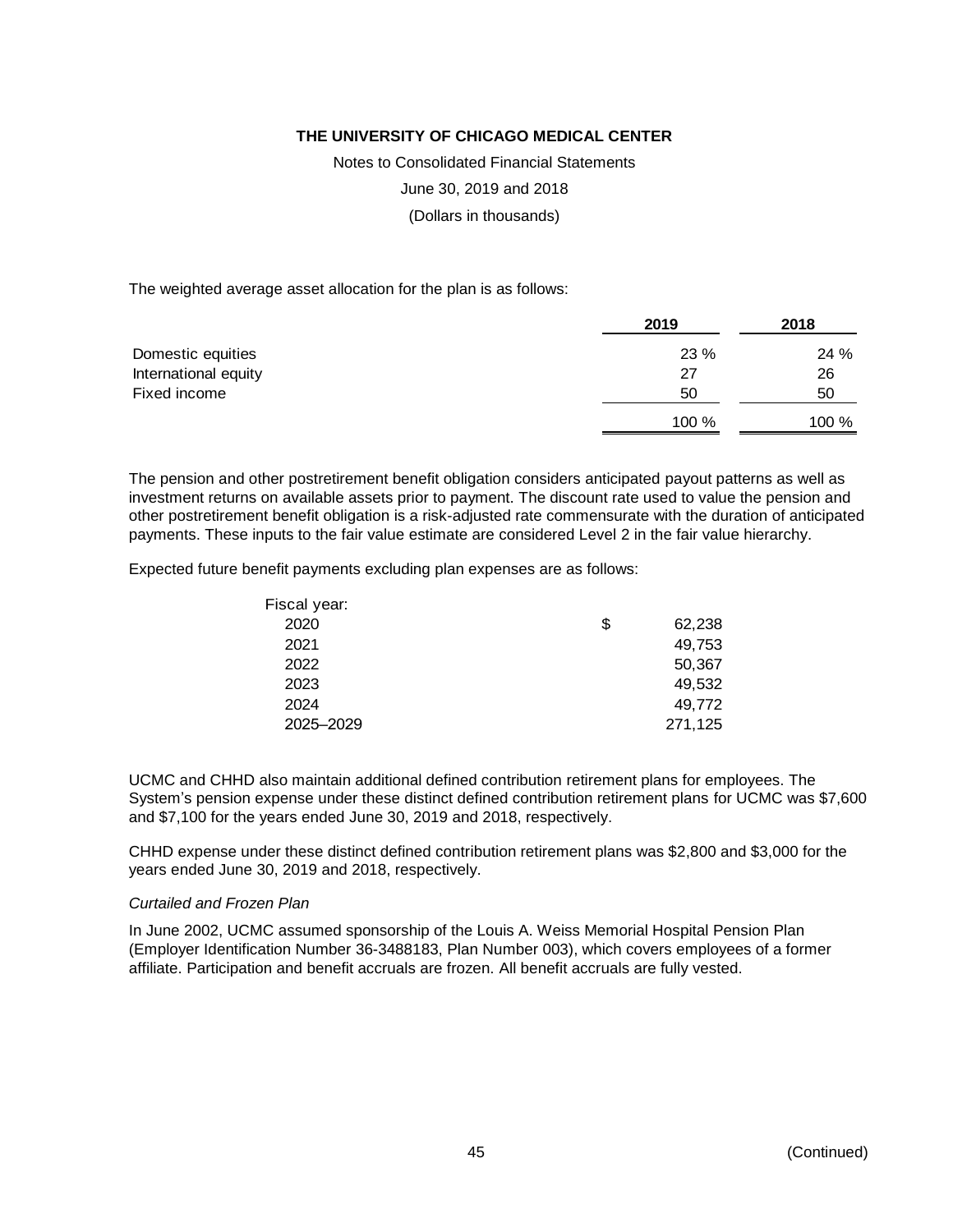The weighted average asset allocation for the plan is as follows:

| | 2019 | 2018 |
|---|---|---|
| Domestic equities | 23 % | 24 % |
| International equity | 27 | 26 |
| Fixed income | 50 | 50 |
| | 100 % | 100 % |

The pension and other postretirement benefit obligation considers anticipated payout patterns as well as investment returns on available assets prior to payment. The discount rate used to value the pension and other postretirement benefit obligation is a risk-adjusted rate commensurate with the duration of anticipated payments. These inputs to the fair value estimate are considered Level 2 in the fair value hierarchy.

Expected future benefit payments excluding plan expenses are as follows:

| Fiscal year: | |
|---|---|
| 2020 | $ 62,238 |
| 2021 | 49,753 |
| 2022 | 50,367 |
| 2023 | 49,532 |
| 2024 | 49,772 |
| 2025–2029 | 271,125 |

UCMC and CHHD also maintain additional defined contribution retirement plans for employees. The System's pension expense under these distinct defined contribution retirement plans for UCMC was $7,600 and $7,100 for the years ended June 30, 2019 and 2018, respectively.

CHHD expense under these distinct defined contribution retirement plans was $2,800 and $3,000 for the years ended June 30, 2019 and 2018, respectively.

*Curtailed and Frozen Plan*

In June 2002, UCMC assumed sponsorship of the Louis A. Weiss Memorial Hospital Pension Plan (Employer Identification Number 36-3488183, Plan Number 003), which covers employees of a former affiliate. Participation and benefit accruals are frozen. All benefit accruals are fully vested.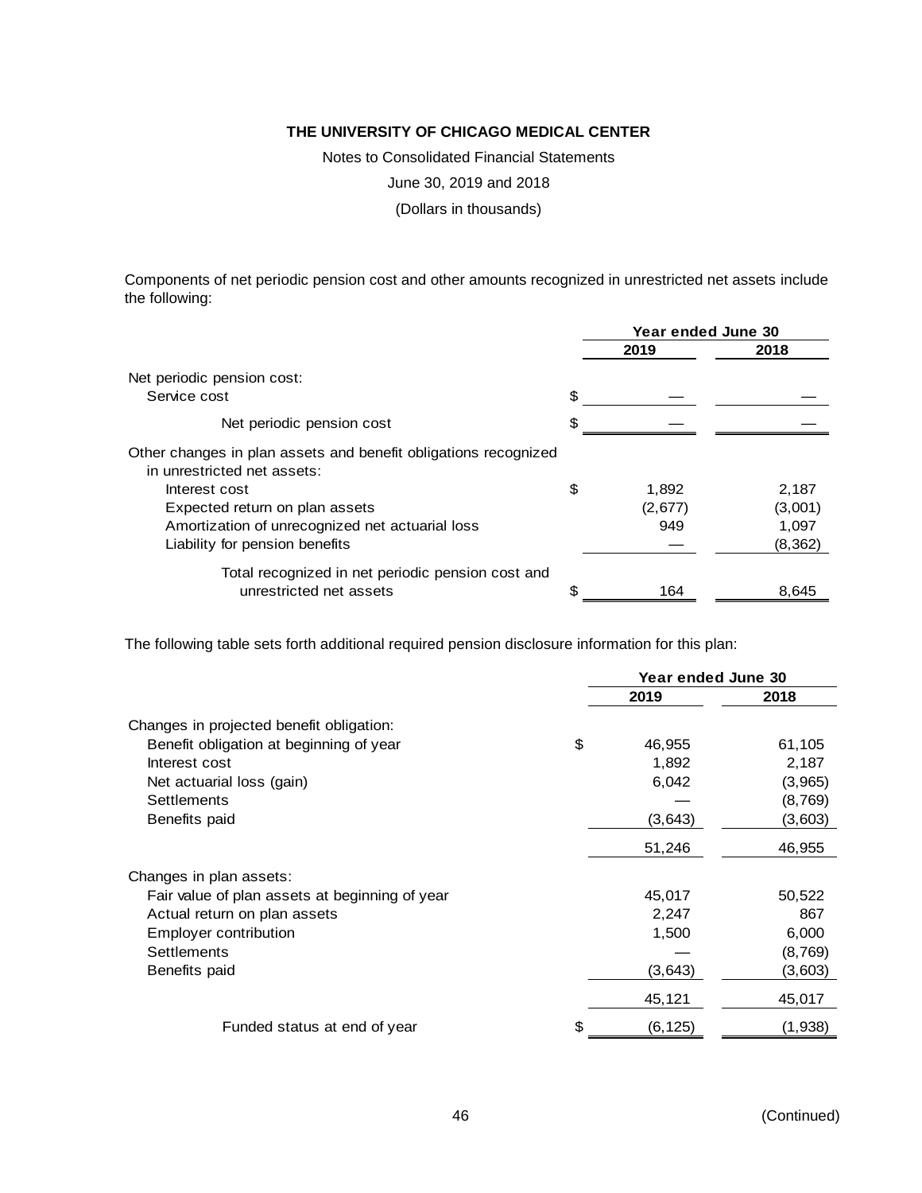# THE UNIVERSITY OF CHICAGO MEDICAL CENTER

Notes to Consolidated Financial Statements

June 30, 2019 and 2018

(Dollars in thousands)

Components of net periodic pension cost and other amounts recognized in unrestricted net assets include the following:

| | | Year ended June 30 | |
|---|---|---|---|
| | | 2019 | 2018 |
| Net periodic pension cost: | | | |
| Service cost | $ | — | — |
| Net periodic pension cost | $ | — | — |
| Other changes in plan assets and benefit obligations recognized in unrestricted net assets: | | | |
| Interest cost | $ | 1,892 | 2,187 |
| Expected return on plan assets | | (2,677) | (3,001) |
| Amortization of unrecognized net actuarial loss | | 949 | 1,097 |
| Liability for pension benefits | | — | (8,362) |
| Total recognized in net periodic pension cost and unrestricted net assets | $ | 164 | 8,645 |

The following table sets forth additional required pension disclosure information for this plan:

| | | Year ended June 30 | |
|---|---|---|---|
| | | 2019 | 2018 |
| Changes in projected benefit obligation: | | | |
| Benefit obligation at beginning of year | $ | 46,955 | 61,105 |
| Interest cost | | 1,892 | 2,187 |
| Net actuarial loss (gain) | | 6,042 | (3,965) |
| Settlements | | — | (8,769) |
| Benefits paid | | (3,643) | (3,603) |
| | | 51,246 | 46,955 |
| Changes in plan assets: | | | |
| Fair value of plan assets at beginning of year | | 45,017 | 50,522 |
| Actual return on plan assets | | 2,247 | 867 |
| Employer contribution | | 1,500 | 6,000 |
| Settlements | | — | (8,769) |
| Benefits paid | | (3,643) | (3,603) |
| | | 45,121 | 45,017 |
| Funded status at end of year | $ | (6,125) | (1,938) |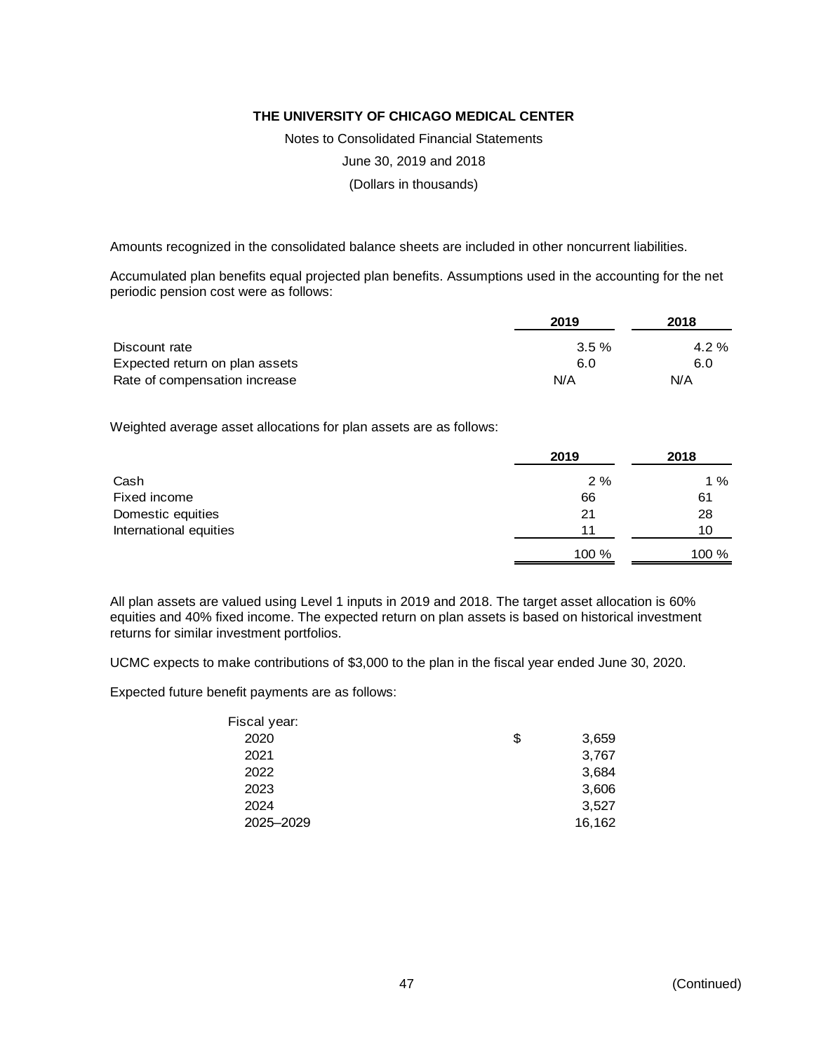# THE UNIVERSITY OF CHICAGO MEDICAL CENTER

Notes to Consolidated Financial Statements

June 30, 2019 and 2018

(Dollars in thousands)

Amounts recognized in the consolidated balance sheets are included in other noncurrent liabilities.

Accumulated plan benefits equal projected plan benefits. Assumptions used in the accounting for the net periodic pension cost were as follows:

| | 2019 | 2018 |
|---|---|---|
| Discount rate | 3.5 % | 4.2 % |
| Expected return on plan assets | 6.0 | 6.0 |
| Rate of compensation increase | N/A | N/A |

Weighted average asset allocations for plan assets are as follows:

| | 2019 | 2018 |
|---|---|---|
| Cash | 2 % | 1 % |
| Fixed income | 66 | 61 |
| Domestic equities | 21 | 28 |
| International equities | 11 | 10 |
| | 100 % | 100 % |

All plan assets are valued using Level 1 inputs in 2019 and 2018. The target asset allocation is 60% equities and 40% fixed income. The expected return on plan assets is based on historical investment returns for similar investment portfolios.

UCMC expects to make contributions of $3,000 to the plan in the fiscal year ended June 30, 2020.

Expected future benefit payments are as follows:

| Fiscal year: | |
|---|---|
| 2020 | $ 3,659 |
| 2021 | 3,767 |
| 2022 | 3,684 |
| 2023 | 3,606 |
| 2024 | 3,527 |
| 2025–2029 | 16,162 |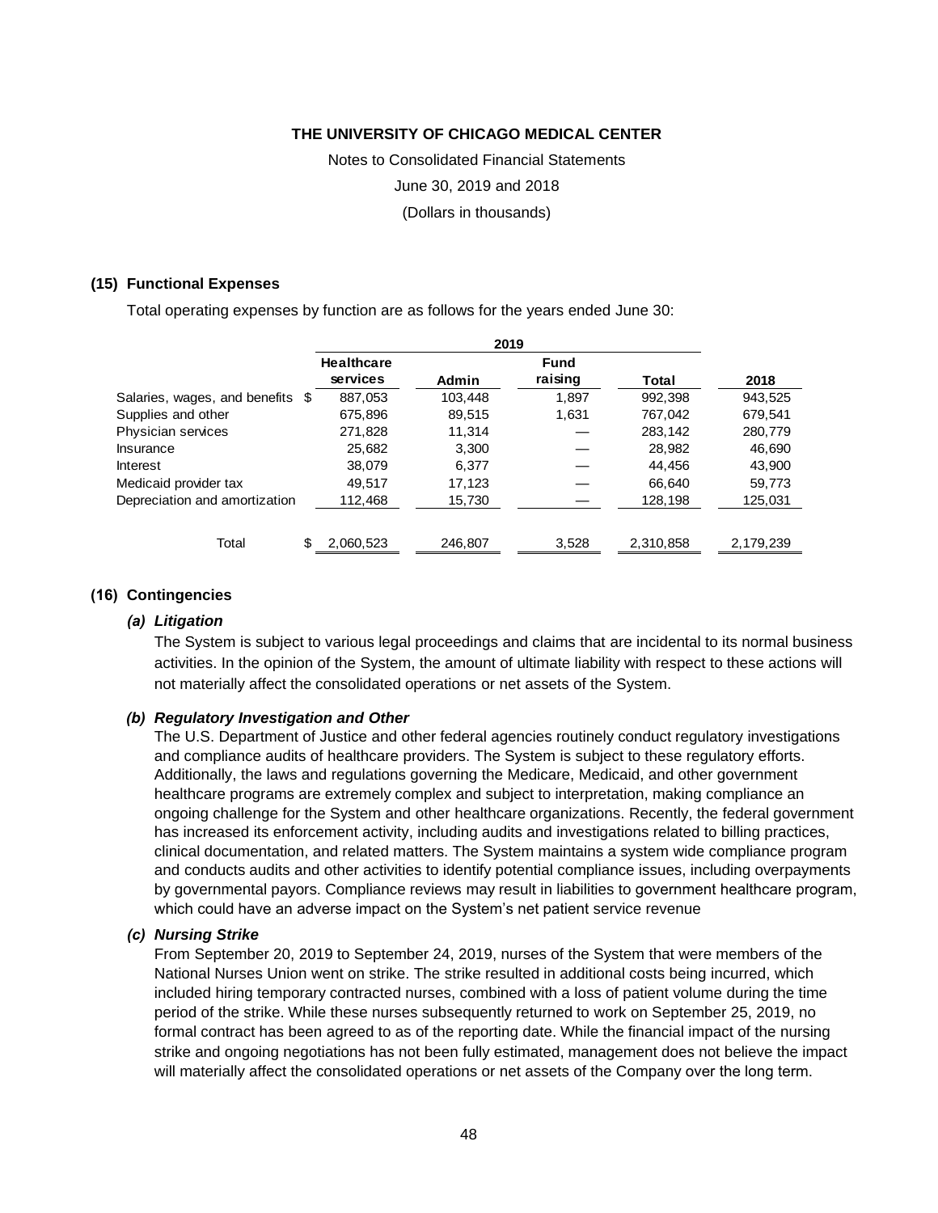## (15) Functional Expenses

Total operating expenses by function are as follows for the years ended June 30:

| | 2019 | | | | |
|---|---|---|---|---|---|
| | Healthcare services | Admin | Fund raising | Total | 2018 |
| Salaries, wages, and benefits | $ 887,053 | 103,448 | 1,897 | 992,398 | 943,525 |
| Supplies and other | 675,896 | 89,515 | 1,631 | 767,042 | 679,541 |
| Physician services | 271,828 | 11,314 | — | 283,142 | 280,779 |
| Insurance | 25,682 | 3,300 | — | 28,982 | 46,690 |
| Interest | 38,079 | 6,377 | — | 44,456 | 43,900 |
| Medicaid provider tax | 49,517 | 17,123 | — | 66,640 | 59,773 |
| Depreciation and amortization | 112,468 | 15,730 | — | 128,198 | 125,031 |
| Total | $ 2,060,523 | 246,807 | 3,528 | 2,310,858 | 2,179,239 |

## (16) Contingencies

### *(a) Litigation*

The System is subject to various legal proceedings and claims that are incidental to its normal business activities. In the opinion of the System, the amount of ultimate liability with respect to these actions will not materially affect the consolidated operations or net assets of the System.

### *(b) Regulatory Investigation and Other*

The U.S. Department of Justice and other federal agencies routinely conduct regulatory investigations and compliance audits of healthcare providers. The System is subject to these regulatory efforts. Additionally, the laws and regulations governing the Medicare, Medicaid, and other government healthcare programs are extremely complex and subject to interpretation, making compliance an ongoing challenge for the System and other healthcare organizations. Recently, the federal government has increased its enforcement activity, including audits and investigations related to billing practices, clinical documentation, and related matters. The System maintains a system wide compliance program and conducts audits and other activities to identify potential compliance issues, including overpayments by governmental payors. Compliance reviews may result in liabilities to government healthcare program, which could have an adverse impact on the System's net patient service revenue

### *(c) Nursing Strike*

From September 20, 2019 to September 24, 2019, nurses of the System that were members of the National Nurses Union went on strike. The strike resulted in additional costs being incurred, which included hiring temporary contracted nurses, combined with a loss of patient volume during the time period of the strike. While these nurses subsequently returned to work on September 25, 2019, no formal contract has been agreed to as of the reporting date. While the financial impact of the nursing strike and ongoing negotiations has not been fully estimated, management does not believe the impact will materially affect the consolidated operations or net assets of the Company over the long term.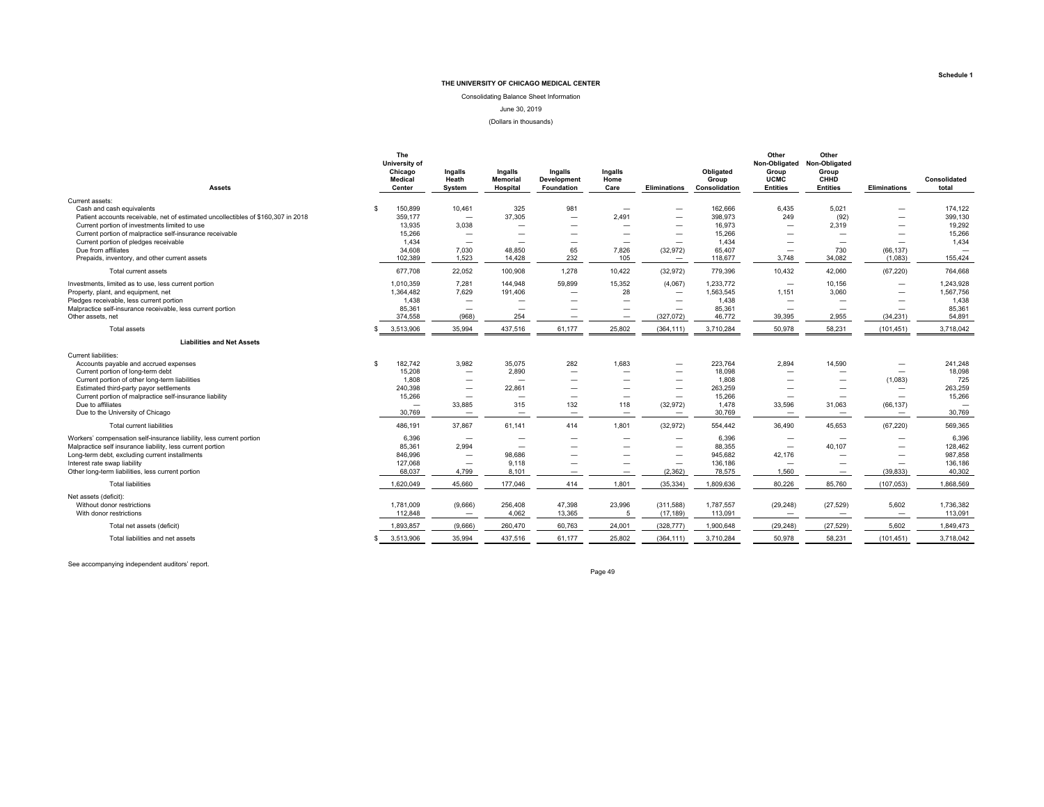Schedule 1

# THE UNIVERSITY OF CHICAGO MEDICAL CENTER

Consolidating Balance Sheet Information

June 30, 2019

(Dollars in thousands)

| Assets | The University of Chicago Medical Center | Ingalls Heath System | Ingalls Memorial Hospital | Ingalls Development Foundation | Ingalls Home Care | Eliminations | Obligated Group Consolidation | Other Non-Obligated Group UCMC Entities | Other Non-Obligated Group CHHD Entities | Eliminations | Consolidated total |
|---|---|---|---|---|---|---|---|---|---|---|---|
| Current assets: | | | | | | | | | | | |
| Cash and cash equivalents | $ 150,899 | 10,461 | 325 | 981 | — | — | 162,666 | 6,435 | 5,021 | — | 174,122 |
| Patient accounts receivable, net of estimated uncollectibles of $160,307 in 2018 | 359,177 | — | 37,305 | — | 2,491 | — | 398,973 | 249 | (92) | — | 399,130 |
| Current portion of investments limited to use | 13,935 | 3,038 | — | — | — | — | 16,973 | — | 2,319 | — | 19,292 |
| Current portion of malpractice self-insurance receivable | 15,266 | — | — | — | — | — | 15,266 | — | — | — | 15,266 |
| Current portion of pledges receivable | 1,434 | — | — | — | — | — | 1,434 | — | — | — | 1,434 |
| Due from affiliates | 34,608 | 7,030 | 48,850 | 65 | 7,826 | (32,972) | 65,407 | — | 730 | (66,137) | — |
| Prepaids, inventory, and other current assets | 102,389 | 1,523 | 14,428 | 232 | 105 | — | 118,677 | 3,748 | 34,082 | (1,083) | 155,424 |
| Total current assets | 677,708 | 22,052 | 100,908 | 1,278 | 10,422 | (32,972) | 779,396 | 10,432 | 42,060 | (67,220) | 764,668 |
| Investments, limited as to use, less current portion | 1,010,359 | 7,281 | 144,948 | 59,899 | 15,352 | (4,067) | 1,233,772 | — | 10,156 | — | 1,243,928 |
| Property, plant, and equipment, net | 1,364,482 | 7,629 | 191,406 | — | 28 | — | 1,563,545 | 1,151 | 3,060 | — | 1,567,756 |
| Pledges receivable, less current portion | 1,438 | — | — | — | — | — | 1,438 | — | — | — | 1,438 |
| Malpractice self-insurance receivable, less current portion | 85,361 | — | — | — | — | — | 85,361 | — | — | — | 85,361 |
| Other assets, net | 374,558 | (968) | 254 | — | — | (327,072) | 46,772 | 39,395 | 2,955 | (34,231) | 54,891 |
| Total assets | $ 3,513,906 | 35,994 | 437,516 | 61,177 | 25,802 | (364,111) | 3,710,284 | 50,978 | 58,231 | (101,451) | 3,718,042 |
| **Liabilities and Net Assets** | | | | | | | | | | | |
| Current liabilities: | | | | | | | | | | | |
| Accounts payable and accrued expenses | $ 182,742 | 3,982 | 35,075 | 282 | 1,683 | — | 223,764 | 2,894 | 14,590 | — | 241,248 |
| Current portion of long-term debt | 15,208 | — | 2,890 | — | — | — | 18,098 | — | — | — | 18,098 |
| Current portion of other long-term liabilities | 1,808 | — | — | — | — | — | 1,808 | — | — | (1,083) | 725 |
| Estimated third-party payor settlements | 240,398 | — | 22,861 | — | — | — | 263,259 | — | — | — | 263,259 |
| Current portion of malpractice self-insurance liability | 15,266 | — | — | — | — | — | 15,266 | — | — | — | 15,266 |
| Due to affiliates | — | 33,885 | 315 | 132 | 118 | (32,972) | 1,478 | 33,596 | 31,063 | (66,137) | — |
| Due to the University of Chicago | 30,769 | — | — | — | — | — | 30,769 | — | — | — | 30,769 |
| Total current liabilities | 486,191 | 37,867 | 61,141 | 414 | 1,801 | (32,972) | 554,442 | 36,490 | 45,653 | (67,220) | 569,365 |
| Workers' compensation self-insurance liability, less current portion | 6,396 | — | — | — | — | — | 6,396 | — | — | — | 6,396 |
| Malpractice self insurance liability, less current portion | 85,361 | 2,994 | — | — | — | — | 88,355 | — | 40,107 | — | 128,462 |
| Long-term debt, excluding current installments | 846,996 | — | 98,686 | — | — | — | 945,682 | 42,176 | — | — | 987,858 |
| Interest rate swap liability | 127,068 | — | 9,118 | — | — | — | 136,186 | — | — | — | 136,186 |
| Other long-term liabilities, less current portion | 68,037 | 4,799 | 8,101 | — | — | (2,362) | 78,575 | 1,560 | — | (39,833) | 40,302 |
| Total liabilities | 1,620,049 | 45,660 | 177,046 | 414 | 1,801 | (35,334) | 1,809,636 | 80,226 | 85,760 | (107,053) | 1,868,569 |
| Net assets (deficit): | | | | | | | | | | | |
| Without donor restrictions | 1,781,009 | (9,666) | 256,408 | 47,398 | 23,996 | (311,588) | 1,787,557 | (29,248) | (27,529) | 5,602 | 1,736,382 |
| With donor restrictions | 112,848 | — | 4,062 | 13,365 | 5 | (17,189) | 113,091 | — | — | — | 113,091 |
| Total net assets (deficit) | 1,893,857 | (9,666) | 260,470 | 60,763 | 24,001 | (328,777) | 1,900,648 | (29,248) | (27,529) | 5,602 | 1,849,473 |
| Total liabilities and net assets | $ 3,513,906 | 35,994 | 437,516 | 61,177 | 25,802 | (364,111) | 3,710,284 | 50,978 | 58,231 | (101,451) | 3,718,042 |

See accompanying independent auditors' report.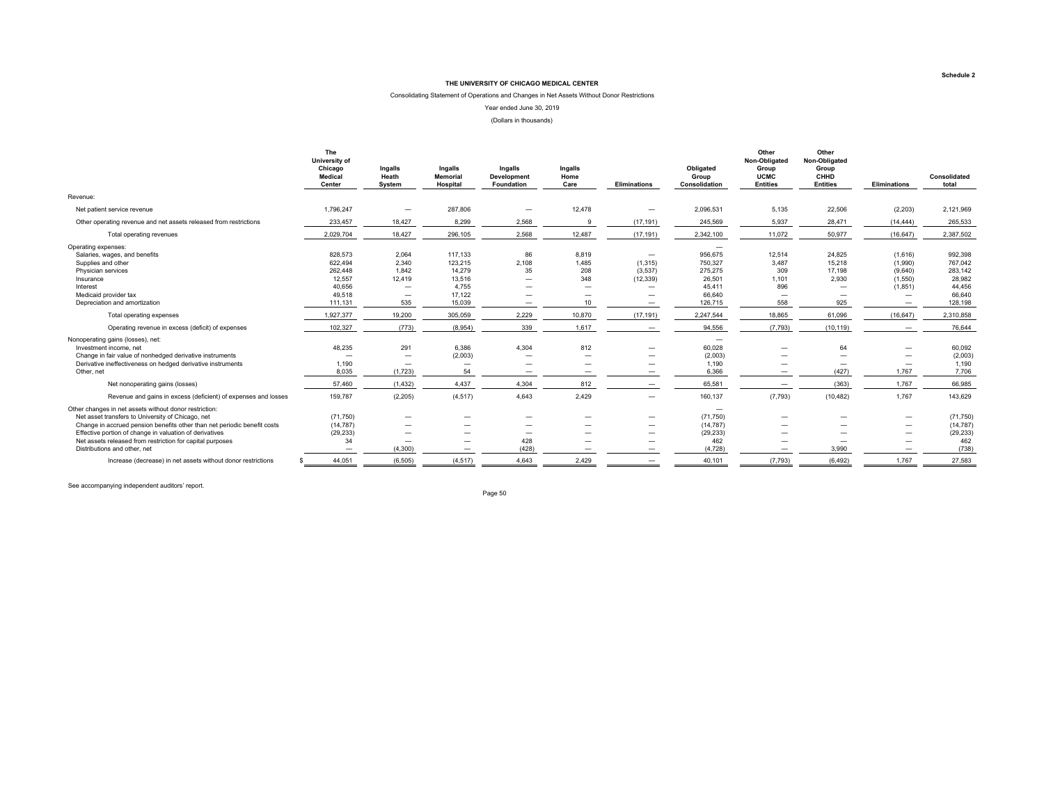Schedule 2

# THE UNIVERSITY OF CHICAGO MEDICAL CENTER

Consolidating Statement of Operations and Changes in Net Assets Without Donor Restrictions

Year ended June 30, 2019

(Dollars in thousands)

| | The University of Chicago Medical Center | Ingalls Heath System | Ingalls Memorial Hospital | Ingalls Development Foundation | Ingalls Home Care | Eliminations | Obligated Group Consolidation | Other Non-Obligated Group UCMC Entities | Other Non-Obligated Group CHHD Entities | Eliminations | Consolidated total |
|---|---|---|---|---|---|---|---|---|---|---|---|
| Revenue: | | | | | | | | | | | |
| Net patient service revenue | 1,796,247 | — | 287,806 | — | 12,478 | — | 2,096,531 | 5,135 | 22,506 | (2,203) | 2,121,969 |
| Other operating revenue and net assets released from restrictions | 233,457 | 18,427 | 8,299 | 2,568 | 9 | (17,191) | 245,569 | 5,937 | 28,471 | (14,444) | 265,533 |
| Total operating revenues | 2,029,704 | 18,427 | 296,105 | 2,568 | 12,487 | (17,191) | 2,342,100 | 11,072 | 50,977 | (16,647) | 2,387,502 |
| Operating expenses: | | | | | | | — | | | | |
| Salaries, wages, and benefits | 828,573 | 2,064 | 117,133 | 86 | 8,819 | — | 956,675 | 12,514 | 24,825 | (1,616) | 992,398 |
| Supplies and other | 622,494 | 2,340 | 123,215 | 2,108 | 1,485 | (1,315) | 750,327 | 3,487 | 15,218 | (1,990) | 767,042 |
| Physician services | 262,448 | 1,842 | 14,279 | 35 | 208 | (3,537) | 275,275 | 309 | 17,198 | (9,640) | 283,142 |
| Insurance | 12,557 | 12,419 | 13,516 | — | 348 | (12,339) | 26,501 | 1,101 | 2,930 | (1,550) | 28,982 |
| Interest | 40,656 | — | 4,755 | — | — | — | 45,411 | 896 | — | (1,851) | 44,456 |
| Medicaid provider tax | 49,518 | — | 17,122 | — | — | — | 66,640 | — | — | — | 66,640 |
| Depreciation and amortization | 111,131 | 535 | 15,039 | — | 10 | — | 126,715 | 558 | 925 | — | 128,198 |
| Total operating expenses | 1,927,377 | 19,200 | 305,059 | 2,229 | 10,870 | (17,191) | 2,247,544 | 18,865 | 61,096 | (16,647) | 2,310,858 |
| Operating revenue in excess (deficit) of expenses | 102,327 | (773) | (8,954) | 339 | 1,617 | — | 94,556 | (7,793) | (10,119) | — | 76,644 |
| Nonoperating gains (losses), net: | | | | | | | — | | | | |
| Investment income, net | 48,235 | 291 | 6,386 | 4,304 | 812 | — | 60,028 | — | 64 | — | 60,092 |
| Change in fair value of nonhedged derivative instruments | — | — | (2,003) | — | — | — | (2,003) | — | — | — | (2,003) |
| Derivative ineffectiveness on hedged derivative instruments | 1,190 | — | — | — | — | — | 1,190 | — | — | — | 1,190 |
| Other, net | 8,035 | (1,723) | 54 | — | — | — | 6,366 | — | (427) | 1,767 | 7,706 |
| Net nonoperating gains (losses) | 57,460 | (1,432) | 4,437 | 4,304 | 812 | — | 65,581 | — | (363) | 1,767 | 66,985 |
| Revenue and gains in excess (deficient) of expenses and losses | 159,787 | (2,205) | (4,517) | 4,643 | 2,429 | — | 160,137 | (7,793) | (10,482) | 1,767 | 143,629 |
| Other changes in net assets without donor restriction: | | | | | | | — | | | | |
| Net asset transfers to University of Chicago, net | (71,750) | — | — | — | — | — | (71,750) | — | — | — | (71,750) |
| Change in accrued pension benefits other than net periodic benefit costs | (14,787) | — | — | — | — | — | (14,787) | — | — | — | (14,787) |
| Effective portion of change in valuation of derivatives | (29,233) | — | — | — | — | — | (29,233) | — | — | — | (29,233) |
| Net assets released from restriction for capital purposes | 34 | — | — | 428 | — | — | 462 | — | — | — | 462 |
| Distributions and other, net | — | (4,300) | — | (428) | — | — | (4,728) | — | 3,990 | — | (738) |
| Increase (decrease) in net assets without donor restrictions | $ 44,051 | (6,505) | (4,517) | 4,643 | 2,429 | — | 40,101 | (7,793) | (6,492) | 1,767 | 27,583 |

See accompanying independent auditors' report.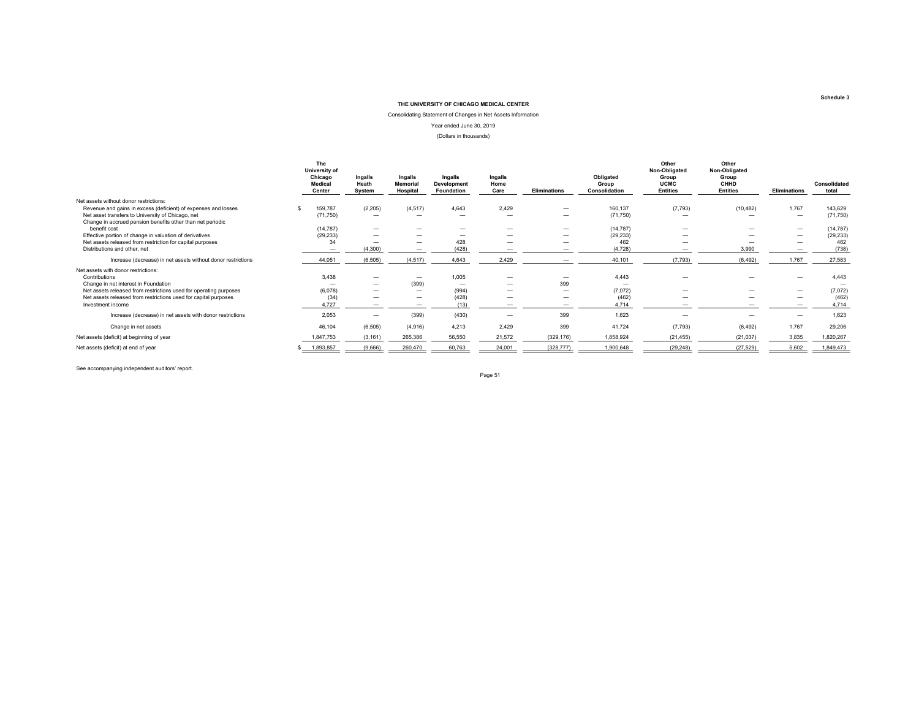Schedule 3

**THE UNIVERSITY OF CHICAGO MEDICAL CENTER**

Consolidating Statement of Changes in Net Assets Information

Year ended June 30, 2019

(Dollars in thousands)

| | The University of Chicago Medical Center | Ingalls Heath System | Ingalls Memorial Hospital | Ingalls Development Foundation | Ingalls Home Care | Eliminations | Obligated Group Consolidation | Other Non-Obligated Group UCMC Entities | Other Non-Obligated Group CHHD Entities | Eliminations | Consolidated total |
|---|---|---|---|---|---|---|---|---|---|---|---|
| Net assets without donor restrictions: | | | | | | | | | | | |
| Revenue and gains in excess (deficient) of expenses and losses | $ 159,787 | (2,205) | (4,517) | 4,643 | 2,429 | — | 160,137 | (7,793) | (10,482) | 1,767 | 143,629 |
| Net asset transfers to University of Chicago, net | (71,750) | — | — | — | — | — | (71,750) | — | — | — | (71,750) |
| Change in accrued pension benefits other than net periodic benefit cost | (14,787) | — | — | — | — | — | (14,787) | — | — | — | (14,787) |
| Effective portion of change in valuation of derivatives | (29,233) | — | — | — | — | — | (29,233) | — | — | — | (29,233) |
| Net assets released from restriction for capital purposes | 34 | — | — | 428 | — | — | 462 | — | — | — | 462 |
| Distributions and other, net | — | (4,300) | — | (428) | — | — | (4,728) | — | 3,990 | — | (738) |
| Increase (decrease) in net assets without donor restrictions | 44,051 | (6,505) | (4,517) | 4,643 | 2,429 | — | 40,101 | (7,793) | (6,492) | 1,767 | 27,583 |
| Net assets with donor restrictions: | | | | | | | | | | | |
| Contributions | 3,438 | — | — | 1,005 | — | — | 4,443 | — | — | — | 4,443 |
| Change in net interest in Foundation | — | — | (399) | — | — | 399 | — | | | | — |
| Net assets released from restrictions used for operating purposes | (6,078) | — | — | (994) | — | — | (7,072) | — | — | — | (7,072) |
| Net assets released from restrictions used for capital purposes | (34) | — | — | (428) | — | — | (462) | — | — | — | (462) |
| Investment income | 4,727 | — | — | (13) | — | — | 4,714 | — | — | — | 4,714 |
| Increase (decrease) in net assets with donor restrictions | 2,053 | — | (399) | (430) | — | 399 | 1,623 | — | — | — | 1,623 |
| Change in net assets | 46,104 | (6,505) | (4,916) | 4,213 | 2,429 | 399 | 41,724 | (7,793) | (6,492) | 1,767 | 29,206 |
| Net assets (deficit) at beginning of year | 1,847,753 | (3,161) | 265,386 | 56,550 | 21,572 | (329,176) | 1,858,924 | (21,455) | (21,037) | 3,835 | 1,820,267 |
| Net assets (deficit) at end of year | $ 1,893,857 | (9,666) | 260,470 | 60,763 | 24,001 | (328,777) | 1,900,648 | (29,248) | (27,529) | 5,602 | 1,849,473 |

See accompanying independent auditors' report.